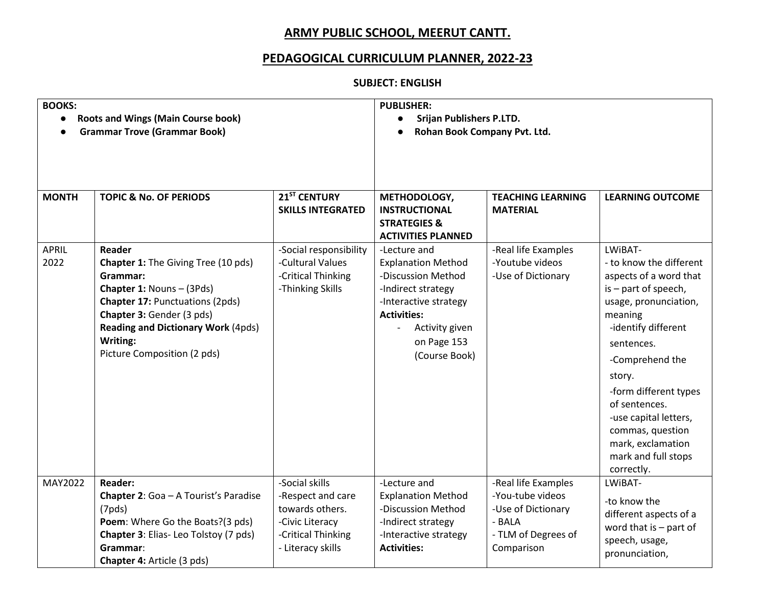# ARMY PUBLIC SCHOOL, MEERUT CANTT.

## PEDAGOGICAL CURRICULUM PLANNER, 2022-23

### SUBJECT: ENGLISH

| **BOOKS:**<br>● **Roots and Wings (Main Course book)**<br>● **Grammar Trove (Grammar Book)** | | | **PUBLISHER:**<br>● **Srijan Publishers P.LTD.**<br>● **Rohan Book Company Pvt. Ltd.** | | |
|---|---|---|---|---|---|
| **MONTH** | **TOPIC & No. OF PERIODS** | **21ST CENTURY SKILLS INTEGRATED** | **METHODOLOGY, INSTRUCTIONAL STRATEGIES & ACTIVITIES PLANNED** | **TEACHING LEARNING MATERIAL** | **LEARNING OUTCOME** |
| APRIL 2022 | **Reader**<br>**Chapter 1:** The Giving Tree (10 pds)<br>**Grammar:**<br>**Chapter 1:** Nouns – (3Pds)<br>**Chapter 17:** Punctuations (2pds)<br>**Chapter 3:** Gender (3 pds)<br>**Reading and Dictionary Work** (4pds)<br>**Writing:**<br>Picture Composition (2 pds) | -Social responsibility<br>-Cultural Values<br>-Critical Thinking<br>-Thinking Skills | -Lecture and Explanation Method<br>-Discussion Method<br>-Indirect strategy<br>-Interactive strategy<br>**Activities:**<br>- Activity given on Page 153 (Course Book) | -Real life Examples<br>-Youtube videos<br>-Use of Dictionary | LWiBAT-<br>- to know the different aspects of a word that is – part of speech, usage, pronunciation, meaning<br>-identify different sentences.<br>-Comprehend the story.<br>-form different types of sentences.<br>-use capital letters, commas, question mark, exclamation mark and full stops correctly. |
| MAY2022 | **Reader:**<br>**Chapter 2**: Goa – A Tourist's Paradise (7pds)<br>**Poem**: Where Go the Boats?(3 pds)<br>**Chapter 3**: Elias- Leo Tolstoy (7 pds)<br>**Grammar**:<br>**Chapter 4:** Article (3 pds) | -Social skills<br>-Respect and care towards others.<br>-Civic Literacy<br>-Critical Thinking<br>- Literacy skills | -Lecture and Explanation Method<br>-Discussion Method<br>-Indirect strategy<br>-Interactive strategy<br>**Activities:** | -Real life Examples<br>-You-tube videos<br>-Use of Dictionary<br>- BALA<br>- TLM of Degrees of Comparison | LWiBAT-<br>-to know the different aspects of a word that is – part of speech, usage, pronunciation, |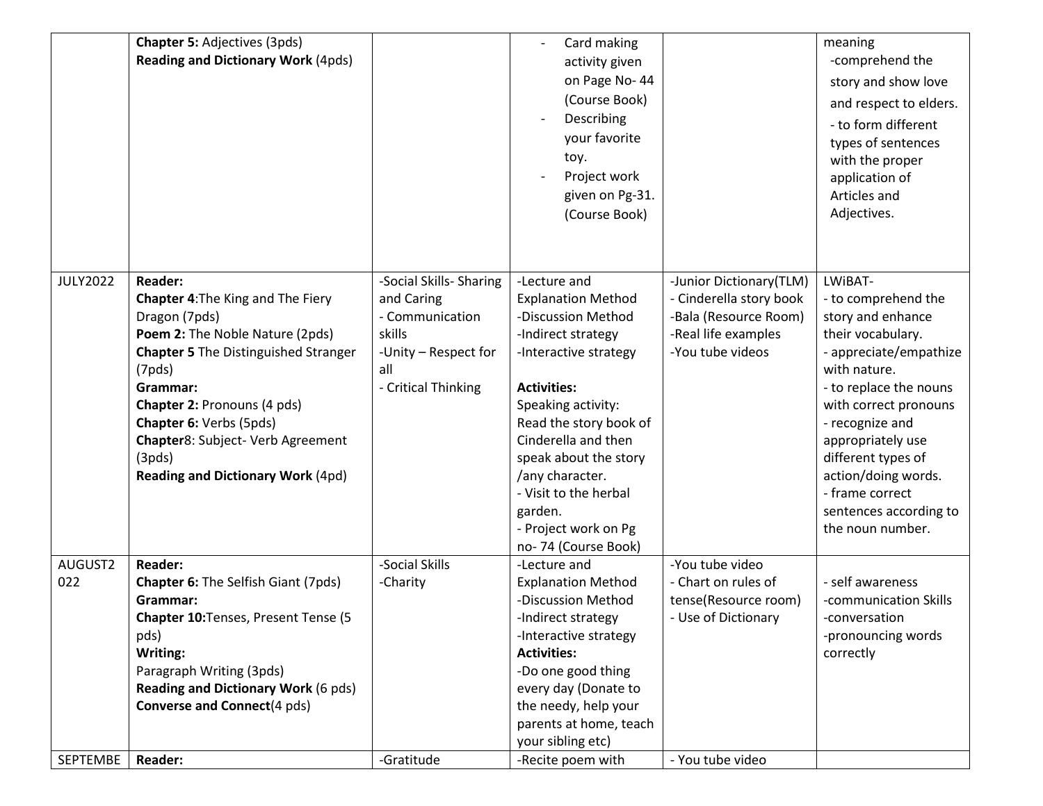| | | | | | |
|---|---|---|---|---|---|
| | **Chapter 5:** Adjectives (3pds)<br>**Reading and Dictionary Work** (4pds) | | - Card making activity given on Page No- 44 (Course Book)<br>- Describing your favorite toy.<br>- Project work given on Pg-31. (Course Book) | | meaning<br>-comprehend the story and show love and respect to elders.<br>- to form different types of sentences with the proper application of Articles and Adjectives. |
| JULY2022 | **Reader:**<br>**Chapter 4**:The King and The Fiery Dragon (7pds)<br>**Poem 2:** The Noble Nature (2pds)<br>**Chapter 5** The Distinguished Stranger (7pds)<br>**Grammar:**<br>**Chapter 2:** Pronouns (4 pds)<br>**Chapter 6:** Verbs (5pds)<br>**Chapter**8: Subject- Verb Agreement (3pds)<br>**Reading and Dictionary Work** (4pd) | -Social Skills- Sharing and Caring<br>- Communication skills<br>-Unity – Respect for all<br>- Critical Thinking | -Lecture and Explanation Method<br>-Discussion Method<br>-Indirect strategy<br>-Interactive strategy<br><br>**Activities:**<br>Speaking activity: Read the story book of Cinderella and then speak about the story /any character.<br>- Visit to the herbal garden.<br>- Project work on Pg no- 74 (Course Book) | -Junior Dictionary(TLM)<br>- Cinderella story book<br>-Bala (Resource Room)<br>-Real life examples<br>-You tube videos | LWiBAT-<br>- to comprehend the story and enhance their vocabulary.<br>- appreciate/empathize with nature.<br>- to replace the nouns with correct pronouns<br>- recognize and appropriately use different types of action/doing words.<br>- frame correct sentences according to the noun number. |
| AUGUST2022 | **Reader:**<br>**Chapter 6:** The Selfish Giant (7pds)<br>**Grammar:**<br>**Chapter 10:**Tenses, Present Tense (5 pds)<br>**Writing:**<br>Paragraph Writing (3pds)<br>**Reading and Dictionary Work** (6 pds)<br>**Converse and Connect**(4 pds) | -Social Skills<br>-Charity | -Lecture and Explanation Method<br>-Discussion Method<br>-Indirect strategy<br>-Interactive strategy<br>**Activities:**<br>-Do one good thing every day (Donate to the needy, help your parents at home, teach your sibling etc) | -You tube video<br>- Chart on rules of tense(Resource room)<br>- Use of Dictionary | - self awareness<br>-communication Skills<br>-conversation<br>-pronouncing words correctly |
| SEPTEMBE | **Reader:** | -Gratitude | -Recite poem with | - You tube video | |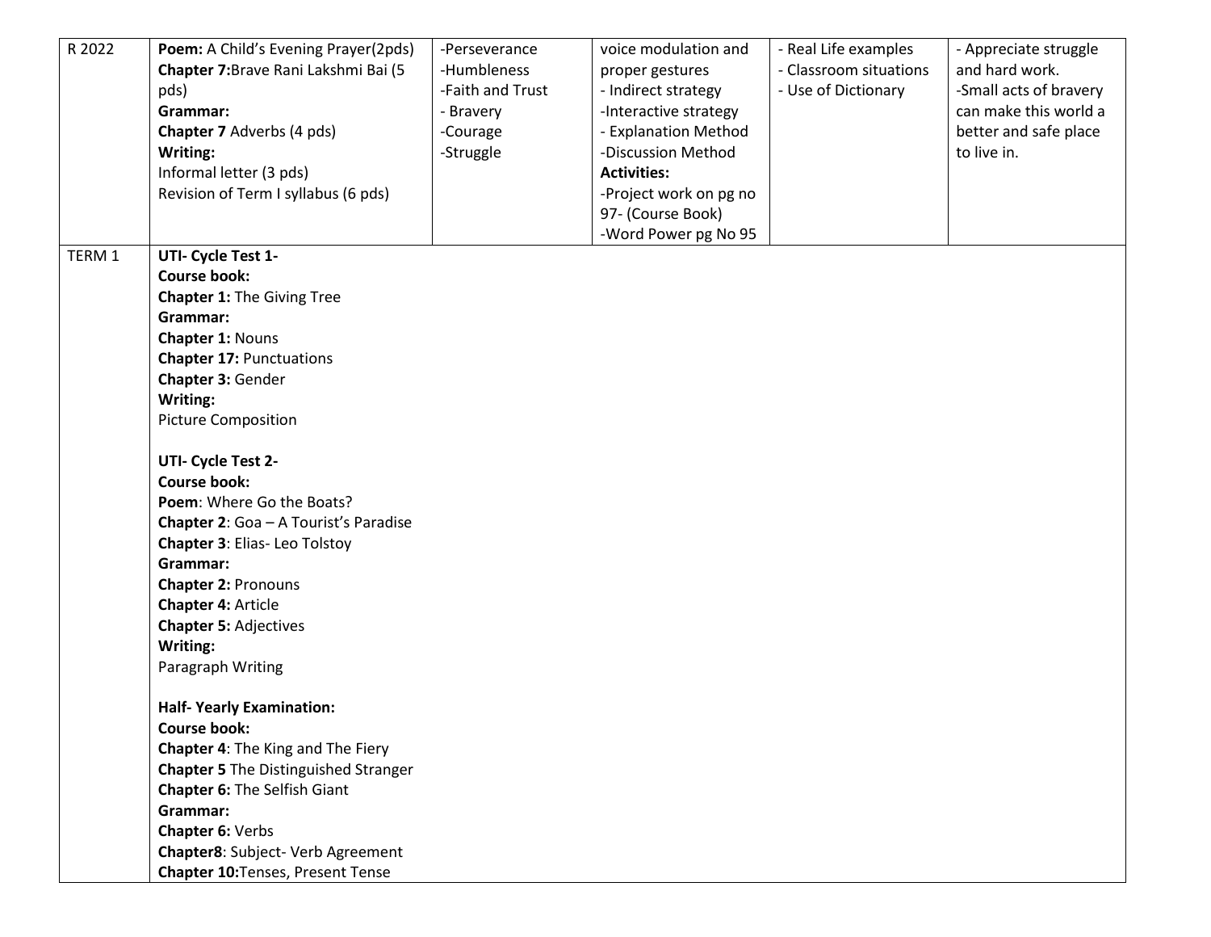| | | | | | |
|---|---|---|---|---|---|
| R 2022 | **Poem:** A Child's Evening Prayer(2pds)<br>**Chapter 7:**Brave Rani Lakshmi Bai (5 pds)<br>**Grammar:**<br>**Chapter 7** Adverbs (4 pds)<br>**Writing:**<br>Informal letter (3 pds)<br>Revision of Term I syllabus (6 pds) | -Perseverance<br>-Humbleness<br>-Faith and Trust<br>- Bravery<br>-Courage<br>-Struggle | voice modulation and proper gestures<br>- Indirect strategy<br>-Interactive strategy<br>- Explanation Method<br>-Discussion Method<br>**Activities:**<br>-Project work on pg no 97- (Course Book)<br>-Word Power pg No 95 | - Real Life examples<br>- Classroom situations<br>- Use of Dictionary | - Appreciate struggle and hard work.<br>-Small acts of bravery can make this world a better and safe place to live in. |
| TERM 1 | **UTI- Cycle Test 1-**<br>**Course book:**<br>**Chapter 1:** The Giving Tree<br>**Grammar:**<br>**Chapter 1:** Nouns<br>**Chapter 17:** Punctuations<br>**Chapter 3:** Gender<br>**Writing:**<br>Picture Composition<br><br>**UTI- Cycle Test 2-**<br>**Course book:**<br>**Poem**: Where Go the Boats?<br>**Chapter 2**: Goa – A Tourist's Paradise<br>**Chapter 3**: Elias- Leo Tolstoy<br>**Grammar:**<br>**Chapter 2:** Pronouns<br>**Chapter 4:** Article<br>**Chapter 5:** Adjectives<br>**Writing:**<br>Paragraph Writing<br><br>**Half- Yearly Examination:**<br>**Course book:**<br>**Chapter 4**: The King and The Fiery<br>**Chapter 5** The Distinguished Stranger<br>**Chapter 6:** The Selfish Giant<br>**Grammar:**<br>**Chapter 6:** Verbs<br>**Chapter8**: Subject- Verb Agreement<br>**Chapter 10:**Tenses, Present Tense | | | | |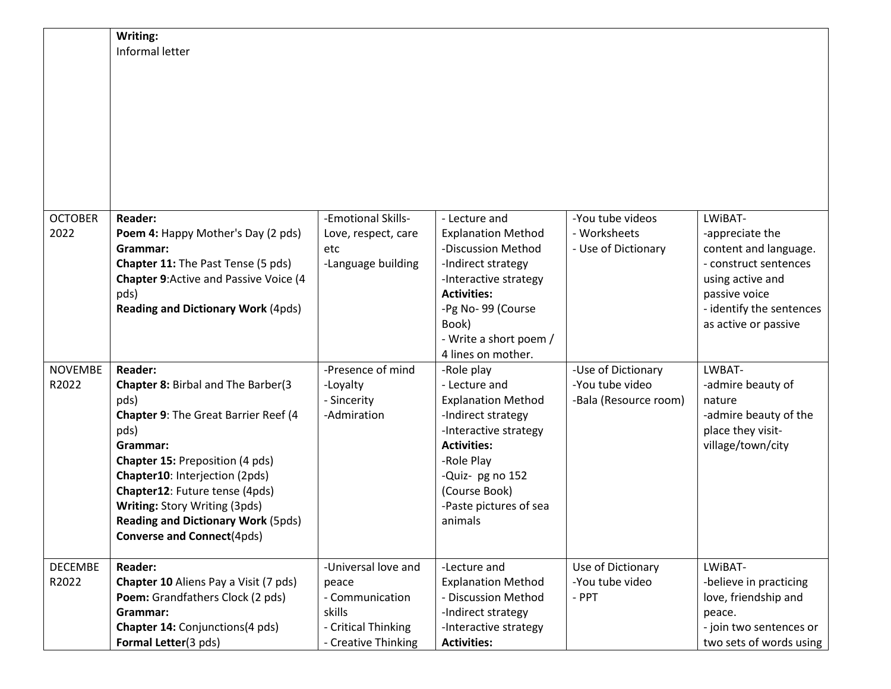| | | | | | |
|---|---|---|---|---|---|
| | **Writing:**<br>Informal letter | | | | |
| OCTOBER 2022 | **Reader:**<br>**Poem 4:** Happy Mother's Day (2 pds)<br>**Grammar:**<br>**Chapter 11:** The Past Tense (5 pds)<br>**Chapter 9**:Active and Passive Voice (4 pds)<br>**Reading and Dictionary Work** (4pds) | -Emotional Skills- Love, respect, care etc<br>-Language building | - Lecture and Explanation Method<br>-Discussion Method<br>-Indirect strategy<br>-Interactive strategy<br>**Activities:**<br>-Pg No- 99 (Course Book)<br>- Write a short poem / 4 lines on mother. | -You tube videos<br>- Worksheets<br>- Use of Dictionary | LWiBAT-<br>-appreciate the content and language.<br>- construct sentences using active and passive voice<br>- identify the sentences as active or passive |
| NOVEMBE R2022 | **Reader:**<br>**Chapter 8:** Birbal and The Barber(3 pds)<br>**Chapter 9**: The Great Barrier Reef (4 pds)<br>**Grammar:**<br>**Chapter 15:** Preposition (4 pds)<br>**Chapter10**: Interjection (2pds)<br>**Chapter12**: Future tense (4pds)<br>**Writing:** Story Writing (3pds)<br>**Reading and Dictionary Work** (5pds)<br>**Converse and Connect**(4pds) | -Presence of mind<br>-Loyalty<br>- Sincerity<br>-Admiration | -Role play<br>- Lecture and Explanation Method<br>-Indirect strategy<br>-Interactive strategy<br>**Activities:**<br>-Role Play<br>-Quiz- pg no 152 (Course Book)<br>-Paste pictures of sea animals | -Use of Dictionary<br>-You tube video<br>-Bala (Resource room) | LWBAT-<br>-admire beauty of nature<br>-admire beauty of the place they visit- village/town/city |
| DECEMBE R2022 | **Reader:**<br>**Chapter 10** Aliens Pay a Visit (7 pds)<br>**Poem:** Grandfathers Clock (2 pds)<br>**Grammar:**<br>**Chapter 14:** Conjunctions(4 pds)<br>**Formal Letter**(3 pds) | -Universal love and peace<br>- Communication skills<br>- Critical Thinking<br>- Creative Thinking | -Lecture and Explanation Method<br>- Discussion Method<br>-Indirect strategy<br>-Interactive strategy<br>**Activities:** | Use of Dictionary<br>-You tube video<br>- PPT | LWiBAT-<br>-believe in practicing love, friendship and peace.<br>- join two sentences or two sets of words using |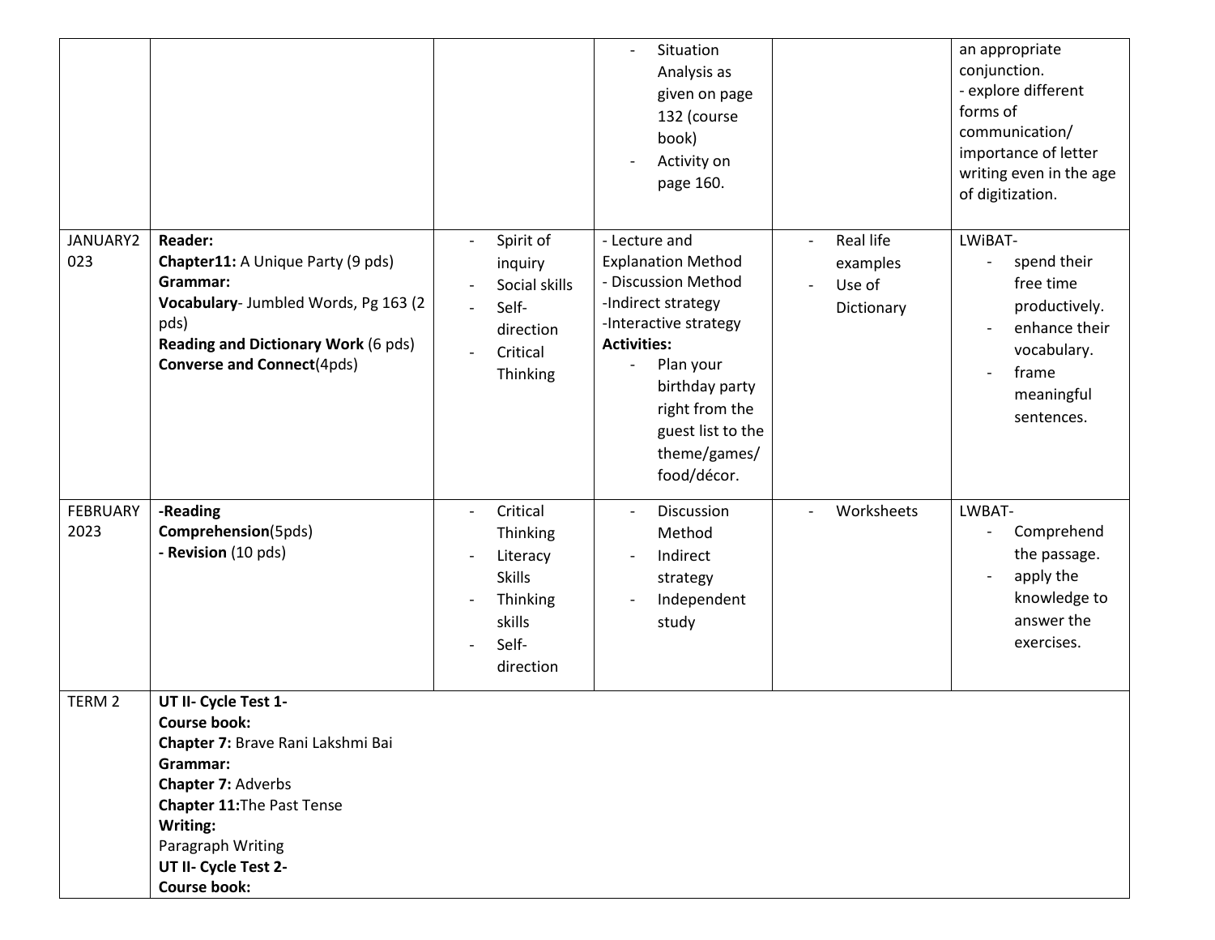|  |  |  | - Situation Analysis as given on page 132 (course book)<br>- Activity on page 160. |  | an appropriate conjunction.<br>- explore different forms of communication/ importance of letter writing even in the age of digitization. |
|---|---|---|---|---|---|
| JANUARY2023 | **Reader:**<br>**Chapter11:** A Unique Party (9 pds)<br>**Grammar:**<br>**Vocabulary**- Jumbled Words, Pg 163 (2 pds)<br>**Reading and Dictionary Work** (6 pds)<br>**Converse and Connect**(4pds) | - Spirit of inquiry<br>- Social skills<br>- Self-direction<br>- Critical Thinking | - Lecture and Explanation Method<br>- Discussion Method<br>-Indirect strategy<br>-Interactive strategy<br>**Activities:**<br>- Plan your birthday party right from the guest list to the theme/games/ food/décor. | - Real life examples<br>- Use of Dictionary | LWiBAT-<br>- spend their free time productively.<br>- enhance their vocabulary.<br>- frame meaningful sentences. |
| FEBRUARY 2023 | **-Reading Comprehension**(5pds)<br>**- Revision** (10 pds) | - Critical Thinking<br>- Literacy Skills<br>- Thinking skills<br>- Self-direction | - Discussion Method<br>- Indirect strategy<br>- Independent study | - Worksheets | LWBAT-<br>- Comprehend the passage.<br>- apply the knowledge to answer the exercises. |
| TERM 2 | **UT II- Cycle Test 1-**<br>**Course book:**<br>**Chapter 7:** Brave Rani Lakshmi Bai<br>**Grammar:**<br>**Chapter 7:** Adverbs<br>**Chapter 11:**The Past Tense<br>**Writing:**<br>Paragraph Writing<br>**UT II- Cycle Test 2-**<br>**Course book:** |  |  |  |  |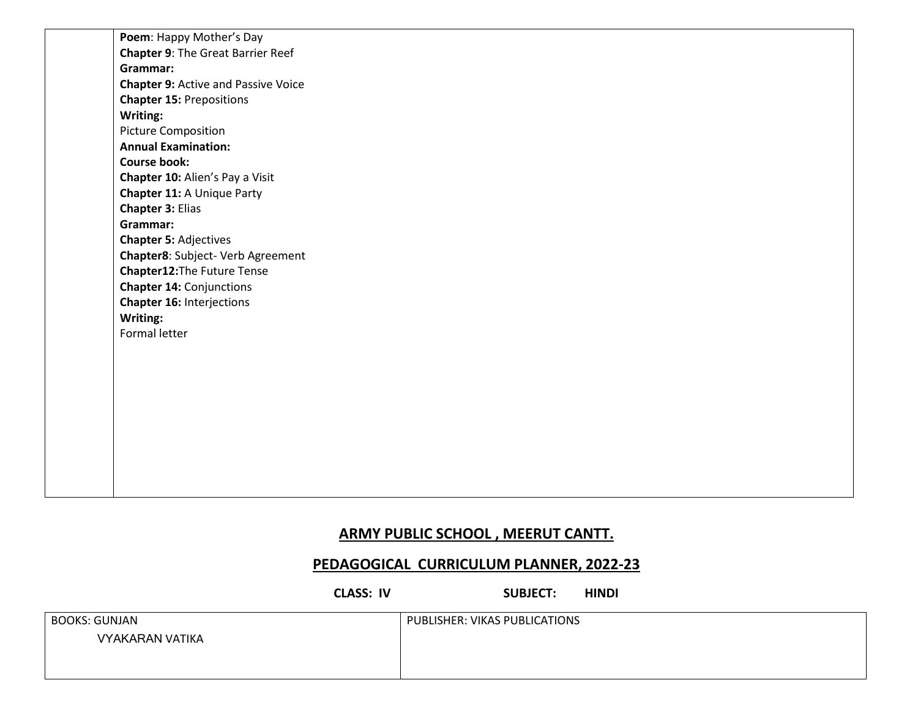| | |
|---|---|
| | **Poem**: Happy Mother's Day<br>**Chapter 9**: The Great Barrier Reef<br>**Grammar:**<br>**Chapter 9:** Active and Passive Voice<br>**Chapter 15:** Prepositions<br>**Writing:**<br>Picture Composition<br>**Annual Examination:**<br>**Course book:**<br>**Chapter 10:** Alien's Pay a Visit<br>**Chapter 11:** A Unique Party<br>**Chapter 3:** Elias<br>**Grammar:**<br>**Chapter 5:** Adjectives<br>**Chapter8**: Subject- Verb Agreement<br>**Chapter12:**The Future Tense<br>**Chapter 14:** Conjunctions<br>**Chapter 16:** Interjections<br>**Writing:**<br>Formal letter |

## ARMY PUBLIC SCHOOL , MEERUT CANTT.

## PEDAGOGICAL CURRICULUM PLANNER, 2022-23

**CLASS: IV SUBJECT: HINDI**

| BOOKS: GUNJAN<br>VYAKARAN VATIKA | PUBLISHER: VIKAS PUBLICATIONS |
|---|---|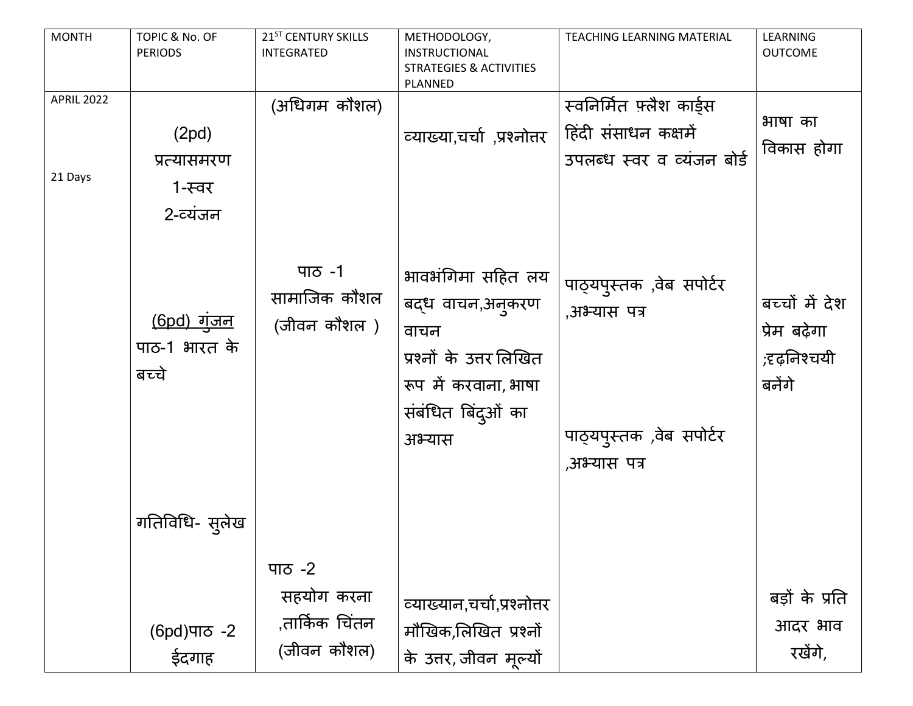| MONTH | TOPIC & No. OF PERIODS | 21ST CENTURY SKILLS INTEGRATED | METHODOLOGY, INSTRUCTIONAL STRATEGIES & ACTIVITIES PLANNED | TEACHING LEARNING MATERIAL | LEARNING OUTCOME |
|---|---|---|---|---|---|
| APRIL 2022<br><br>21 Days | (2pd)<br>प्रत्यासमरण<br>1-स्वर<br>2-व्यंजन | (अधिगम कौशल) | व्याख्या,चर्चा ,प्रश्नोत्तर | स्वनिर्मित फ़्लैश कार्ड्स<br>हिंदी संसाधन कक्षमें उपलब्ध स्वर व व्यंजन बोर्ड | भाषा का विकास होगा |
| | (6pd) गुंजन<br>पाठ-1 भारत के बच्चे<br><br>गतिविधि- सुलेख | पाठ -1<br>सामाजिक कौशल<br>(जीवन कौशल ) | भावभंगिमा सहित लय बद्ध वाचन,अनुकरण वाचन<br>प्रश्नों के उत्तर लिखित रूप में करवाना, भाषा संबंधित बिंदुओं का अभ्यास | पाठ्यपुस्तक ,वेब सपोर्टर ,अभ्यास पत्र<br><br>पाठ्यपुस्तक ,वेब सपोर्टर ,अभ्यास पत्र | बच्चों में देश प्रेम बढ़ेगा ;दृढ़निश्चयी बनेंगे |
| | (6pd)पाठ -2<br>ईदगाह | पाठ -2<br>सहयोग करना ,तार्किक चिंतन<br>(जीवन कौशल) | व्याख्यान,चर्चा,प्रश्नोत्तर<br>मौखिक,लिखित प्रश्नों के उत्तर, जीवन मूल्यों | | बड़ों के प्रति आदर भाव रखेंगे, |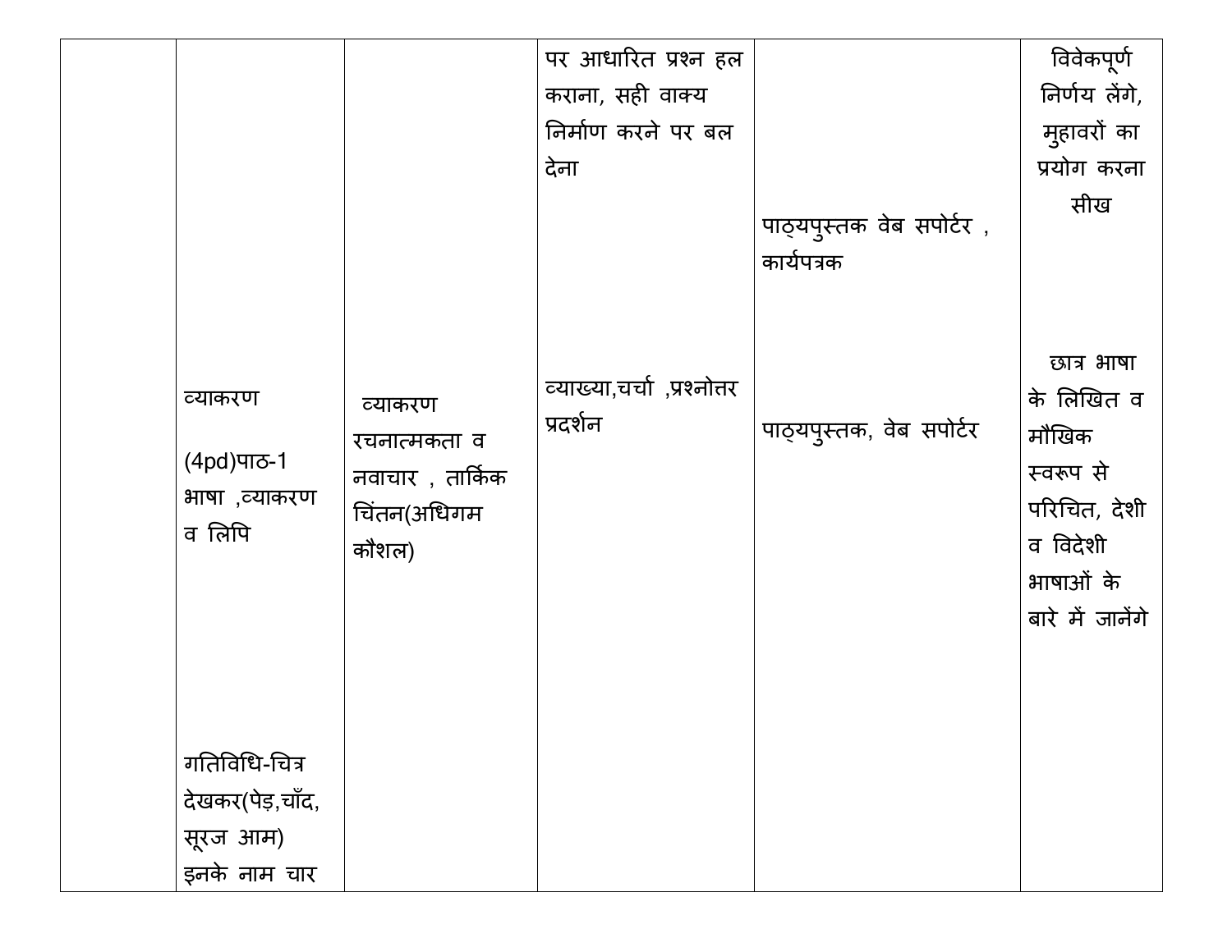| | | | | | |
|---|---|---|---|---|---|
| | व्याकरण<br><br>(4pd)पाठ-1 भाषा ,व्याकरण व लिपि<br><br>गतिविधि-चित्र देखकर(पेड़,चाँद, सूरज आम) इनके नाम चार | व्याकरण रचनात्मकता व नवाचार , तार्किक चिंतन(अधिगम कौशल) | पर आधारित प्रश्न हल कराना, सही वाक्य निर्माण करने पर बल देना<br><br>व्याख्या,चर्चा ,प्रश्नोत्तर प्रदर्शन | पाठ्यपुस्तक वेब सपोर्टर , कार्यपत्रक<br><br>पाठ्यपुस्तक, वेब सपोर्टर | विवेकपूर्ण निर्णय लेंगे, मुहावरों का प्रयोग करना सीख<br><br>छात्र भाषा के लिखित व मौखिक स्वरूप से परिचित, देशी व विदेशी भाषाओं के बारे में जानेंगे |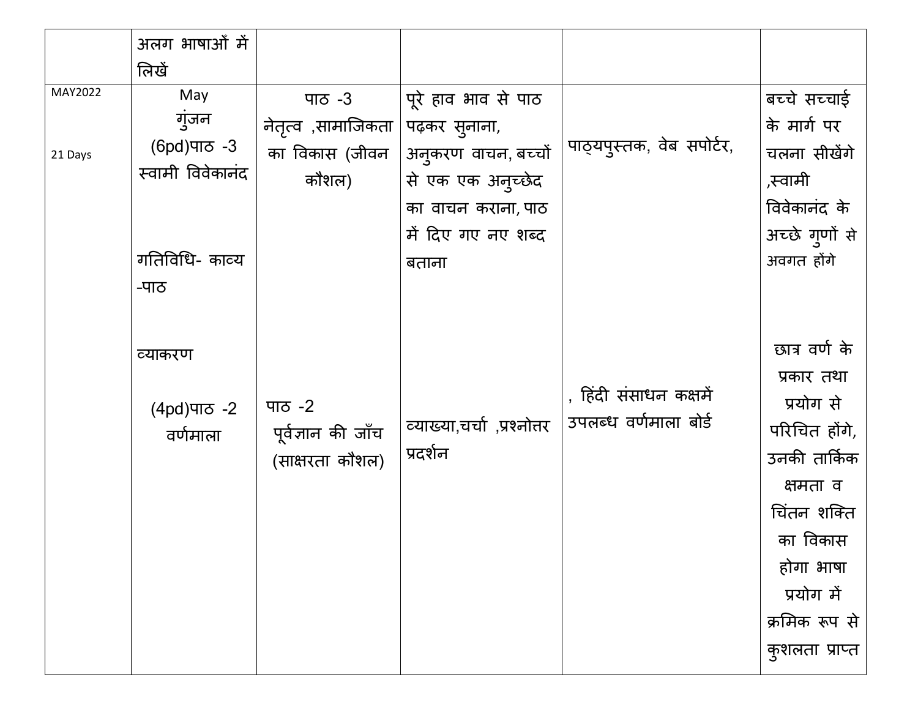| | अलग भाषाओं में लिखें | | | | |
|---|---|---|---|---|---|
| MAY2022<br><br>21 Days | May<br>गुंजन<br>(6pd)पाठ -3<br>स्वामी विवेकानंद<br><br>गतिविधि- काव्य -पाठ<br><br>व्याकरण<br><br>(4pd)पाठ -2<br>वर्णमाला | पाठ -3<br>नेतृत्व ,सामाजिकता का विकास (जीवन कौशल)<br><br>पाठ -2<br>पूर्वज्ञान की जाँच (साक्षरता कौशल) | पूरे हाव भाव से पाठ पढ़कर सुनाना, अनुकरण वाचन, बच्चों से एक एक अनुच्छेद का वाचन कराना, पाठ में दिए गए नए शब्द बताना<br><br>व्याख्या,चर्चा ,प्रश्नोत्तर प्रदर्शन | पाठ्यपुस्तक, वेब सपोर्टर,<br><br>, हिंदी संसाधन कक्षमें उपलब्ध वर्णमाला बोर्ड | बच्चे सच्चाई के मार्ग पर चलना सीखेंगे ,स्वामी विवेकानंद के अच्छे गुणों से अवगत होंगे<br><br>छात्र वर्ण के प्रकार तथा प्रयोग से परिचित होंगे, उनकी तार्किक क्षमता व चिंतन शक्ति का विकास होगा भाषा प्रयोग में क्रमिक रूप से कुशलता प्राप्त |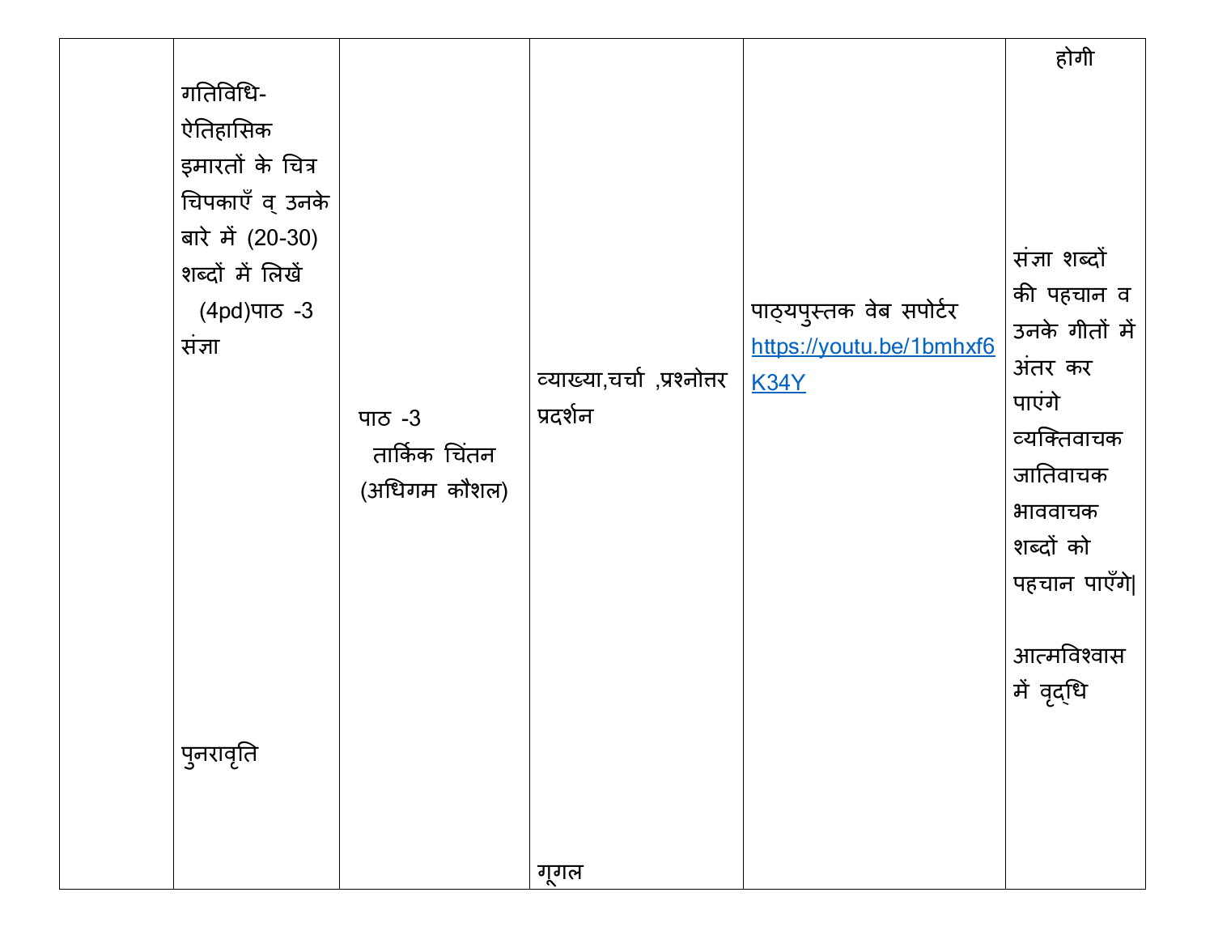| | | | | | |
|---|---|---|---|---|---|
| | गतिविधि- ऐतिहासिक इमारतों के चित्र चिपकाएँ व् उनके बारे में (20-30) शब्दों में लिखें (4pd)पाठ -3 संज्ञा<br><br>पुनरावृति | पाठ -3 तार्किक चिंतन (अधिगम कौशल) | व्याख्या,चर्चा ,प्रश्नोत्तर प्रदर्शन<br><br>गूगल | पाठ्यपुस्तक वेब सपोर्टर https://youtu.be/1bmhxf6K34Y | होगी<br><br>संज्ञा शब्दों की पहचान व उनके गीतों में अंतर कर पाएंगे व्यक्तिवाचक जातिवाचक भाववाचक शब्दों को पहचान पाएँगे\|<br><br>आत्मविश्वास में वृद्धि |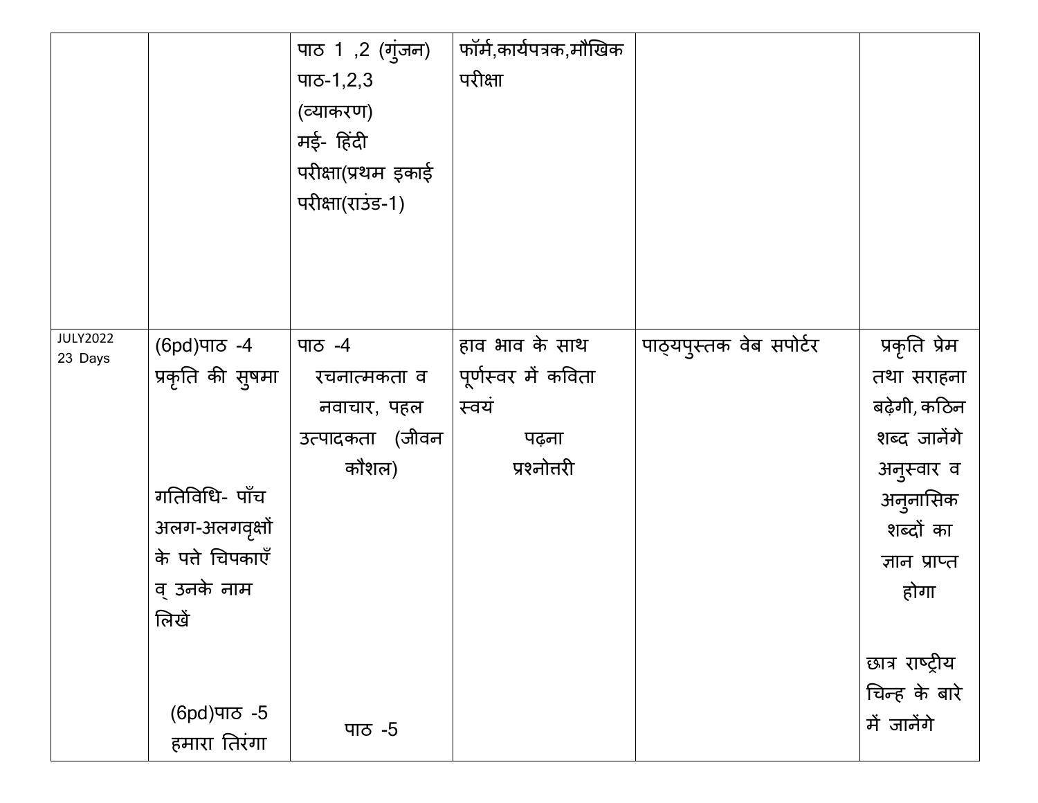| | | | | | |
|---|---|---|---|---|---|
| | | पाठ 1 ,2 (गुंजन) पाठ-1,2,3 (व्याकरण) मई- हिंदी परीक्षा(प्रथम इकाई परीक्षा(राउंड-1) | फॉर्म,कार्यपत्रक,मौखिक परीक्षा | | |
| JULY2022 23 Days | (6pd)पाठ -4 प्रकृति की सुषमा<br><br>गतिविधि- पाँच अलग-अलगवृक्षों के पत्ते चिपकाएँ व् उनके नाम लिखें<br><br>(6pd)पाठ -5 हमारा तिरंगा | पाठ -4 रचनात्मकता व नवाचार, पहल उत्पादकता (जीवन कौशल)<br><br>पाठ -5 | हाव भाव के साथ पूर्णस्वर में कविता स्वयं पढ़ना प्रश्नोत्तरी | पाठ्यपुस्तक वेब सपोर्टर | प्रकृति प्रेम तथा सराहना बढ़ेगी, कठिन शब्द जानेंगे अनुस्वार व अनुनासिक शब्दों का ज्ञान प्राप्त होगा<br><br>छात्र राष्ट्रीय चिन्ह के बारे में जानेंगे |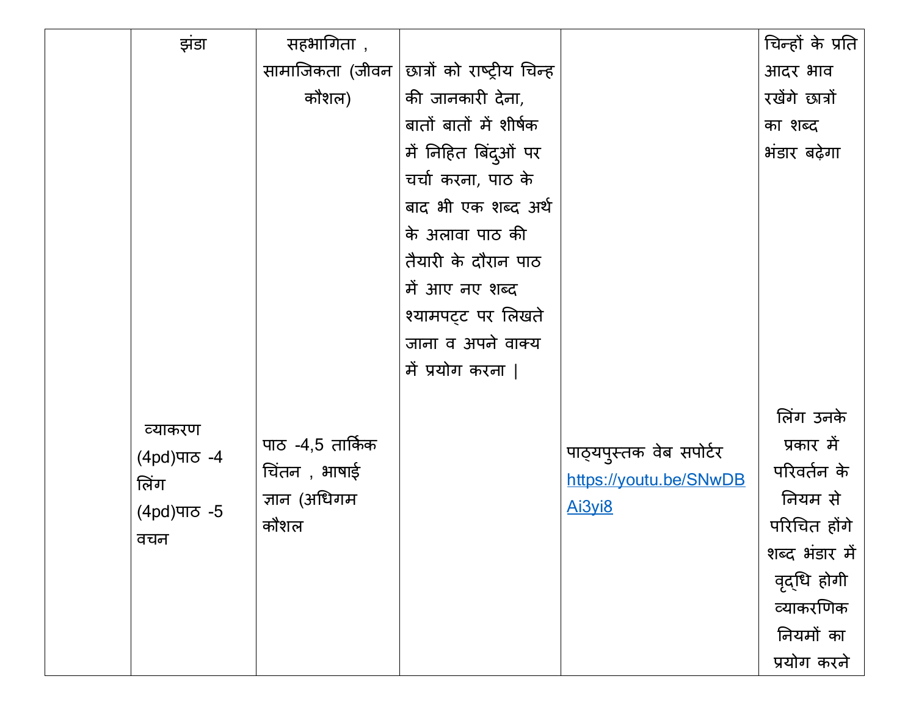|  |  |  |  |  |  |
|---|---|---|---|---|---|
|  | झंडा | सहभागिता , सामाजिकता (जीवन कौशल) | छात्रों को राष्ट्रीय चिन्ह की जानकारी देना, बातों बातों में शीर्षक में निहित बिंदुओं पर चर्चा करना, पाठ के बाद भी एक शब्द अर्थ के अलावा पाठ की तैयारी के दौरान पाठ में आए नए शब्द श्यामपट्ट पर लिखते जाना व अपने वाक्य में प्रयोग करना \| |  | चिन्हों के प्रति आदर भाव रखेंगे छात्रों का शब्द भंडार बढ़ेगा |
|  | व्याकरण (4pd)पाठ -4 लिंग (4pd)पाठ -5 वचन | पाठ -4,5 तार्किक चिंतन , भाषाई ज्ञान (अधिगम कौशल |  | पाठ्यपुस्तक वेब सपोर्टर https://youtu.be/SNwDBAi3yi8 | लिंग उनके प्रकार में परिवर्तन के नियम से परिचित होंगे शब्द भंडार में वृद्धि होगी व्याकरणिक नियमों का प्रयोग करने |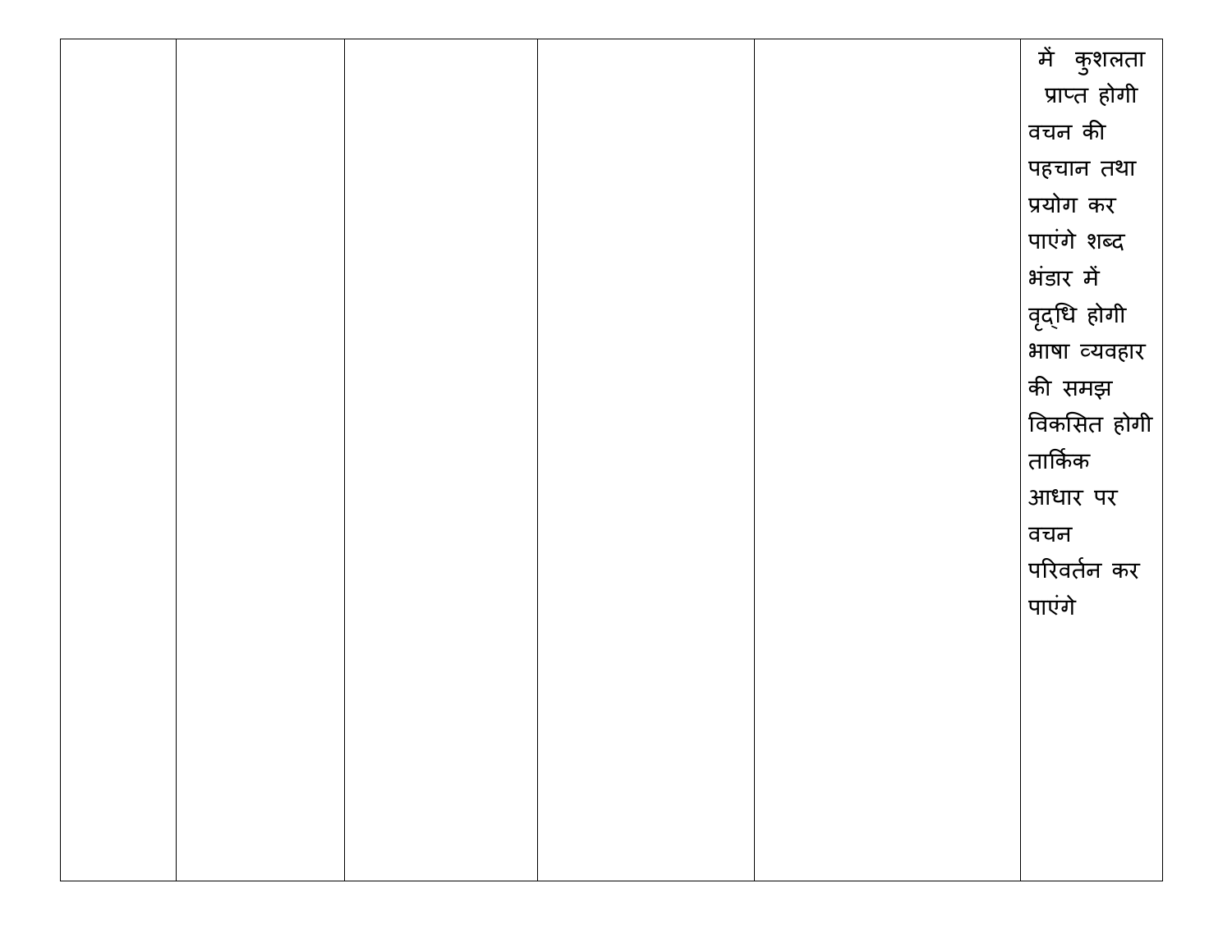| | | | | | |
|---|---|---|---|---|---|
| | | | | | में कुशलता प्राप्त होगी वचन की पहचान तथा प्रयोग कर पाएंगे शब्द भंडार में वृद्धि होगी भाषा व्यवहार की समझ विकसित होगी तार्किक आधार पर वचन परिवर्तन कर पाएंगे |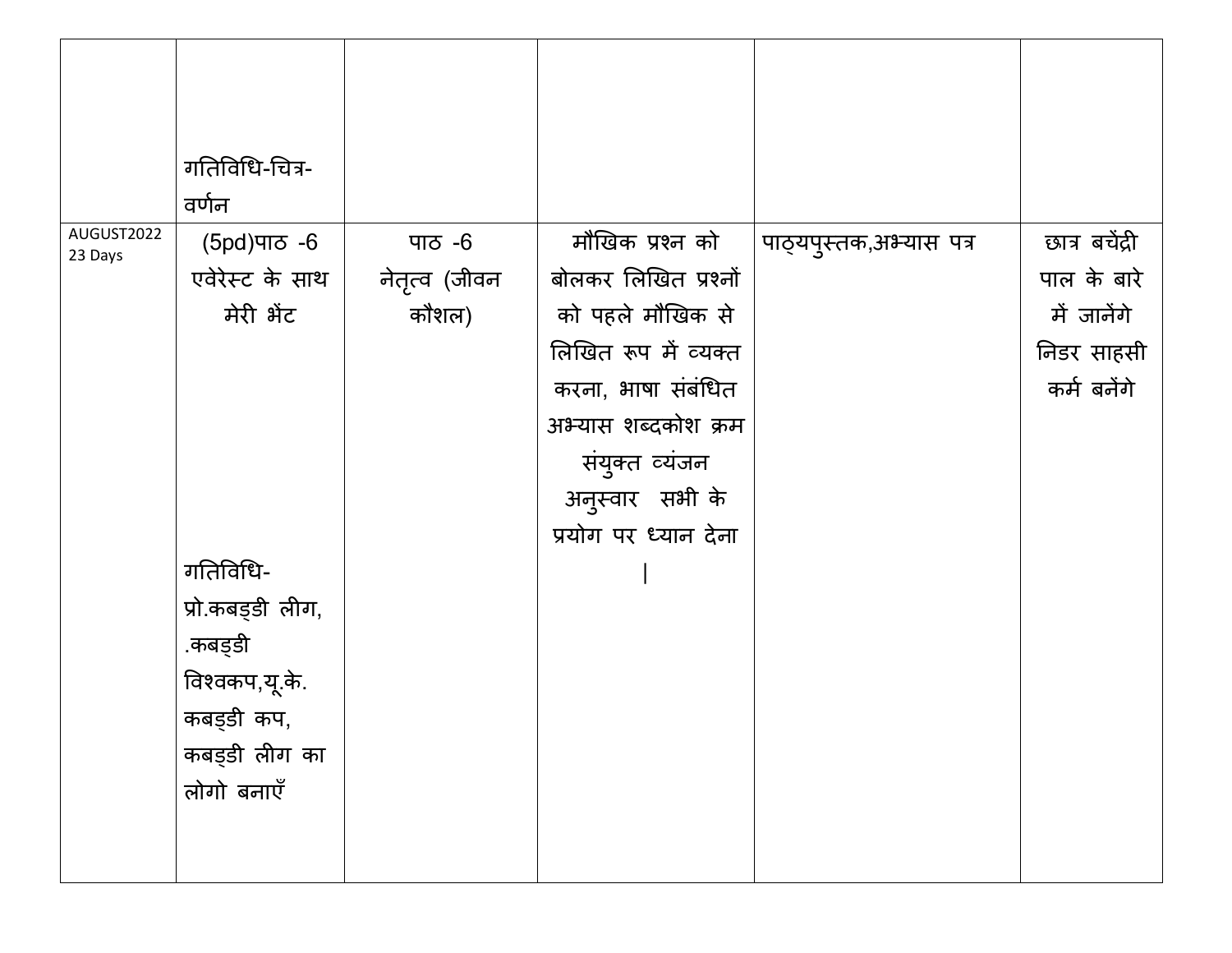|  |  |  |  |  |  |
|---|---|---|---|---|---|
|  | गतिविधि-चित्र-वर्णन |  |  |  |  |
| AUGUST2022 23 Days | (5pd)पाठ -6 एवेरेस्ट के साथ मेरी भेंट<br><br>गतिविधि-प्रो.कबड्डी लीग, .कबड्डी विश्वकप,यू.के. कबड्डी कप, कबड्डी लीग का लोगो बनाएँ | पाठ -6 नेतृत्व (जीवन कौशल) | मौखिक प्रश्न को बोलकर लिखित प्रश्नों को पहले मौखिक से लिखित रूप में व्यक्त करना, भाषा संबंधित अभ्यास शब्दकोश क्रम संयुक्त व्यंजन अनुस्वार सभी के प्रयोग पर ध्यान देना । | पाठ्यपुस्तक,अभ्यास पत्र | छात्र बचेंद्री पाल के बारे में जानेंगे निडर साहसी कर्म बनेंगे |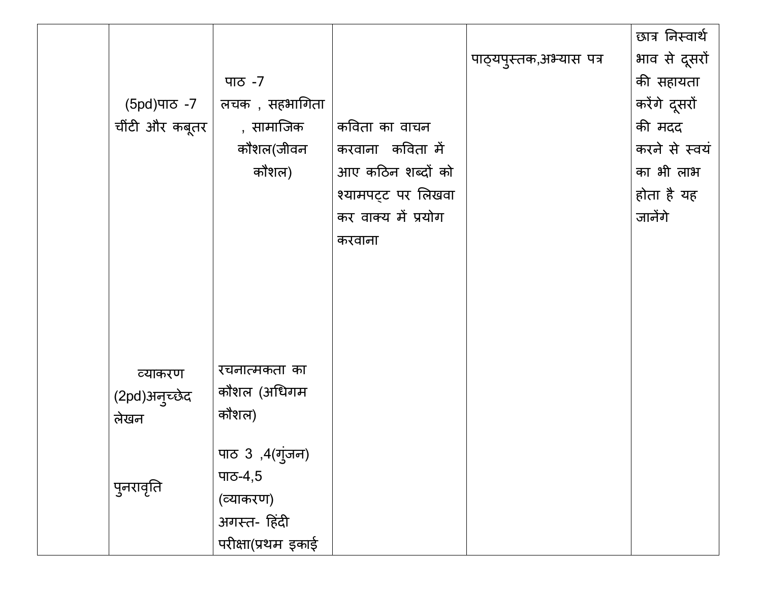|  |  |  |  |  |  |
|---|---|---|---|---|---|
|  | (5pd)पाठ -7 चींटी और कबूतर<br><br>व्याकरण (2pd)अनुच्छेद लेखन<br><br>पुनरावृति | पाठ -7 लचक , सहभागिता , सामाजिक कौशल(जीवन कौशल)<br><br>रचनात्मकता का कौशल (अधिगम कौशल)<br><br>पाठ 3 ,4(गुंजन) पाठ-4,5 (व्याकरण) अगस्त- हिंदी परीक्षा(प्रथम इकाई | कविता का वाचन करवाना कविता में आए कठिन शब्दों को श्यामपट्ट पर लिखवा कर वाक्य में प्रयोग करवाना | पाठ्यपुस्तक,अभ्यास पत्र | छात्र निस्वार्थ भाव से दूसरों की सहायता करेंगे दूसरों की मदद करने से स्वयं का भी लाभ होता है यह जानेंगे |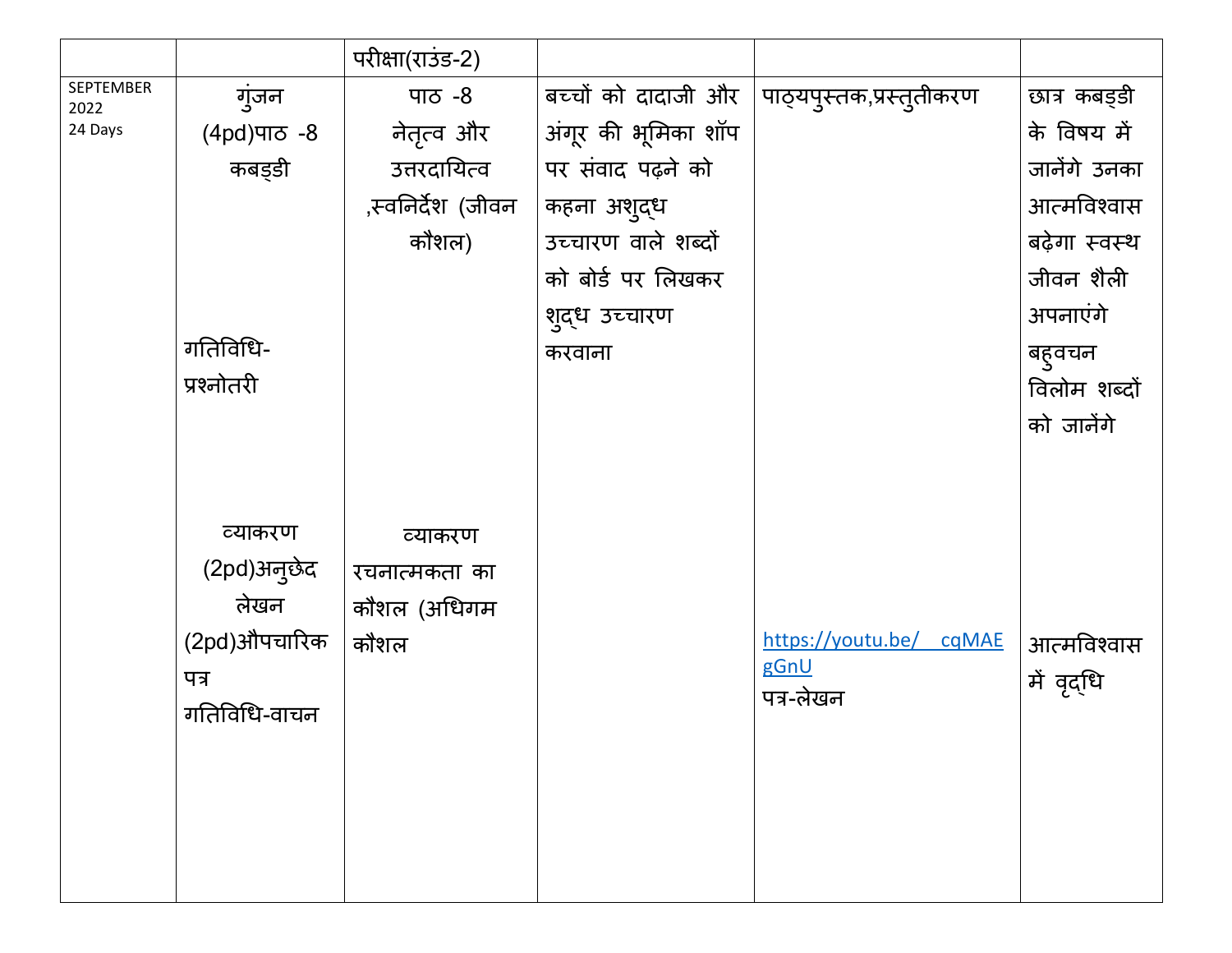| | | | | | |
|---|---|---|---|---|---|
| | | परीक्षा(राउंड-2) | | | |
| SEPTEMBER 2022 24 Days | गुंजन (4pd)पाठ -8 कबड्डी<br><br>गतिविधि- प्रश्नोतरी<br><br>व्याकरण (2pd)अनुछेद लेखन (2pd)औपचारिक पत्र गतिविधि-वाचन | पाठ -8 नेतृत्व और उत्तरदायित्व ,स्वनिर्देश (जीवन कौशल)<br><br>व्याकरण रचनात्मकता का कौशल (अधिगम कौशल | बच्चों को दादाजी और अंगूर की भूमिका शॉप पर संवाद पढ़ने को कहना अशुद्ध उच्चारण वाले शब्दों को बोर्ड पर लिखकर शुद्ध उच्चारण करवाना | पाठ्यपुस्तक,प्रस्तुतीकरण<br><br>https://youtu.be/ cqMAEgGnU पत्र-लेखन | छात्र कबड्डी के विषय में जानेंगे उनका आत्मविश्वास बढ़ेगा स्वस्थ जीवन शैली अपनाएंगे बहुवचन विलोम शब्दों को जानेंगे<br><br>आत्मविश्वास में वृद्धि |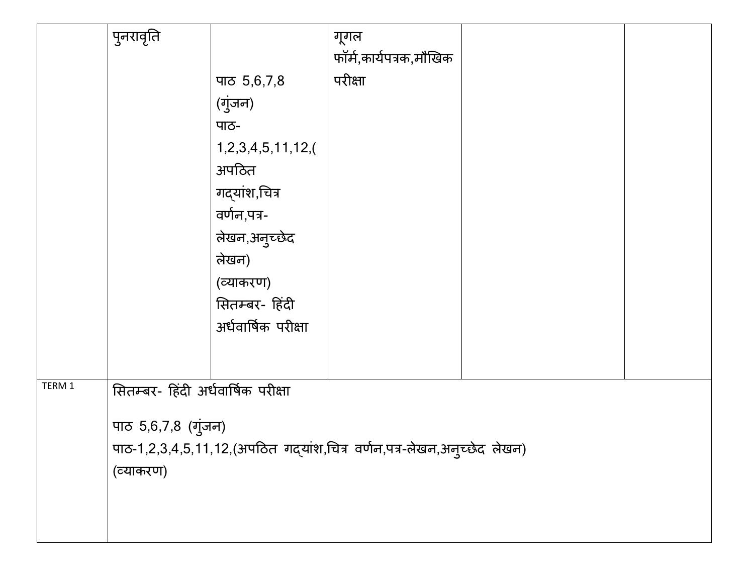|  | पुनरावृति | पाठ 5,6,7,8 (गुंजन)<br>पाठ-1,2,3,4,5,11,12,(अपठित गद्यांश,चित्र वर्णन,पत्र-लेखन,अनुच्छेद लेखन)<br>(व्याकरण)<br>सितम्बर- हिंदी अर्धवार्षिक परीक्षा | गूगल फॉर्म,कार्यपत्रक,मौखिक परीक्षा |  |  |
|---|---|---|---|---|---|
| TERM 1 | सितम्बर- हिंदी अर्धवार्षिक परीक्षा<br><br>पाठ 5,6,7,8 (गुंजन)<br>पाठ-1,2,3,4,5,11,12,(अपठित गद्यांश,चित्र वर्णन,पत्र-लेखन,अनुच्छेद लेखन)<br>(व्याकरण) |  |  |  |  |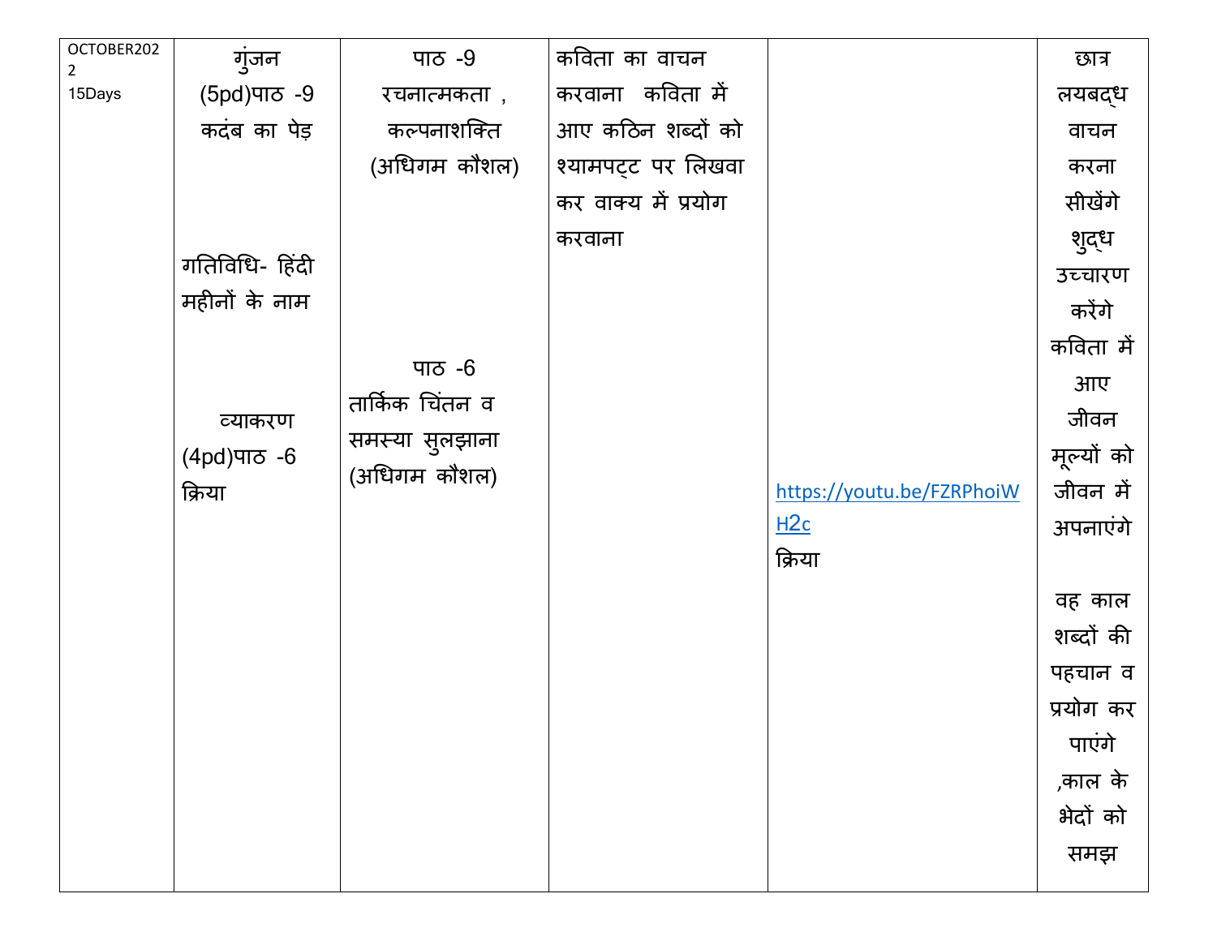| OCTOBER2022 15Days | गुंजन (5pd)पाठ -9 कदंब का पेड़<br><br>गतिविधि- हिंदी महीनों के नाम<br><br>व्याकरण (4pd)पाठ -6 क्रिया | पाठ -9 रचनात्मकता , कल्पनाशक्ति (अधिगम कौशल)<br><br>पाठ -6 तार्किक चिंतन व समस्या सुलझाना (अधिगम कौशल) | कविता का वाचन करवाना कविता में आए कठिन शब्दों को श्यामपट्ट पर लिखवा कर वाक्य में प्रयोग करवाना | https://youtu.be/FZRPhoiWH2c क्रिया | छात्र लयबद्ध वाचन करना सीखेंगे शुद्ध उच्चारण करेंगे कविता में आए जीवन मूल्यों को जीवन में अपनाएंगे<br><br>वह काल शब्दों की पहचान व प्रयोग कर पाएंगे ,काल के भेदों को समझ |
|---|---|---|---|---|---|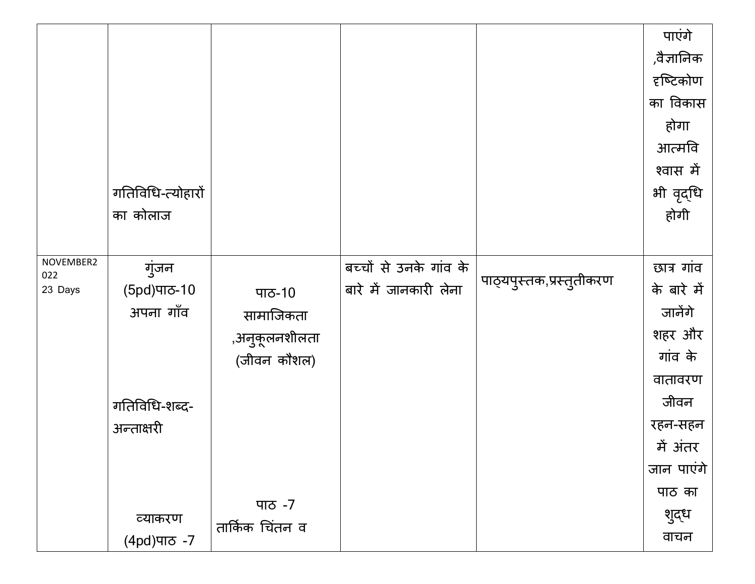| | | | | | |
|---|---|---|---|---|---|
| | गतिविधि-त्योहारों का कोलाज | | | | पाएंगे ,वैज्ञानिक दृष्टिकोण का विकास होगा आत्मविश्वास में भी वृद्धि होगी |
| NOVEMBER2022 23 Days | गुंजन (5pd)पाठ-10 अपना गाँव<br><br>गतिविधि-शब्द-अन्ताक्षरी<br><br>व्याकरण (4pd)पाठ -7 | पाठ-10 सामाजिकता ,अनुकूलनशीलता (जीवन कौशल)<br><br>पाठ -7 तार्किक चिंतन व | बच्चों से उनके गांव के बारे में जानकारी लेना | पाठ्यपुस्तक,प्रस्तुतीकरण | छात्र गांव के बारे में जानेंगे शहर और गांव के वातावरण जीवन रहन-सहन में अंतर जान पाएंगे पाठ का शुद्ध वाचन |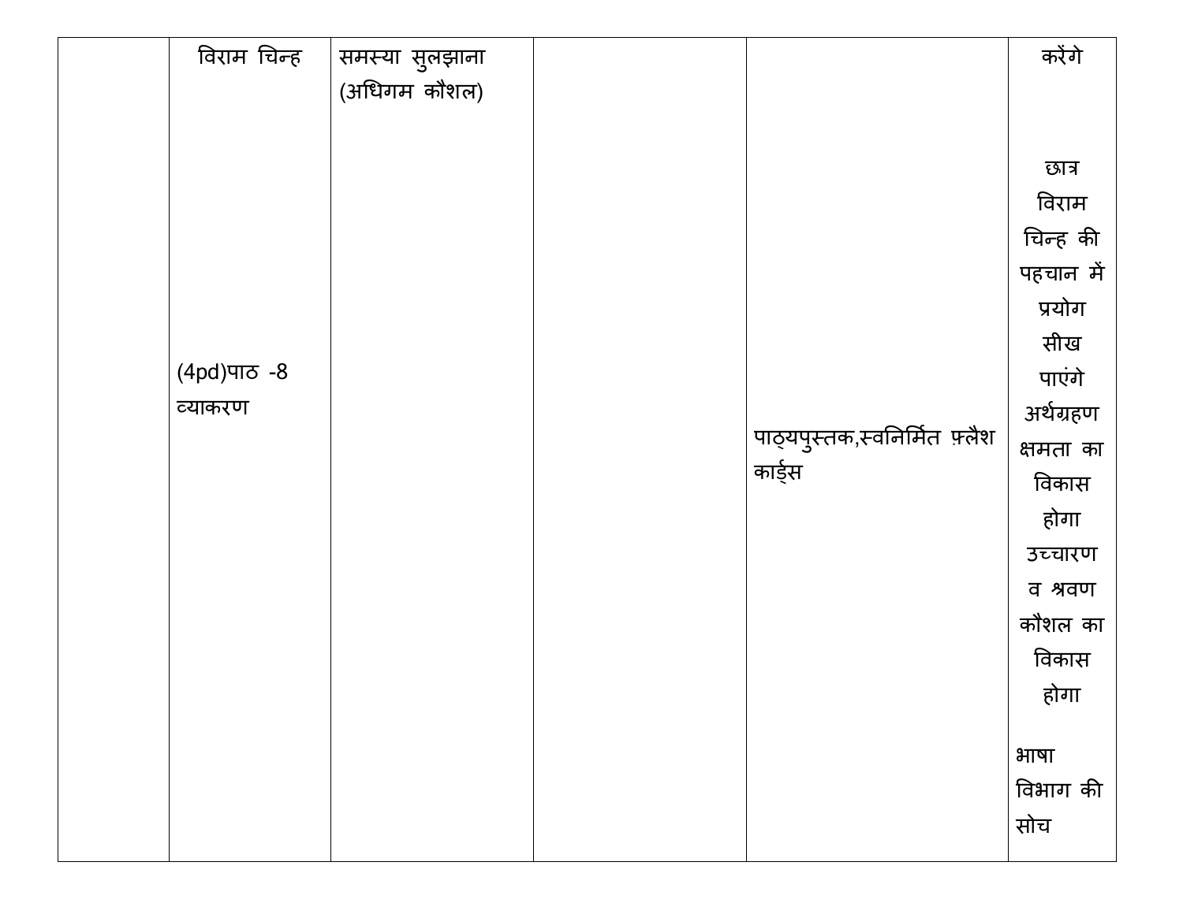| | | | | | |
|---|---|---|---|---|---|
| | विराम चिन्ह<br><br>(4pd)पाठ -8 व्याकरण | समस्या सुलझाना (अधिगम कौशल) | | पाठ्यपुस्तक,स्वनिर्मित फ़्लैश कार्ड्स | करेंगे<br><br>छात्र विराम चिन्ह की पहचान में प्रयोग सीख पाएंगे अर्थग्रहण क्षमता का विकास होगा उच्चारण व श्रवण कौशल का विकास होगा<br><br>भाषा विभाग की सोच |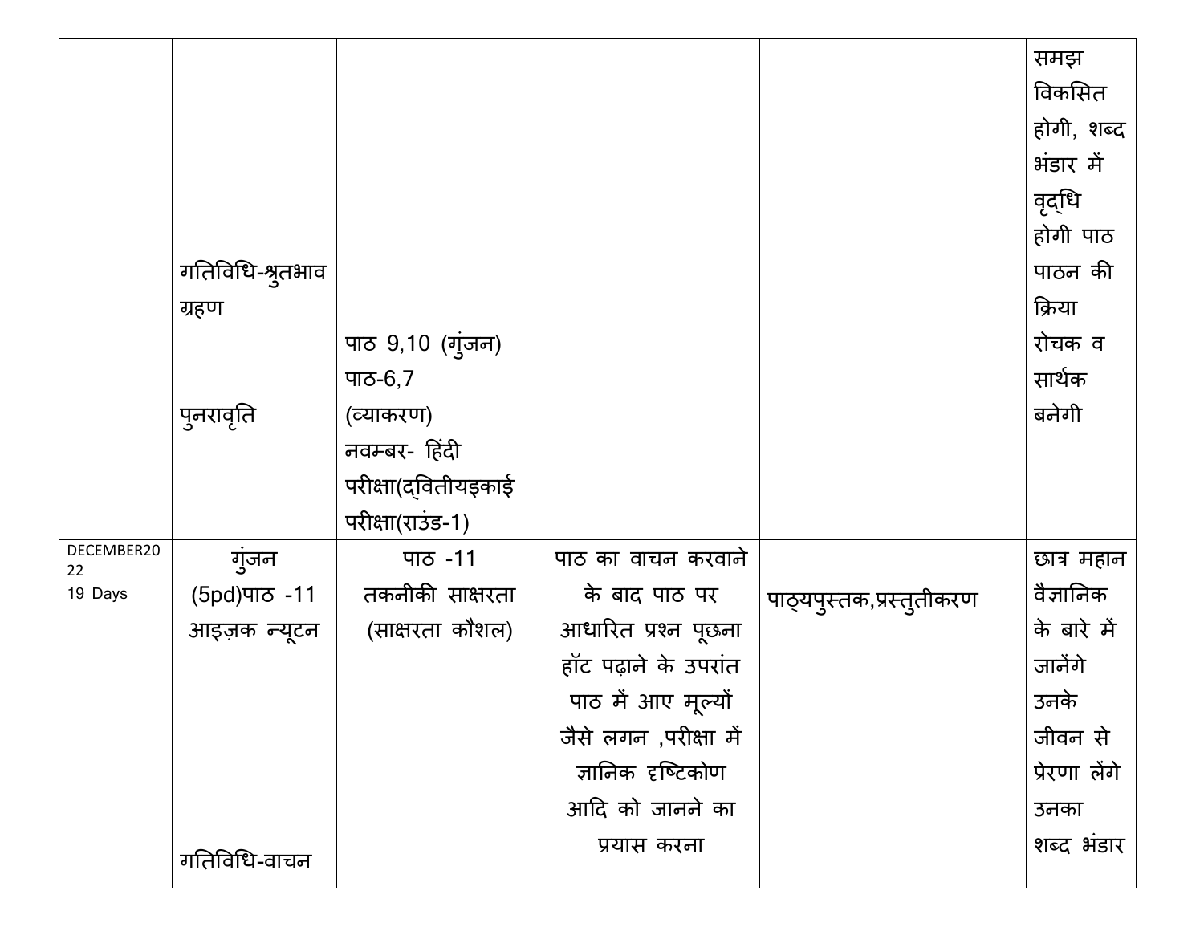| | | | | | |
|---|---|---|---|---|---|
| | गतिविधि-श्रुतभाव ग्रहण<br><br>पुनरावृति | पाठ 9,10 (गुंजन)<br>पाठ-6,7 (व्याकरण)<br>नवम्बर- हिंदी परीक्षा(द्वितीयइकाई परीक्षा(राउंड-1) | | | समझ विकसित होगी, शब्द भंडार में वृद्धि होगी पाठ पाठन की क्रिया रोचक व सार्थक बनेगी |
| DECEMBER2022<br>19 Days | गुंजन (5pd)पाठ -11 आइज़क न्यूटन<br><br>गतिविधि-वाचन | पाठ -11<br>तकनीकी साक्षरता (साक्षरता कौशल) | पाठ का वाचन करवाने के बाद पाठ पर आधारित प्रश्न पूछना हॉट पढ़ाने के उपरांत पाठ में आए मूल्यों जैसे लगन ,परीक्षा में ज्ञानिक दृष्टिकोण आदि को जानने का प्रयास करना | पाठ्यपुस्तक,प्रस्तुतीकरण | छात्र महान वैज्ञानिक के बारे में जानेंगे उनके जीवन से प्रेरणा लेंगे उनका शब्द भंडार |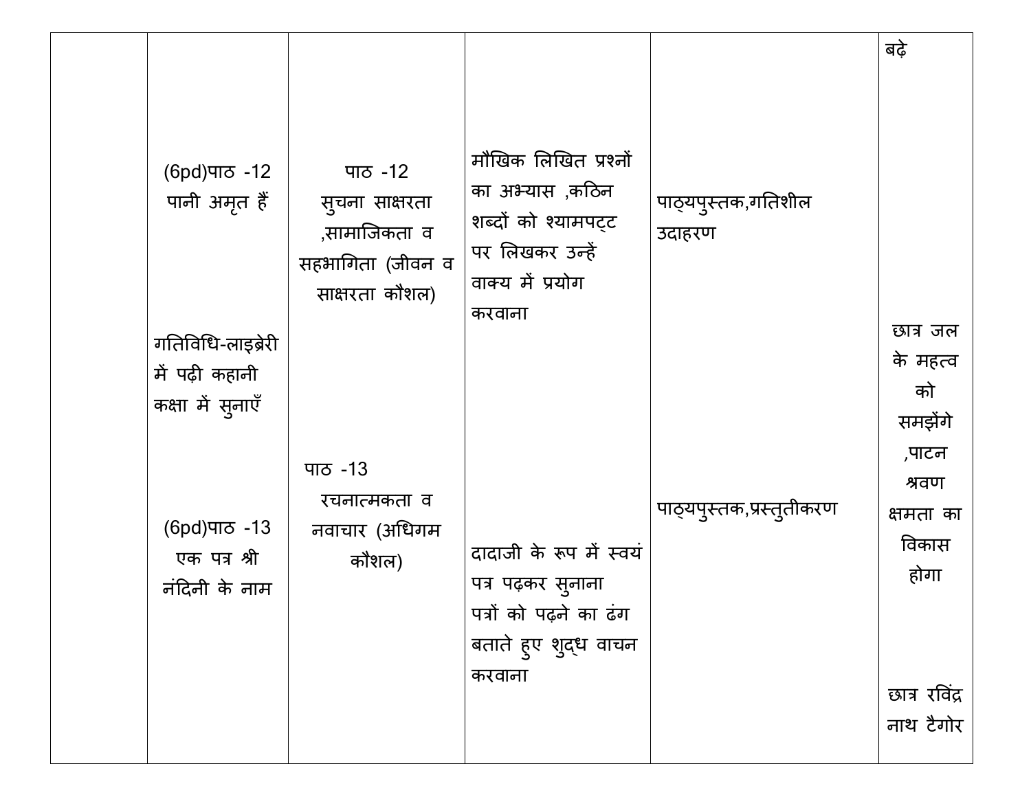|  |  |  |  |  |  |
|---|---|---|---|---|---|
|  | (6pd)पाठ -12 पानी अमृत हैं<br><br>गतिविधि-लाइब्रेरी में पढ़ी कहानी कक्षा में सुनाएँ<br><br>(6pd)पाठ -13 एक पत्र श्री नंदिनी के नाम | पाठ -12 सुचना साक्षरता ,सामाजिकता व सहभागिता (जीवन व साक्षरता कौशल)<br><br>पाठ -13 रचनात्मकता व नवाचार (अधिगम कौशल) | मौखिक लिखित प्रश्नों का अभ्यास ,कठिन शब्दों को श्यामपट्ट पर लिखकर उन्हें वाक्य में प्रयोग करवाना<br><br>दादाजी के रूप में स्वयं पत्र पढ़कर सुनाना पत्रों को पढ़ने का ढंग बताते हुए शुद्ध वाचन करवाना | पाठ्यपुस्तक,गतिशील उदाहरण<br><br>पाठ्यपुस्तक,प्रस्तुतीकरण | बढ़े<br><br>छात्र जल के महत्व को समझेंगे ,पाटन श्रवण क्षमता का विकास होगा<br><br>छात्र रविंद्र नाथ टैगोर |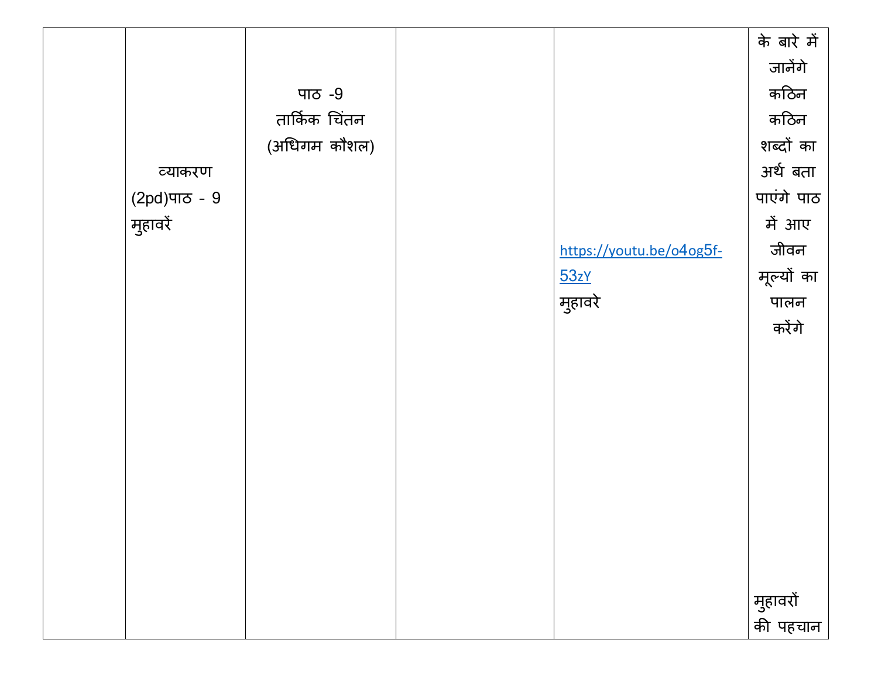|  |  |  |  |  |  |
|---|---|---|---|---|---|
|  | व्याकरण (2pd)पाठ - 9 मुहावरें | पाठ -9 तार्किक चिंतन (अधिगम कौशल) |  | https://youtu.be/o4og5f-53zY मुहावरे | के बारे में जानेंगे कठिन कठिन शब्दों का अर्थ बता पाएंगे पाठ में आए जीवन मूल्यों का पालन करेंगे मुहावरों की पहचान |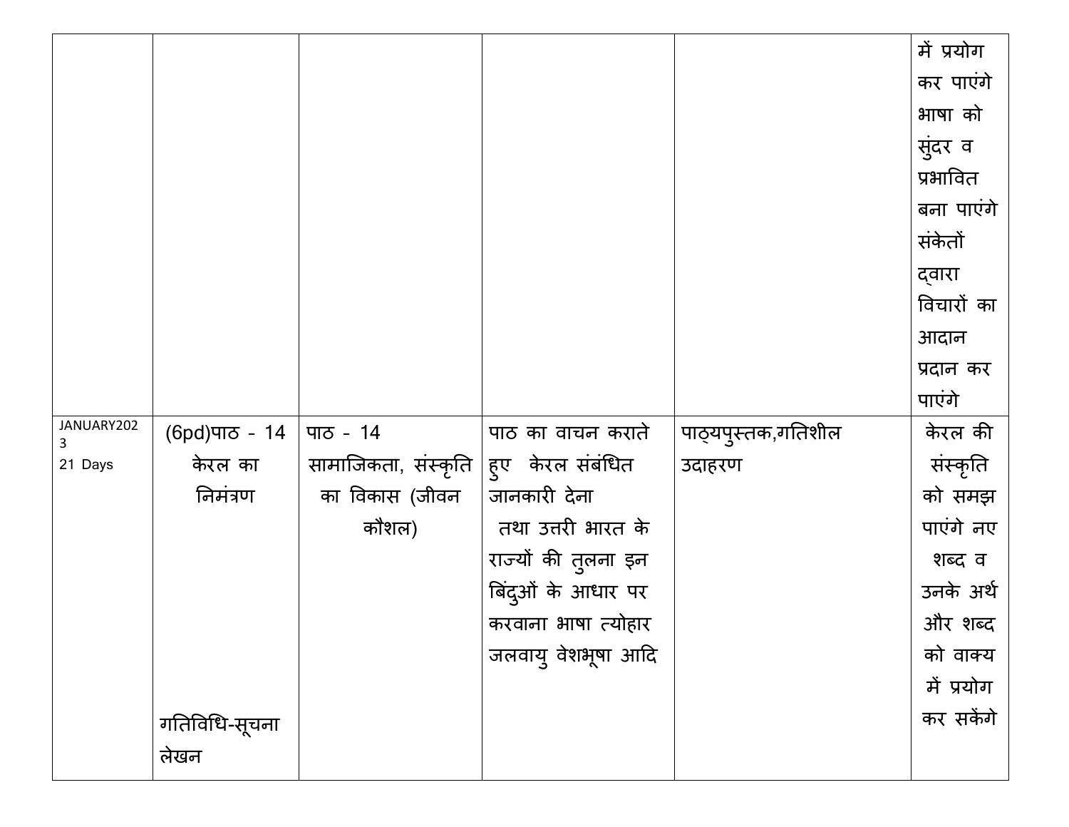| | | | | | |
|---|---|---|---|---|---|
| | | | | | में प्रयोग कर पाएंगे भाषा को सुंदर व प्रभावित बना पाएंगे संकेतों द्वारा विचारों का आदान प्रदान कर पाएंगे |
| JANUARY2023 21 Days | (6pd)पाठ - 14 केरल का निमंत्रण<br><br>गतिविधि-सूचना लेखन | पाठ - 14 सामाजिकता, संस्कृति का विकास (जीवन कौशल) | पाठ का वाचन कराते हुए केरल संबंधित जानकारी देना तथा उत्तरी भारत के राज्यों की तुलना इन बिंदुओं के आधार पर करवाना भाषा त्योहार जलवायु वेशभूषा आदि | पाठ्यपुस्तक,गतिशील उदाहरण | केरल की संस्कृति को समझ पाएंगे नए शब्द व उनके अर्थ और शब्द को वाक्य में प्रयोग कर सकेंगे |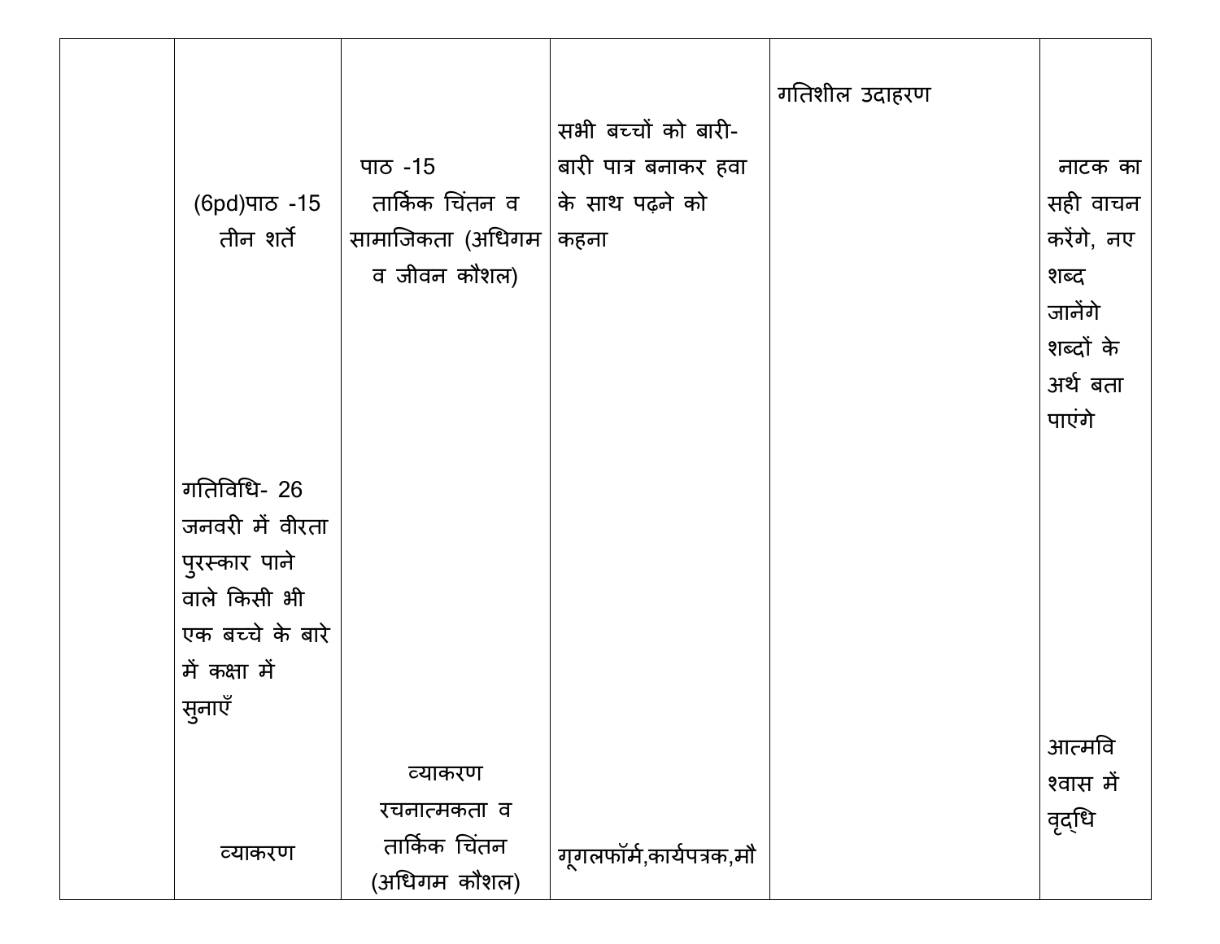|  |  |  |  |  |  |
|---|---|---|---|---|---|
|  | (6pd)पाठ -15 तीन शर्ते | पाठ -15 तार्किक चिंतन व सामाजिकता (अधिगम व जीवन कौशल) | सभी बच्चों को बारी-बारी पात्र बनाकर हवा के साथ पढ़ने को कहना | गतिशील उदाहरण | नाटक का सही वाचन करेंगे, नए शब्द जानेंगे शब्दों के अर्थ बता पाएंगे |
|  | गतिविधि- 26 जनवरी में वीरता पुरस्कार पाने वाले किसी भी एक बच्चे के बारे में कक्षा में सुनाएँ |  |  |  | आत्मविश्वास में वृद्धि |
|  | व्याकरण | व्याकरण रचनात्मकता व तार्किक चिंतन (अधिगम कौशल) | गूगलफॉर्म,कार्यपत्रक,मौ |  |  |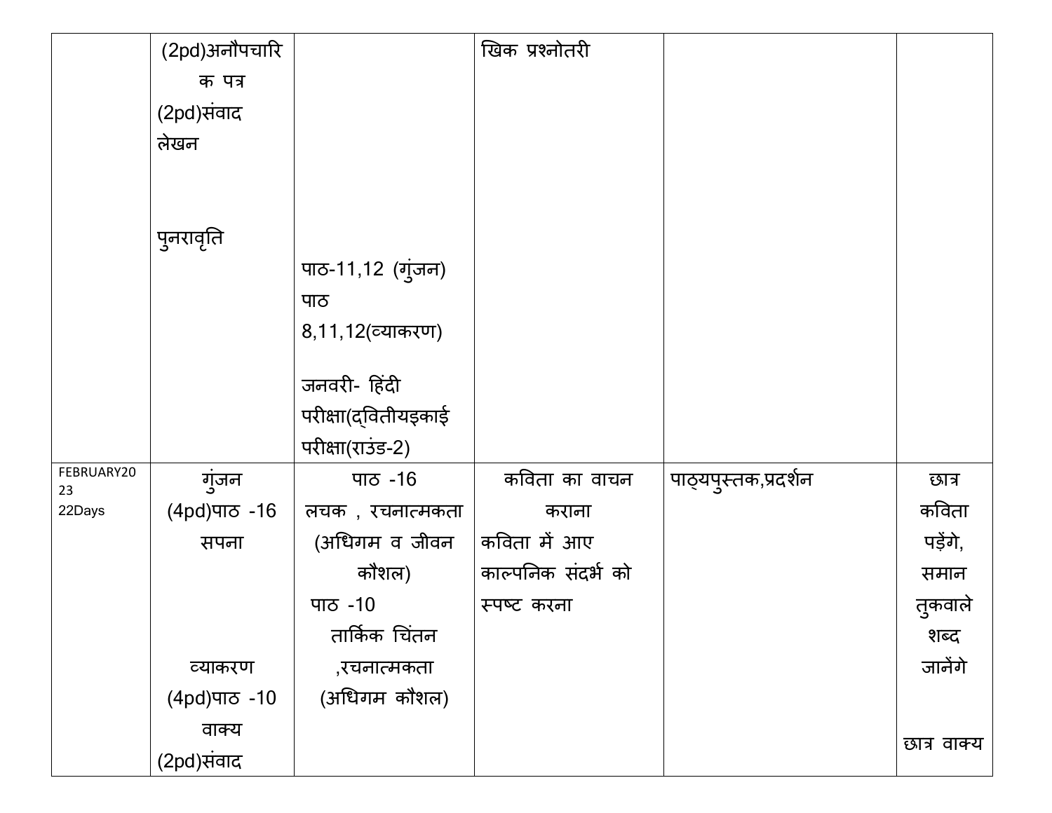| | | | | | |
|---|---|---|---|---|---|
| | (2pd)अनौपचारिक पत्र<br>(2pd)संवाद लेखन<br><br>पुनरावृति | पाठ-11,12 (गुंजन)<br>पाठ 8,11,12(व्याकरण)<br><br>जनवरी- हिंदी परीक्षा(द्वितीयइकाई परीक्षा(राउंड-2) | खिक प्रश्नोतरी | | |
| FEBRUARY2023<br>22Days | गुंजन<br>(4pd)पाठ -16<br>सपना<br><br>व्याकरण<br>(4pd)पाठ -10<br>वाक्य<br>(2pd)संवाद | पाठ -16<br>लचक , रचनात्मकता (अधिगम व जीवन कौशल)<br>पाठ -10<br>तार्किक चिंतन ,रचनात्मकता (अधिगम कौशल) | कविता का वाचन कराना<br>कविता में आए काल्पनिक संदर्भ को स्पष्ट करना | पाठ्यपुस्तक,प्रदर्शन | छात्र कविता पड़ेंगे, समान तुकवाले शब्द जानेंगे<br><br>छात्र वाक्य |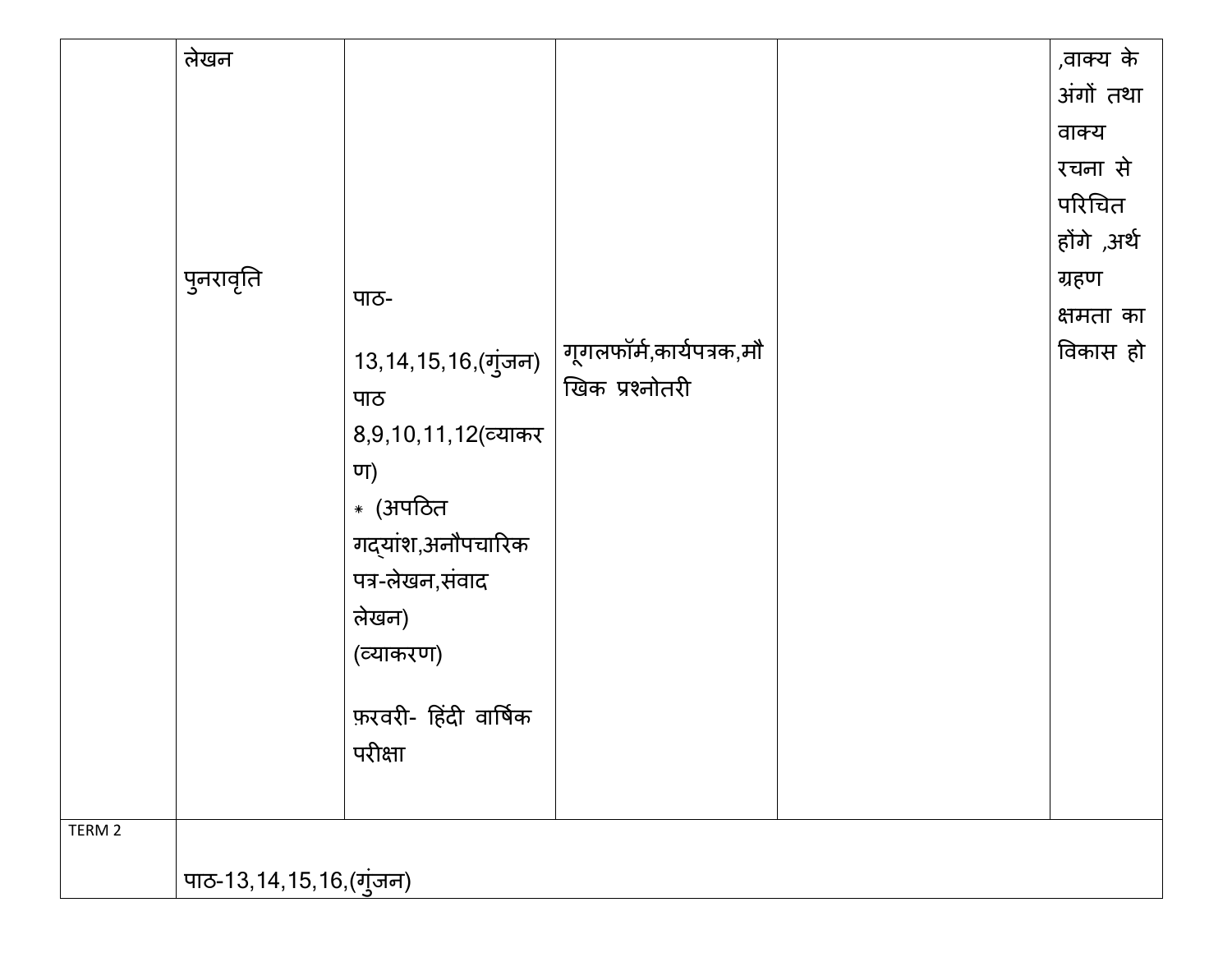| | | | | | |
|---|---|---|---|---|---|
| | लेखन<br><br>पुनरावृति | पाठ-<br>13,14,15,16,(गुंजन) पाठ 8,9,10,11,12(व्याकरण)<br>* (अपठित गद्यांश,अनौपचारिक पत्र-लेखन,संवाद लेखन)<br>(व्याकरण)<br><br>फ़रवरी- हिंदी वार्षिक परीक्षा | गूगलफॉर्म,कार्यपत्रक,मौखिक प्रश्नोतरी | | ,वाक्य के अंगों तथा वाक्य रचना से परिचित होंगे ,अर्थ ग्रहण क्षमता का विकास हो |
| TERM 2 | पाठ-13,14,15,16,(गुंजन) | | | | |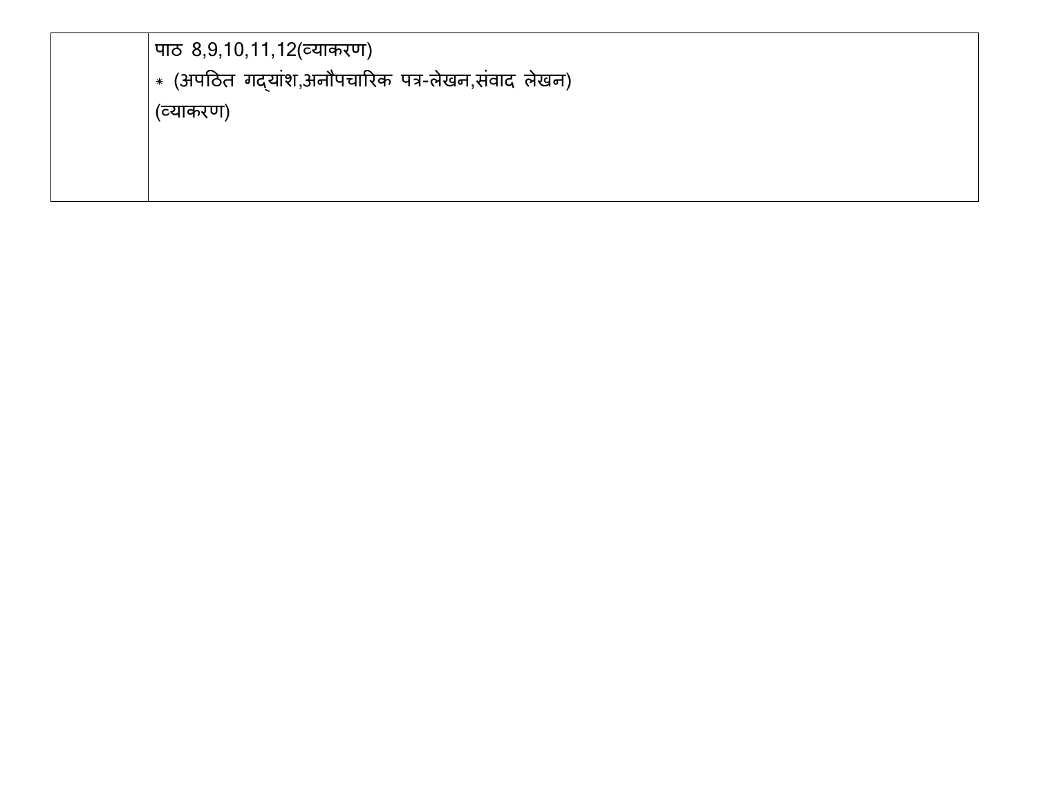|  | पाठ 8,9,10,11,12(व्याकरण)<br>* (अपठित गद्यांश,अनौपचारिक पत्र-लेखन,संवाद लेखन)<br>(व्याकरण) |
| --- | --- |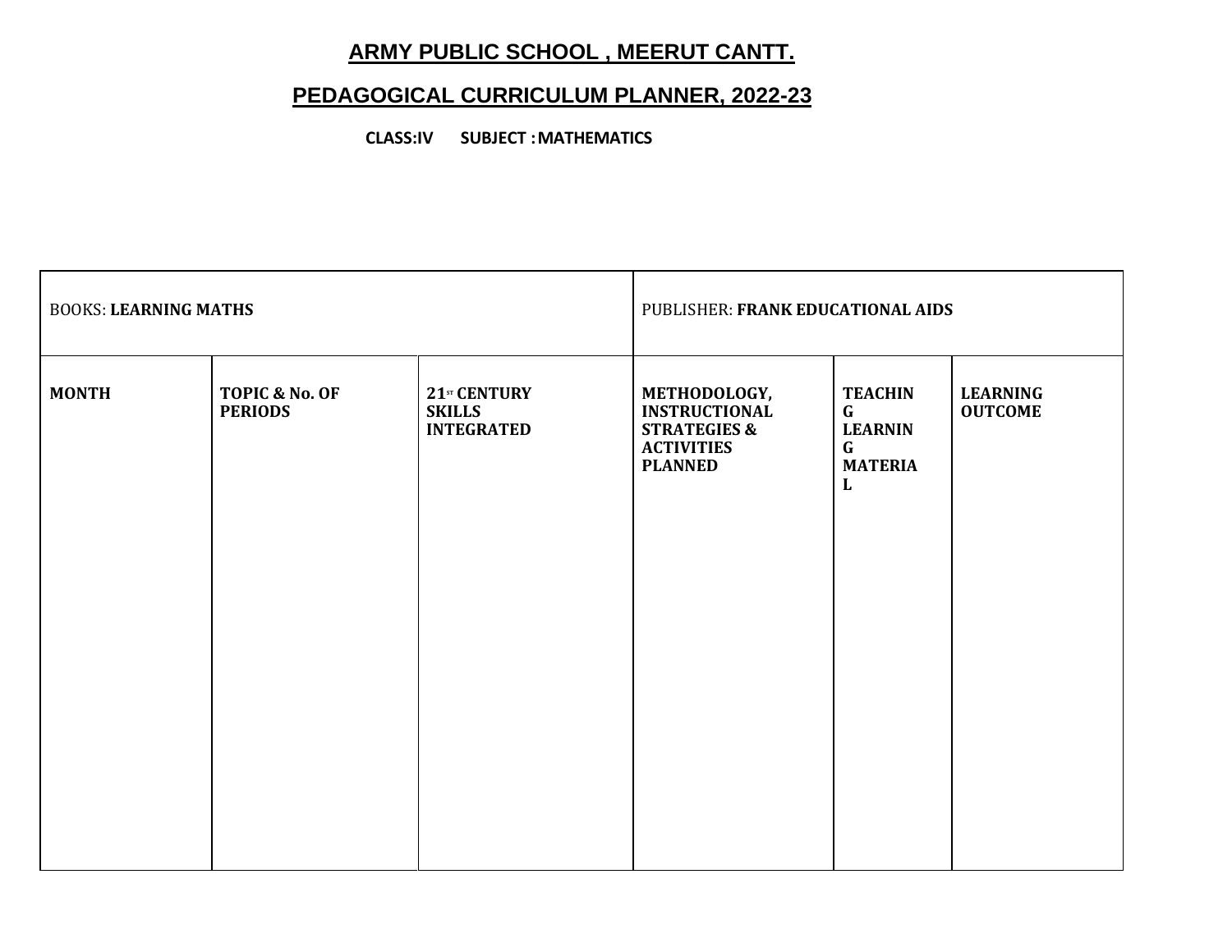# ARMY PUBLIC SCHOOL , MEERUT CANTT.

## PEDAGOGICAL CURRICULUM PLANNER, 2022-23

**CLASS:IV SUBJECT : MATHEMATICS**

| BOOKS: **LEARNING MATHS** | | | PUBLISHER: **FRANK EDUCATIONAL AIDS** | | |
|---|---|---|---|---|---|
| **MONTH** | **TOPIC & No. OF PERIODS** | **21ST CENTURY SKILLS INTEGRATED** | **METHODOLOGY, INSTRUCTIONAL STRATEGIES & ACTIVITIES PLANNED** | **TEACHING LEARNING MATERIAL** | **LEARNING OUTCOME** |
| | | | | | |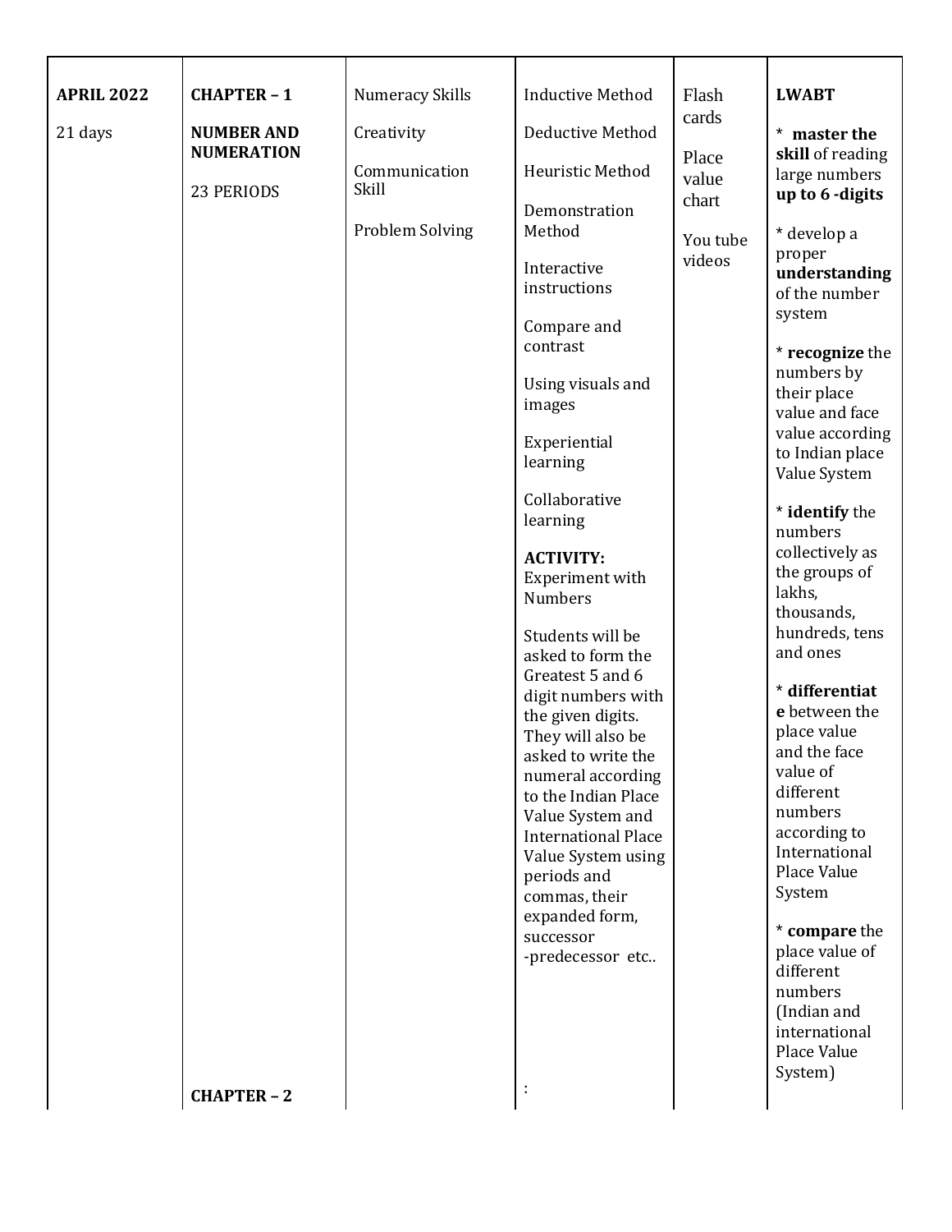| | | | | | |
|---|---|---|---|---|---|
| **APRIL 2022**<br><br>21 days | **CHAPTER – 1**<br><br>**NUMBER AND NUMERATION**<br><br>23 PERIODS | Numeracy Skills<br><br>Creativity<br><br>Communication Skill<br><br>Problem Solving | Inductive Method<br><br>Deductive Method<br><br>Heuristic Method<br><br>Demonstration Method<br><br>Interactive instructions<br><br>Compare and contrast<br><br>Using visuals and images<br><br>Experiential learning<br><br>Collaborative learning<br><br>**ACTIVITY:** Experiment with Numbers<br><br>Students will be asked to form the Greatest 5 and 6 digit numbers with the given digits. They will also be asked to write the numeral according to the Indian Place Value System and International Place Value System using periods and commas, their expanded form, successor -predecessor etc.. | Flash cards<br><br>Place value chart<br><br>You tube videos | **LWABT**<br><br>* **master the skill** of reading large numbers **up to 6 -digits**<br><br>* develop a proper **understanding** of the number system<br><br>* **recognize** the numbers by their place value and face value according to Indian place Value System<br><br>* **identify** the numbers collectively as the groups of lakhs, thousands, hundreds, tens and ones<br><br>* **differentiate** between the place value and the face value of different numbers according to International Place Value System<br><br>* **compare** the place value of different numbers (Indian and international Place Value System) |
| | **CHAPTER – 2** | | : | | |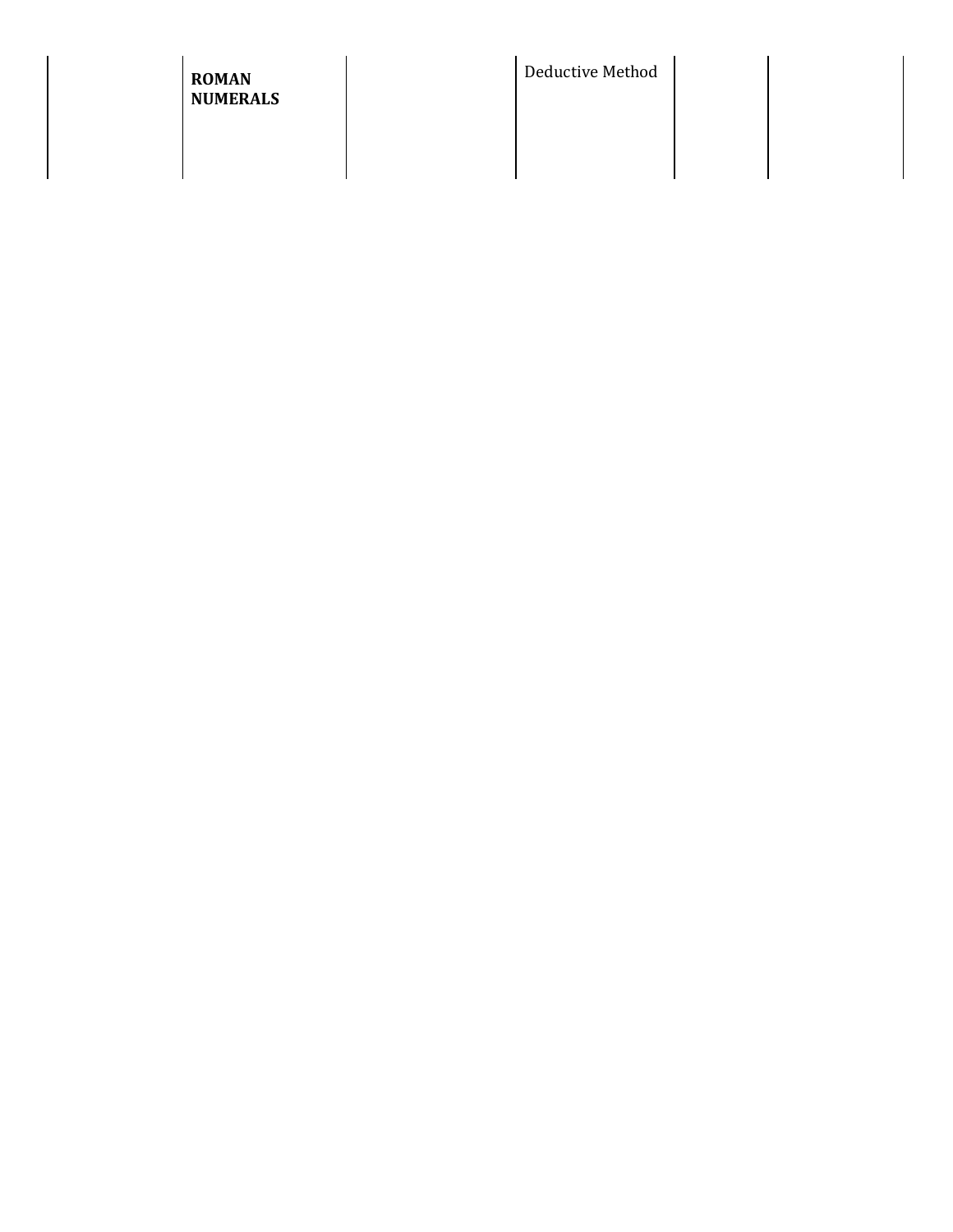| | | | | | |
|---|---|---|---|---|---|
| | **ROMAN NUMERALS** | | Deductive Method | | |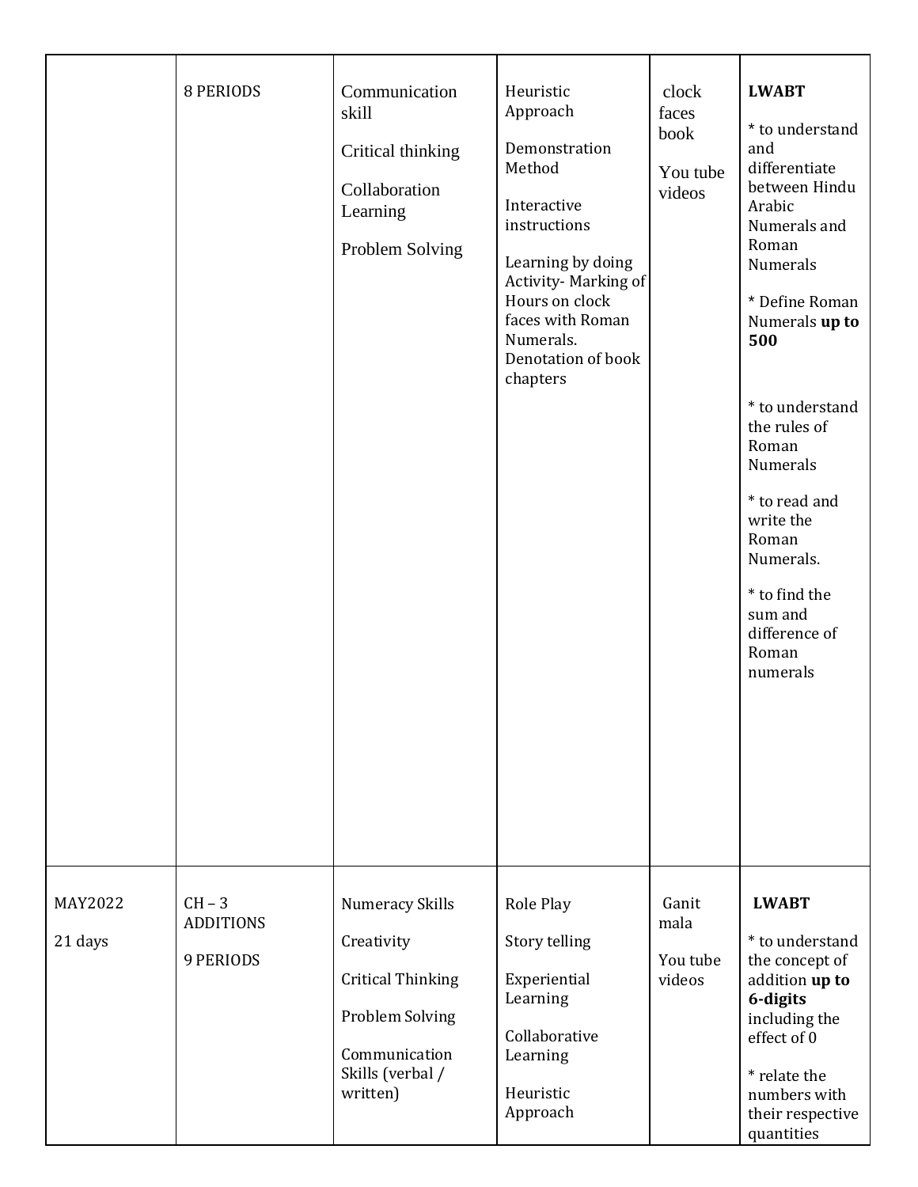| | | | | | |
|---|---|---|---|---|---|
| | 8 PERIODS | Communication skill<br><br>Critical thinking<br><br>Collaboration Learning<br><br>Problem Solving | Heuristic Approach<br><br>Demonstration Method<br><br>Interactive instructions<br><br>Learning by doing Activity- Marking of Hours on clock faces with Roman Numerals. Denotation of book chapters | clock faces book<br><br>You tube videos | **LWABT**<br><br>* to understand and differentiate between Hindu Arabic Numerals and Roman Numerals<br><br>* Define Roman Numerals **up to 500**<br><br>* to understand the rules of Roman Numerals<br><br>* to read and write the Roman Numerals.<br><br>* to find the sum and difference of Roman numerals |
| MAY2022<br><br>21 days | CH – 3 ADDITIONS<br><br>9 PERIODS | Numeracy Skills<br><br>Creativity<br><br>Critical Thinking<br><br>Problem Solving<br><br>Communication Skills (verbal / written) | Role Play<br><br>Story telling<br><br>Experiential Learning<br><br>Collaborative Learning<br><br>Heuristic Approach | Ganit mala<br><br>You tube videos | **LWABT**<br><br>* to understand the concept of addition **up to 6-digits** including the effect of 0<br><br>* relate the numbers with their respective quantities |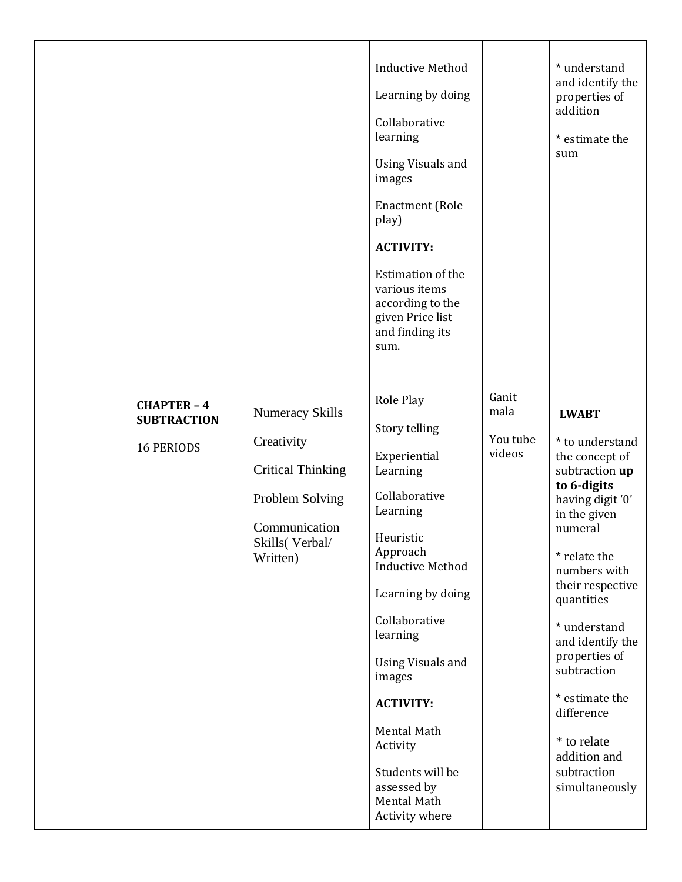|  |  |  |  |  |  |
|---|---|---|---|---|---|
|  |  |  | Inductive Method<br><br>Learning by doing<br><br>Collaborative learning<br><br>Using Visuals and images<br><br>Enactment (Role play)<br><br>**ACTIVITY:**<br><br>Estimation of the various items according to the given Price list and finding its sum. |  | * understand and identify the properties of addition<br><br>* estimate the sum |
|  | **CHAPTER – 4 SUBTRACTION**<br><br>16 PERIODS | Numeracy Skills<br><br>Creativity<br><br>Critical Thinking<br><br>Problem Solving<br><br>Communication Skills( Verbal/ Written) | Role Play<br><br>Story telling<br><br>Experiential Learning<br><br>Collaborative Learning<br><br>Heuristic Approach Inductive Method<br><br>Learning by doing<br><br>Collaborative learning<br><br>Using Visuals and images<br><br>**ACTIVITY:**<br><br>Mental Math Activity<br><br>Students will be assessed by Mental Math Activity where | Ganit mala<br><br>You tube videos | **LWABT**<br><br>* to understand the concept of subtraction **up to 6-digits** having digit '0' in the given numeral<br><br>* relate the numbers with their respective quantities<br><br>* understand and identify the properties of subtraction<br><br>* estimate the difference<br><br>* to relate addition and subtraction simultaneously |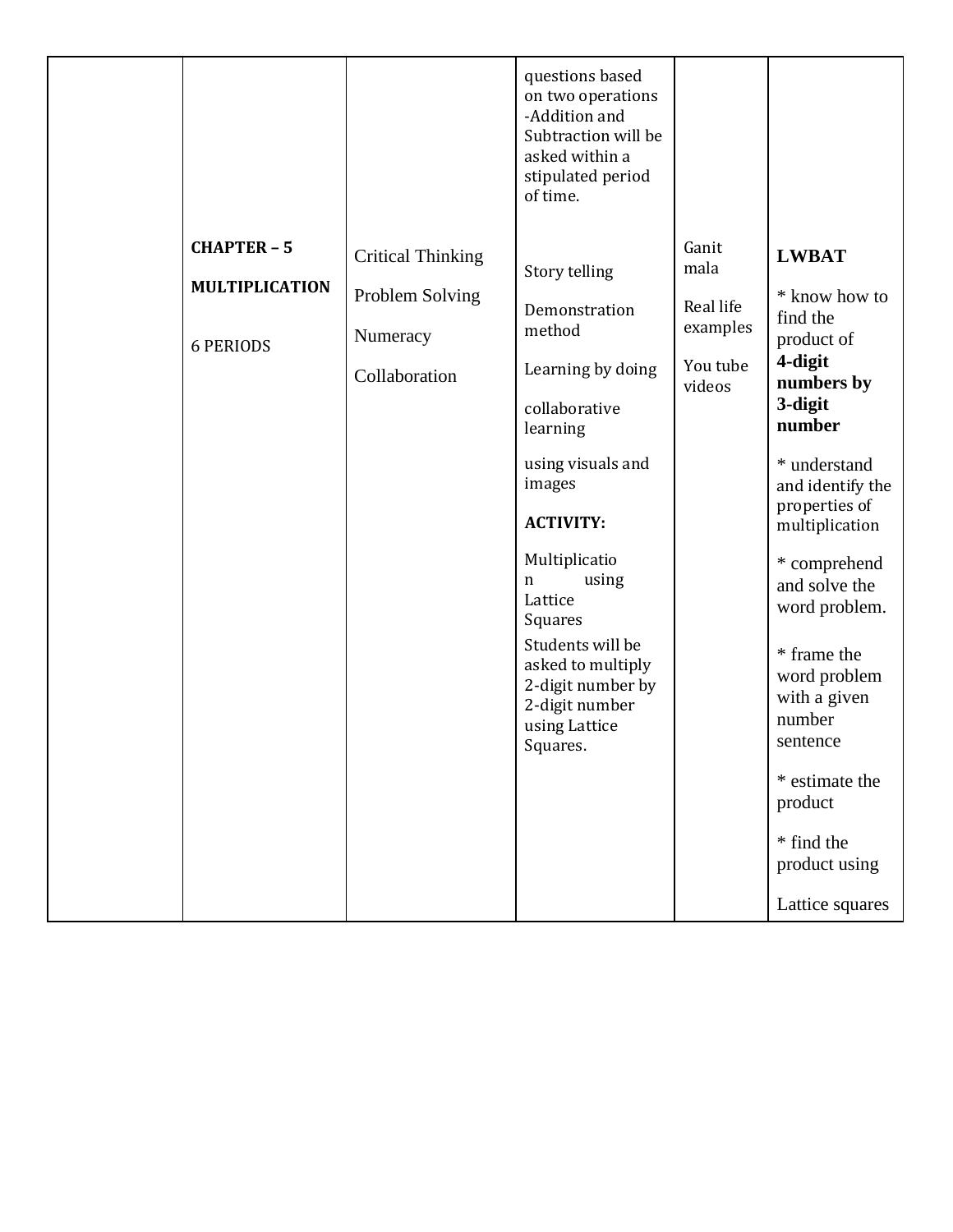| | | | | | |
|---|---|---|---|---|---|
| | | | questions based on two operations -Addition and Subtraction will be asked within a stipulated period of time. | | |
| | **CHAPTER – 5**<br><br>**MULTIPLICATION**<br><br>6 PERIODS | Critical Thinking<br><br>Problem Solving<br><br>Numeracy<br><br>Collaboration | Story telling<br><br>Demonstration method<br><br>Learning by doing<br><br>collaborative learning<br><br>using visuals and images<br><br>**ACTIVITY:**<br><br>Multiplication using Lattice Squares<br><br>Students will be asked to multiply 2-digit number by 2-digit number using Lattice Squares. | Ganit mala<br><br>Real life examples<br><br>You tube videos | **LWBAT**<br><br>* know how to find the product of **4-digit numbers by 3-digit number**<br><br>* understand and identify the properties of multiplication<br><br>* comprehend and solve the word problem.<br><br>* frame the word problem with a given number sentence<br><br>* estimate the product<br><br>* find the product using<br><br>Lattice squares |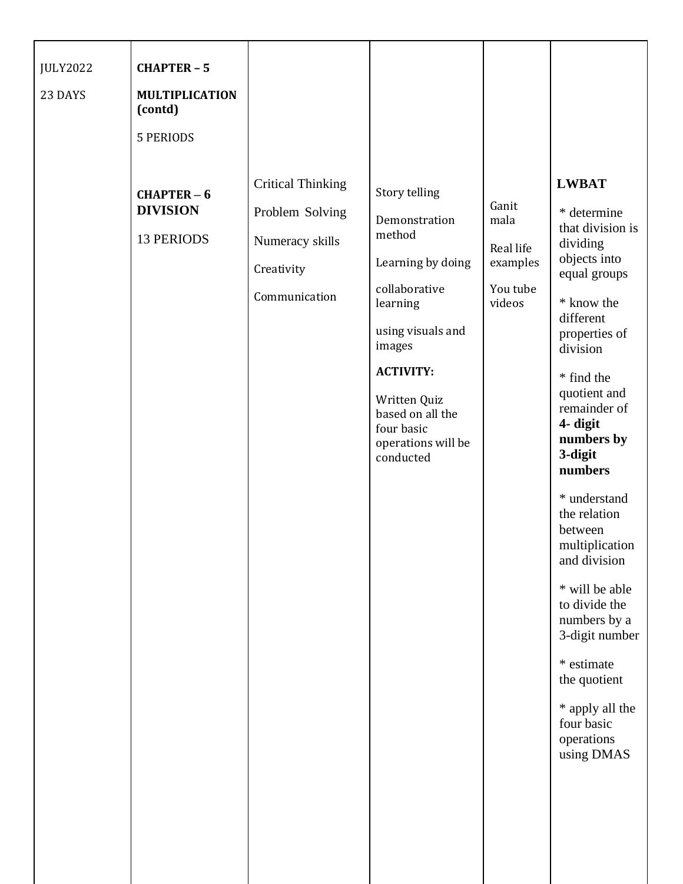| | | | | | |
|---|---|---|---|---|---|
| JULY2022<br><br>23 DAYS | **CHAPTER – 5**<br><br>**MULTIPLICATION (contd)**<br><br>5 PERIODS | | | | |
| | **CHAPTER – 6**<br>**DIVISION**<br><br>13 PERIODS | Critical Thinking<br><br>Problem Solving<br><br>Numeracy skills<br><br>Creativity<br><br>Communication | Story telling<br><br>Demonstration method<br><br>Learning by doing<br><br>collaborative learning<br><br>using visuals and images<br><br>**ACTIVITY:**<br><br>Written Quiz based on all the four basic operations will be conducted | Ganit mala<br><br>Real life examples<br><br>You tube videos | **LWBAT**<br><br>* determine that division is dividing objects into equal groups<br><br>* know the different properties of division<br><br>* find the quotient and remainder of **4- digit numbers by 3-digit numbers**<br><br>* understand the relation between multiplication and division<br><br>* will be able to divide the numbers by a 3-digit number<br><br>* estimate the quotient<br><br>* apply all the four basic operations using DMAS |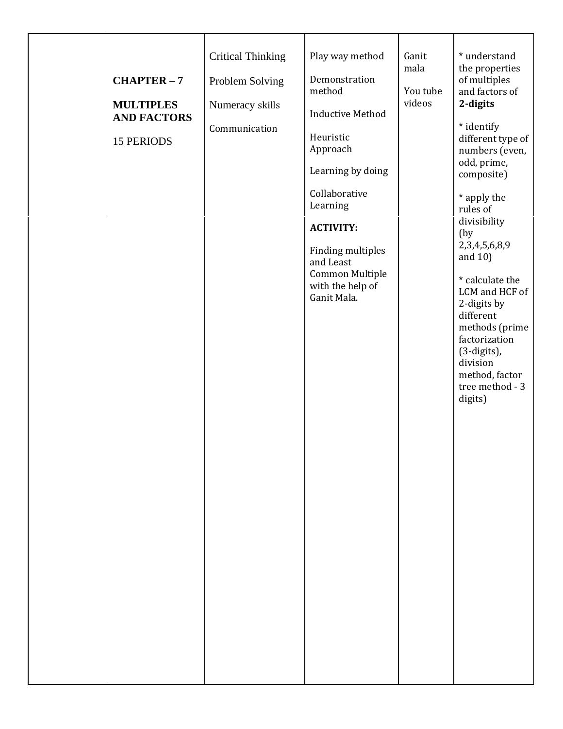| | | | | | |
|---|---|---|---|---|---|
| | **CHAPTER – 7**<br><br>**MULTIPLES AND FACTORS**<br><br>15 PERIODS | Critical Thinking<br><br>Problem Solving<br><br>Numeracy skills<br><br>Communication | Play way method<br><br>Demonstration method<br><br>Inductive Method<br><br>Heuristic Approach<br><br>Learning by doing<br><br>Collaborative Learning<br><br>**ACTIVITY:**<br><br>Finding multiples and Least Common Multiple with the help of Ganit Mala. | Ganit mala<br><br>You tube videos | * understand the properties of multiples and factors of **2-digits**<br><br>* identify different type of numbers (even, odd, prime, composite)<br><br>* apply the rules of divisibility (by 2,3,4,5,6,8,9 and 10)<br><br>* calculate the LCM and HCF of 2-digits by different methods (prime factorization (3-digits), division method, factor tree method - 3 digits) |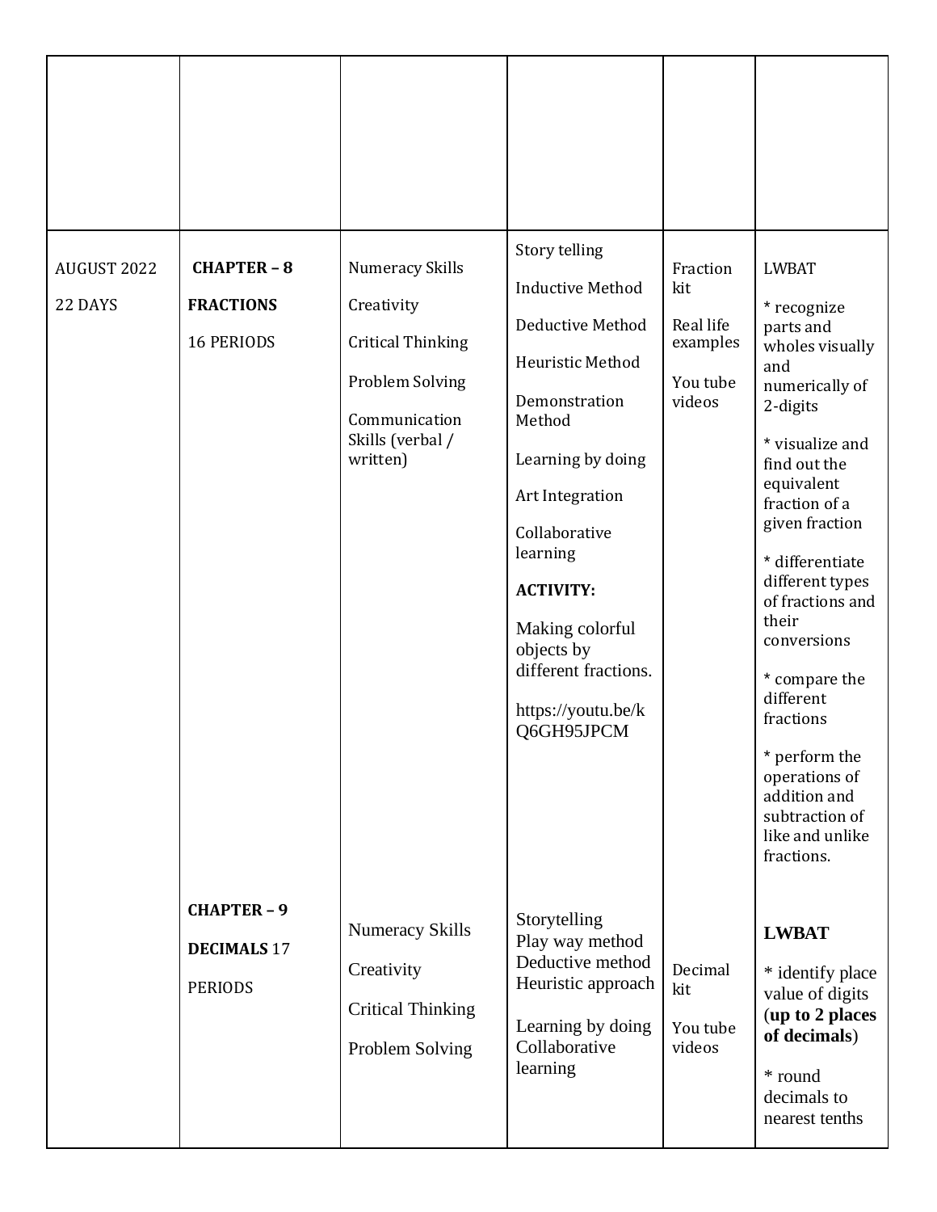| | | | | | |
|---|---|---|---|---|---|
| | | | | | |
| AUGUST 2022<br>22 DAYS | **CHAPTER – 8**<br>**FRACTIONS**<br>16 PERIODS | Numeracy Skills<br>Creativity<br>Critical Thinking<br>Problem Solving<br>Communication Skills (verbal / written) | Story telling<br>Inductive Method<br>Deductive Method<br>Heuristic Method<br>Demonstration Method<br>Learning by doing<br>Art Integration<br>Collaborative learning<br>**ACTIVITY:**<br>Making colorful objects by different fractions.<br>https://youtu.be/kQ6GH95JPCM | Fraction kit<br>Real life examples<br>You tube videos | LWBAT<br>* recognize parts and wholes visually and numerically of 2-digits<br>* visualize and find out the equivalent fraction of a given fraction<br>* differentiate different types of fractions and their conversions<br>* compare the different fractions<br>* perform the operations of addition and subtraction of like and unlike fractions. |
| | **CHAPTER – 9**<br>**DECIMALS** 17 PERIODS | Numeracy Skills<br>Creativity<br>Critical Thinking<br>Problem Solving | Storytelling<br>Play way method<br>Deductive method<br>Heuristic approach<br>Learning by doing<br>Collaborative learning | Decimal kit<br>You tube videos | **LWBAT**<br>* identify place value of digits (**up to 2 places of decimals**)<br>* round decimals to nearest tenths |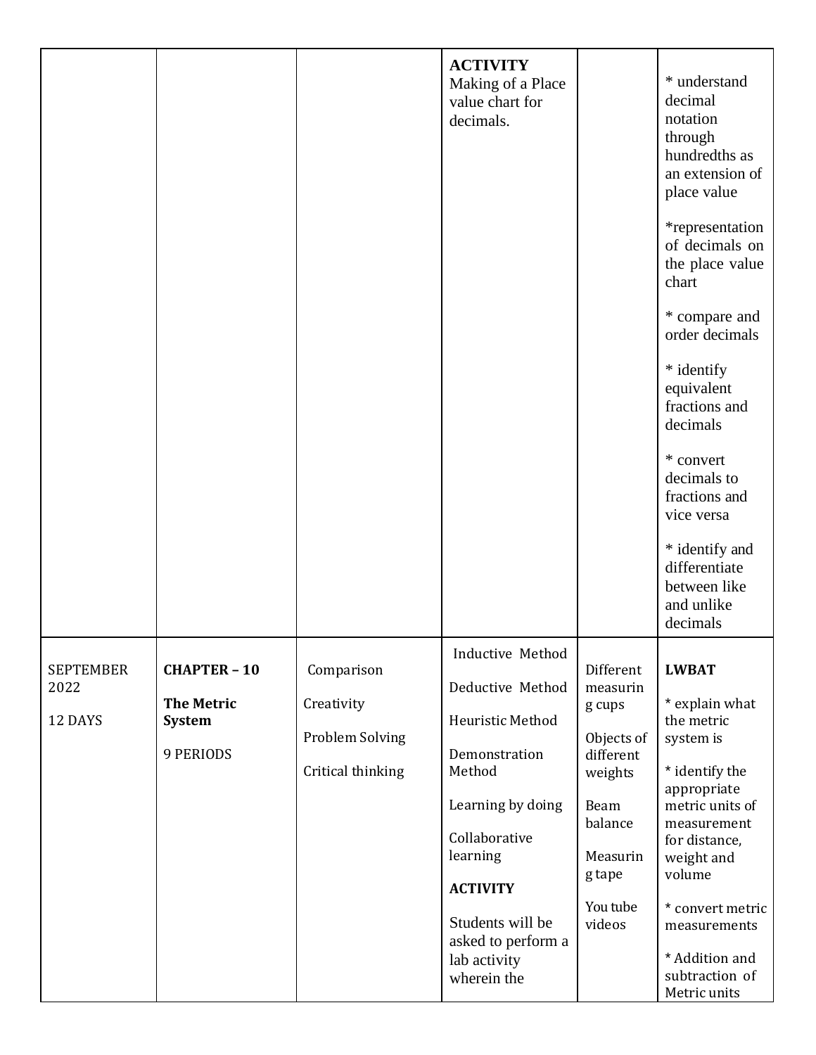| | | | | | |
|---|---|---|---|---|---|
| | | | **ACTIVITY** Making of a Place value chart for decimals. | | * understand decimal notation through hundredths as an extension of place value<br><br>*representation of decimals on the place value chart<br><br>* compare and order decimals<br><br>* identify equivalent fractions and decimals<br><br>* convert decimals to fractions and vice versa<br><br>* identify and differentiate between like and unlike decimals |
| SEPTEMBER 2022<br><br>12 DAYS | **CHAPTER – 10**<br><br>**The Metric System**<br><br>9 PERIODS | Comparison<br><br>Creativity<br><br>Problem Solving<br><br>Critical thinking | Inductive Method<br><br>Deductive Method<br><br>Heuristic Method<br><br>Demonstration Method<br><br>Learning by doing<br><br>Collaborative learning<br><br>**ACTIVITY**<br><br>Students will be asked to perform a lab activity wherein the | Different measuring cups<br><br>Objects of different weights<br><br>Beam balance<br><br>Measuring tape<br><br>You tube videos | **LWBAT**<br><br>* explain what the metric system is<br><br>* identify the appropriate metric units of measurement for distance, weight and volume<br><br>* convert metric measurements<br><br>* Addition and subtraction of Metric units |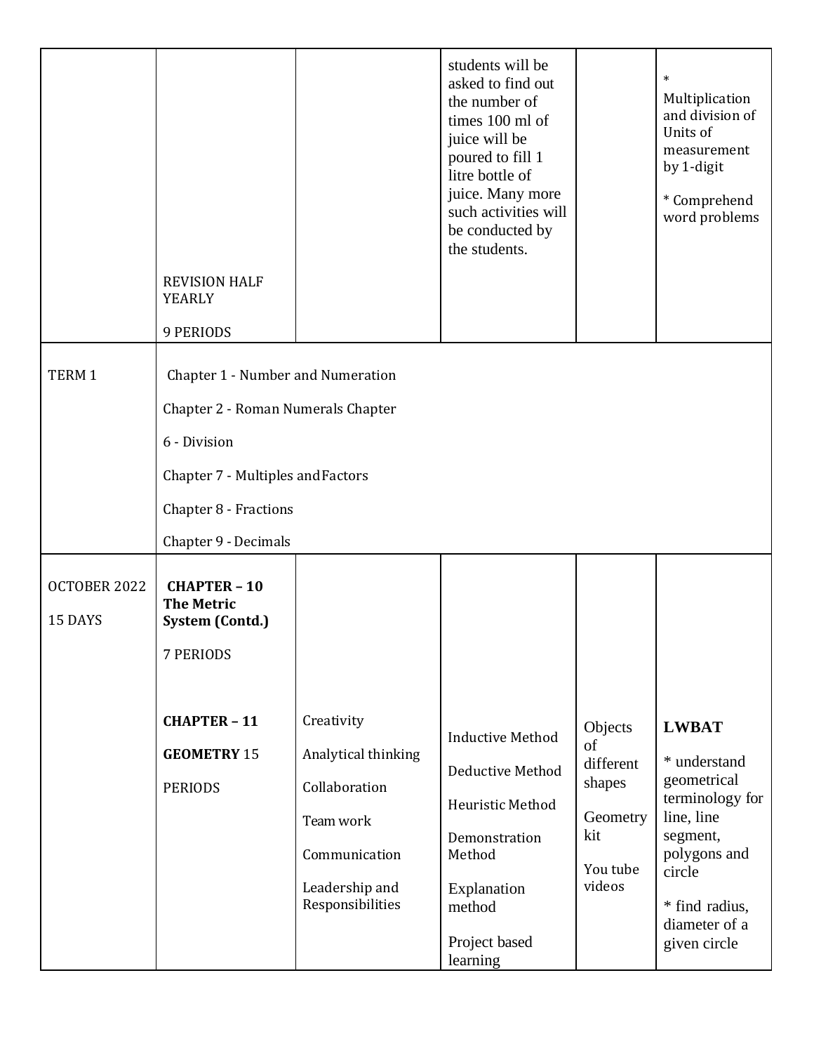| | | | | | |
|---|---|---|---|---|---|
| | REVISION HALF YEARLY<br><br>9 PERIODS | | students will be asked to find out the number of times 100 ml of juice will be poured to fill 1 litre bottle of juice. Many more such activities will be conducted by the students. | | * Multiplication and division of Units of measurement by 1-digit<br><br>* Comprehend word problems |
| TERM 1 | Chapter 1 - Number and Numeration<br><br>Chapter 2 - Roman Numerals Chapter<br><br>6 - Division<br><br>Chapter 7 - Multiples and Factors<br><br>Chapter 8 - Fractions<br><br>Chapter 9 - Decimals | | | | |
| OCTOBER 2022<br><br>15 DAYS | **CHAPTER – 10 The Metric System (Contd.)**<br><br>7 PERIODS<br><br>**CHAPTER – 11**<br><br>**GEOMETRY** 15<br><br>PERIODS | Creativity<br><br>Analytical thinking<br><br>Collaboration<br><br>Team work<br><br>Communication<br><br>Leadership and Responsibilities | Inductive Method<br><br>Deductive Method<br><br>Heuristic Method<br><br>Demonstration Method<br><br>Explanation method<br><br>Project based learning | Objects of different shapes<br><br>Geometry kit<br><br>You tube videos | **LWBAT**<br><br>* understand geometrical terminology for line, line segment, polygons and circle<br><br>* find radius, diameter of a given circle |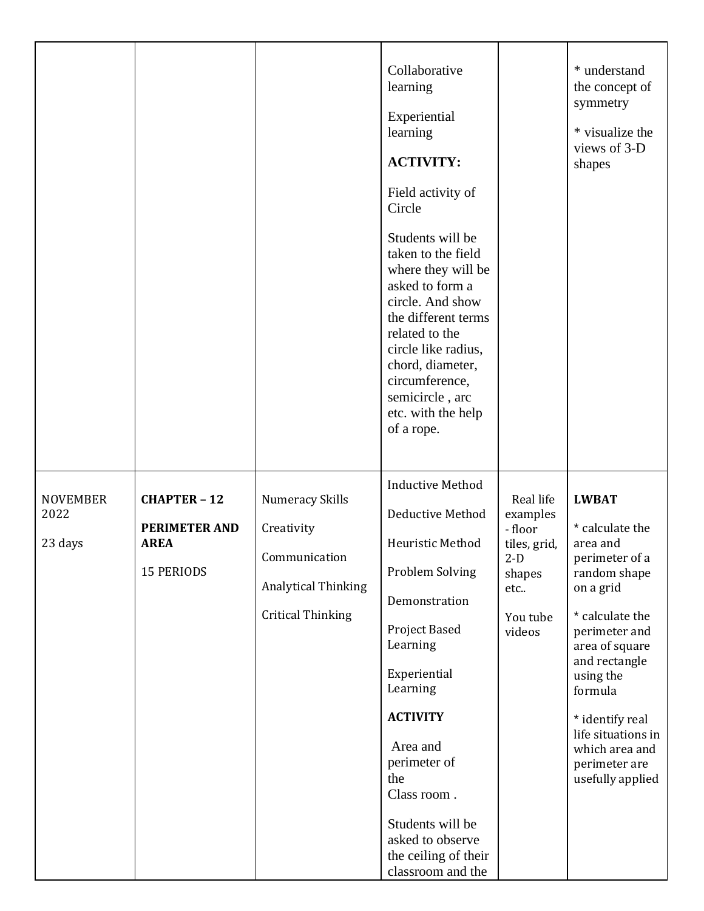| | | | | | |
|---|---|---|---|---|---|
| | | | Collaborative learning<br><br>Experiential learning<br><br>**ACTIVITY:**<br><br>Field activity of Circle<br><br>Students will be taken to the field where they will be asked to form a circle. And show the different terms related to the circle like radius, chord, diameter, circumference, semicircle , arc etc. with the help of a rope. | | * understand the concept of symmetry<br><br>* visualize the views of 3-D shapes |
| NOVEMBER 2022<br><br>23 days | **CHAPTER – 12**<br><br>**PERIMETER AND AREA**<br><br>15 PERIODS | Numeracy Skills<br><br>Creativity<br><br>Communication<br><br>Analytical Thinking<br><br>Critical Thinking | Inductive Method<br><br>Deductive Method<br><br>Heuristic Method<br><br>Problem Solving<br><br>Demonstration<br><br>Project Based Learning<br><br>Experiential Learning<br><br>**ACTIVITY**<br><br>Area and perimeter of the Class room .<br><br>Students will be asked to observe the ceiling of their classroom and the | Real life examples - floor tiles, grid, 2-D shapes etc..<br><br>You tube videos | **LWBAT**<br><br>* calculate the area and perimeter of a random shape on a grid<br><br>* calculate the perimeter and area of square and rectangle using the formula<br><br>* identify real life situations in which area and perimeter are usefully applied |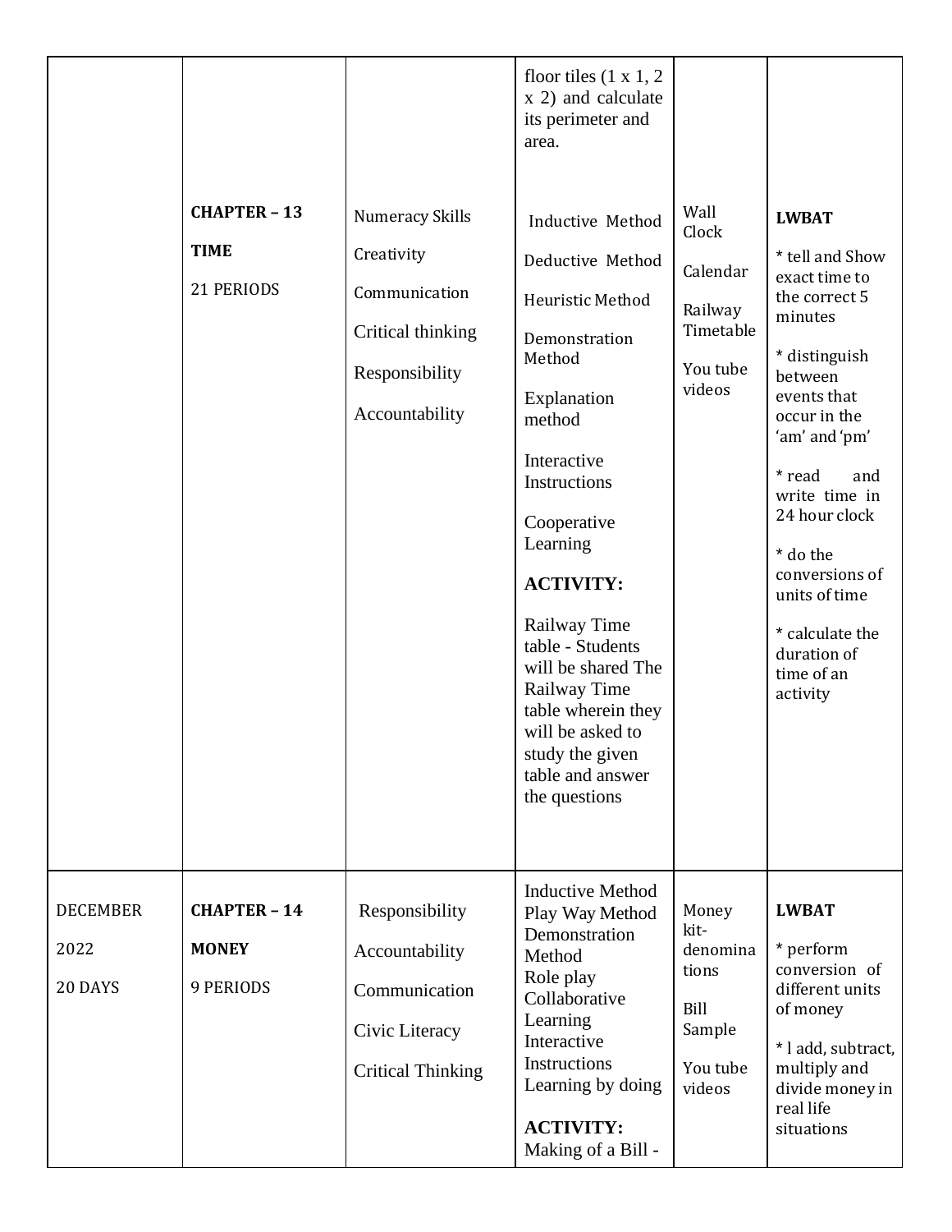| | | | | | |
|---|---|---|---|---|---|
| | | | floor tiles (1 x 1, 2 x 2) and calculate its perimeter and area. | | |
| | **CHAPTER – 13**<br><br>**TIME**<br><br>21 PERIODS | Numeracy Skills<br><br>Creativity<br><br>Communication<br><br>Critical thinking<br><br>Responsibility<br><br>Accountability | Inductive Method<br><br>Deductive Method<br><br>Heuristic Method<br><br>Demonstration Method<br><br>Explanation method<br><br>Interactive Instructions<br><br>Cooperative Learning<br><br>**ACTIVITY:**<br><br>Railway Time table - Students will be shared The Railway Time table wherein they will be asked to study the given table and answer the questions | Wall Clock<br><br>Calendar<br><br>Railway Timetable<br><br>You tube videos | **LWBAT**<br><br>* tell and Show exact time to the correct 5 minutes<br><br>* distinguish between events that occur in the 'am' and 'pm'<br><br>* read and write time in 24 hour clock<br><br>* do the conversions of units of time<br><br>* calculate the duration of time of an activity |
| DECEMBER<br><br>2022<br><br>20 DAYS | **CHAPTER – 14**<br><br>**MONEY**<br><br>9 PERIODS | Responsibility<br><br>Accountability<br><br>Communication<br><br>Civic Literacy<br><br>Critical Thinking | Inductive Method<br>Play Way Method<br>Demonstration Method<br>Role play<br>Collaborative Learning<br>Interactive Instructions<br>Learning by doing<br><br>**ACTIVITY:**<br>Making of a Bill - | Money kit-denominations<br><br>Bill Sample<br><br>You tube videos | **LWBAT**<br><br>* perform conversion of different units of money<br><br>* l add, subtract, multiply and divide money in real life situations |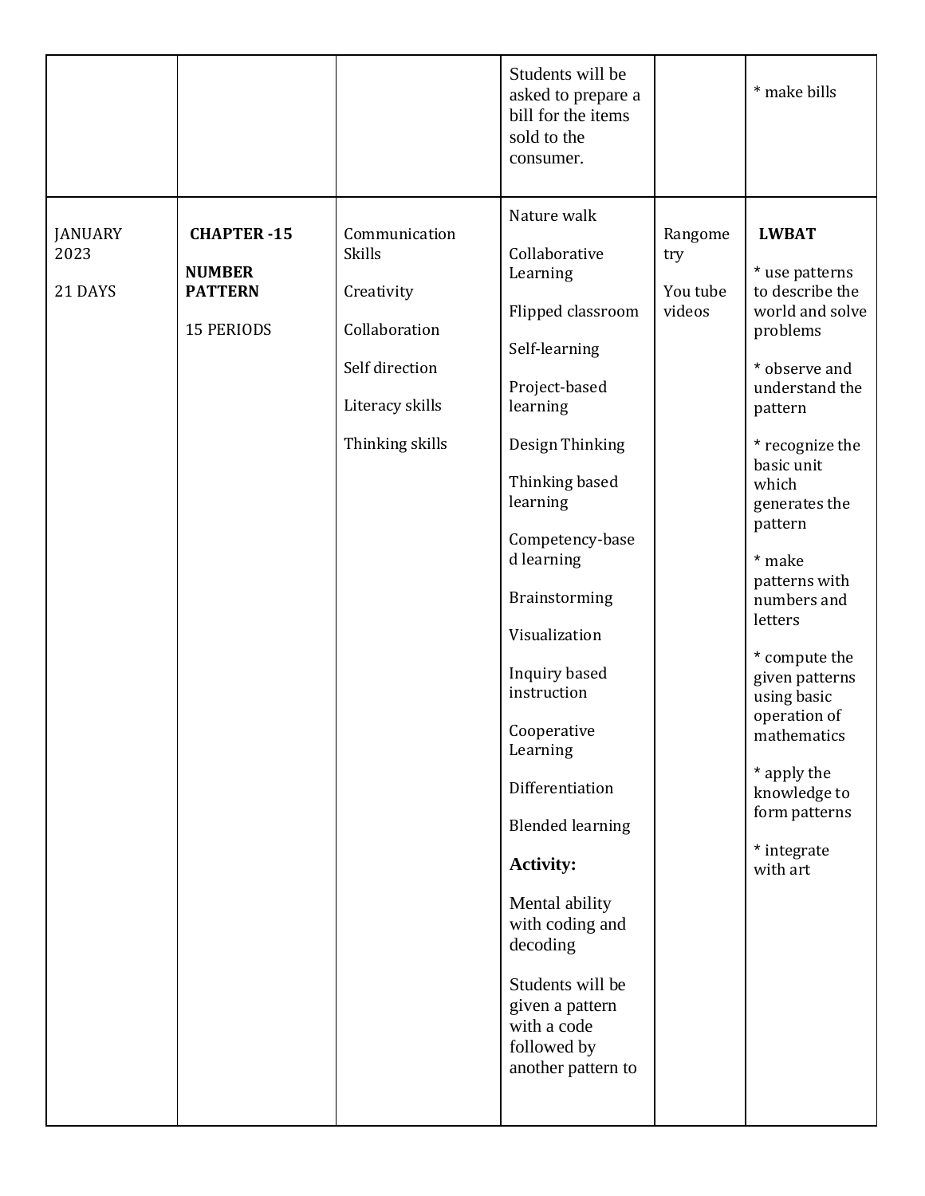| | | | | | |
|---|---|---|---|---|---|
| | | | Students will be asked to prepare a bill for the items sold to the consumer. | | * make bills |
| JANUARY 2023<br><br>21 DAYS | **CHAPTER -15**<br><br>**NUMBER PATTERN**<br><br>15 PERIODS | Communication Skills<br><br>Creativity<br><br>Collaboration<br><br>Self direction<br><br>Literacy skills<br><br>Thinking skills | Nature walk<br><br>Collaborative Learning<br><br>Flipped classroom<br><br>Self-learning<br><br>Project-based learning<br><br>Design Thinking<br><br>Thinking based learning<br><br>Competency-based learning<br><br>Brainstorming<br><br>Visualization<br><br>Inquiry based instruction<br><br>Cooperative Learning<br><br>Differentiation<br><br>Blended learning<br><br>**Activity:**<br><br>Mental ability with coding and decoding<br><br>Students will be given a pattern with a code followed by another pattern to | Rangometry<br><br>You tube videos | **LWBAT**<br><br>* use patterns to describe the world and solve problems<br><br>* observe and understand the pattern<br><br>* recognize the basic unit which generates the pattern<br><br>* make patterns with numbers and letters<br><br>* compute the given patterns using basic operation of mathematics<br><br>* apply the knowledge to form patterns<br><br>* integrate with art |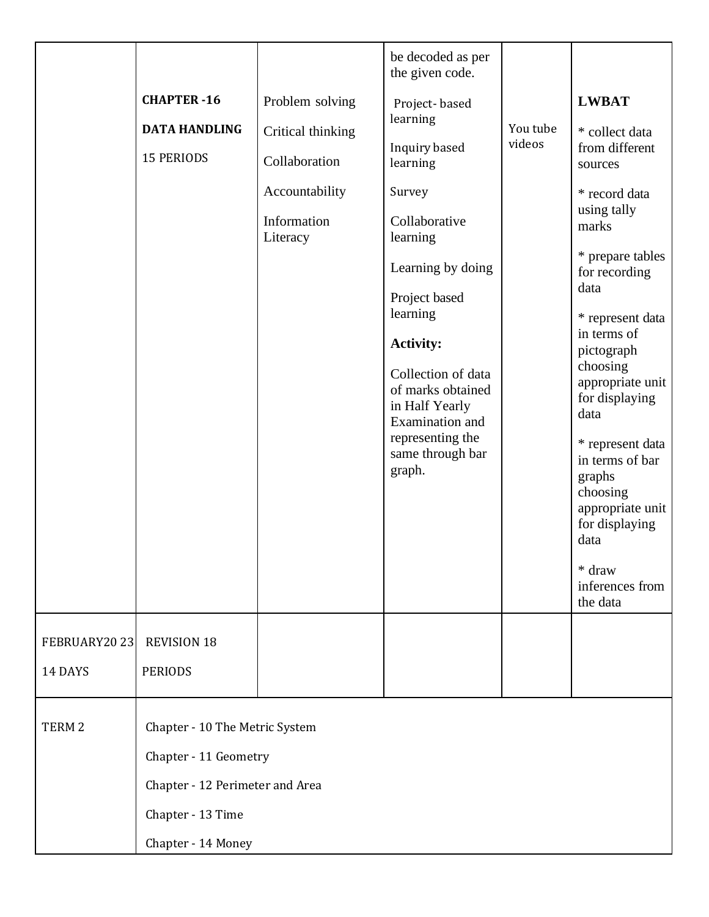| | | | | | |
|---|---|---|---|---|---|
| | **CHAPTER -16**<br><br>**DATA HANDLING**<br><br>15 PERIODS | Problem solving<br><br>Critical thinking<br><br>Collaboration<br><br>Accountability<br><br>Information Literacy | be decoded as per the given code.<br><br>Project- based learning<br><br>Inquiry based learning<br><br>Survey<br><br>Collaborative learning<br><br>Learning by doing<br><br>Project based learning<br><br>**Activity:**<br><br>Collection of data of marks obtained in Half Yearly Examination and representing the same through bar graph. | You tube videos | **LWBAT**<br><br>* collect data from different sources<br><br>* record data using tally marks<br><br>* prepare tables for recording data<br><br>* represent data in terms of pictograph choosing appropriate unit for displaying data<br><br>* represent data in terms of bar graphs choosing appropriate unit for displaying data<br><br>* draw inferences from the data |
| FEBRUARY20 23<br><br>14 DAYS | REVISION 18<br><br>PERIODS | | | | |
| TERM 2 | Chapter - 10 The Metric System<br><br>Chapter - 11 Geometry<br><br>Chapter - 12 Perimeter and Area<br><br>Chapter - 13 Time<br><br>Chapter - 14 Money | | | | |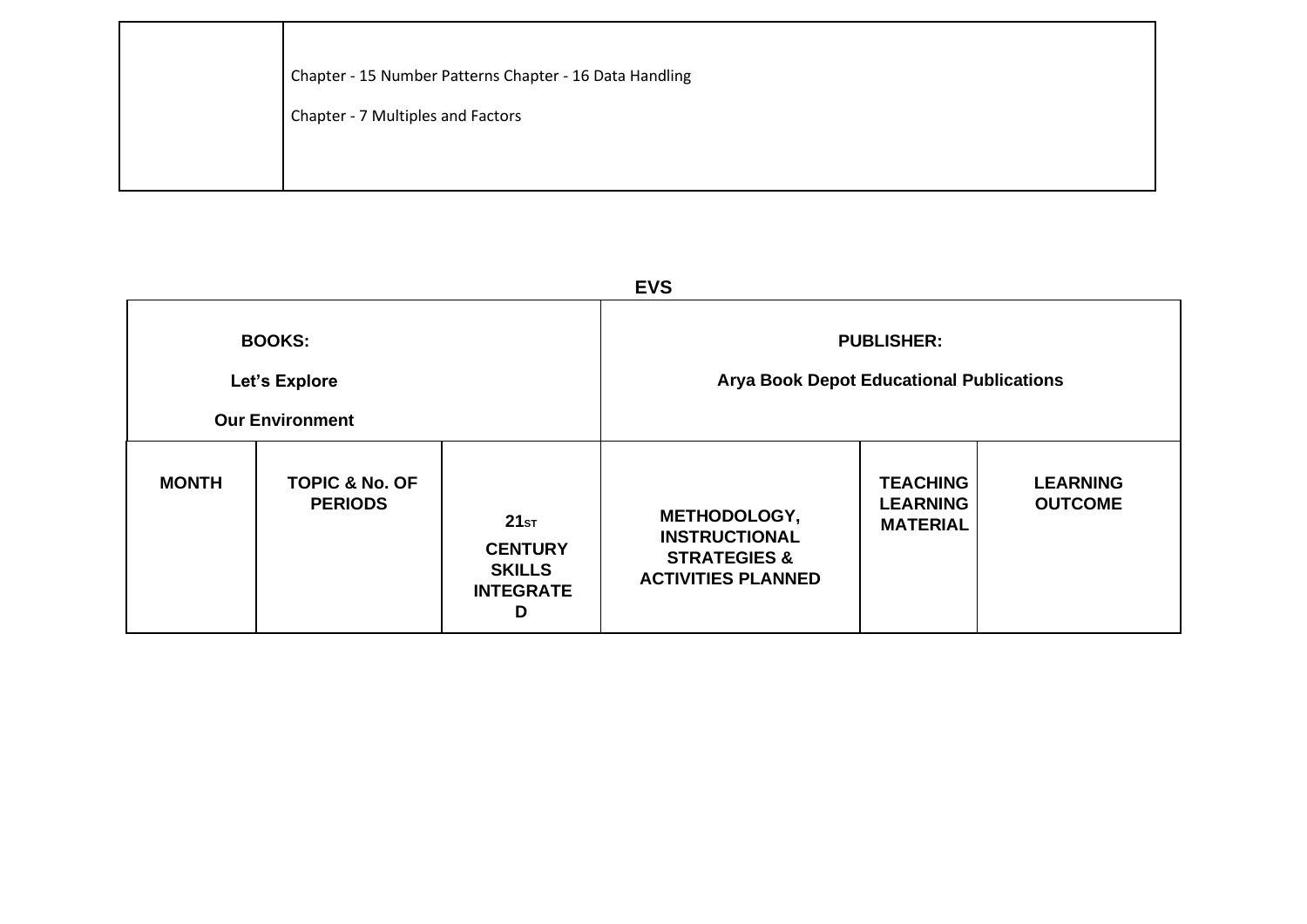|  | Chapter - 15 Number Patterns Chapter - 16 Data Handling<br><br>Chapter - 7 Multiples and Factors |
|---|---|

## EVS

| **BOOKS:**<br><br>**Let's Explore**<br><br>**Our Environment** | | | **PUBLISHER:**<br><br>**Arya Book Depot Educational Publications** | | |
|---|---|---|---|---|---|
| **MONTH** | **TOPIC & No. OF PERIODS** | **21ST CENTURY SKILLS INTEGRATED** | **METHODOLOGY, INSTRUCTIONAL STRATEGIES & ACTIVITIES PLANNED** | **TEACHING LEARNING MATERIAL** | **LEARNING OUTCOME** |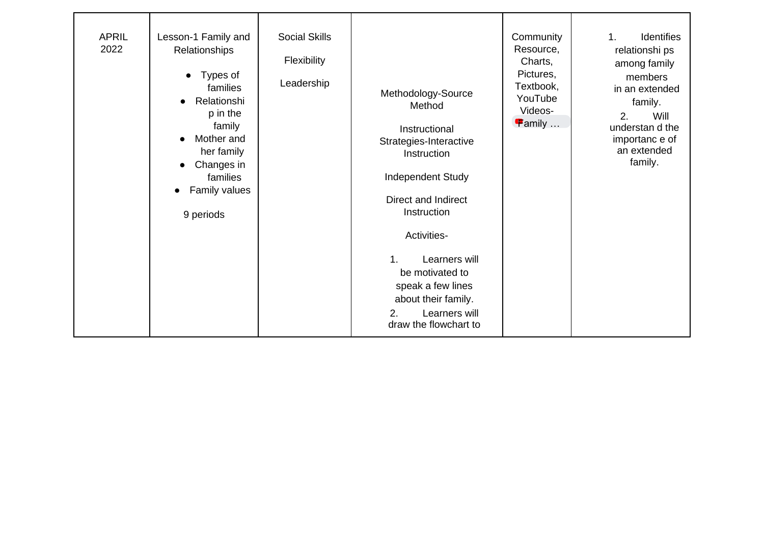| | | | | | |
|---|---|---|---|---|---|
| APRIL 2022 | Lesson-1 Family and Relationships<br>• Types of families<br>• Relationship in the family<br>• Mother and her family<br>• Changes in families<br>• Family values<br>9 periods | Social Skills<br>Flexibility<br>Leadership | Methodology-Source Method<br>Instructional Strategies-Interactive Instruction<br>Independent Study<br>Direct and Indirect Instruction<br>Activities-<br>1. Learners will be motivated to speak a few lines about their family.<br>2. Learners will draw the flowchart to | Community Resource, Charts, Pictures, Textbook, YouTube Videos- Family … | 1. Identifies relationships among family members in an extended family.<br>2. Will understand the importance of an extended family. |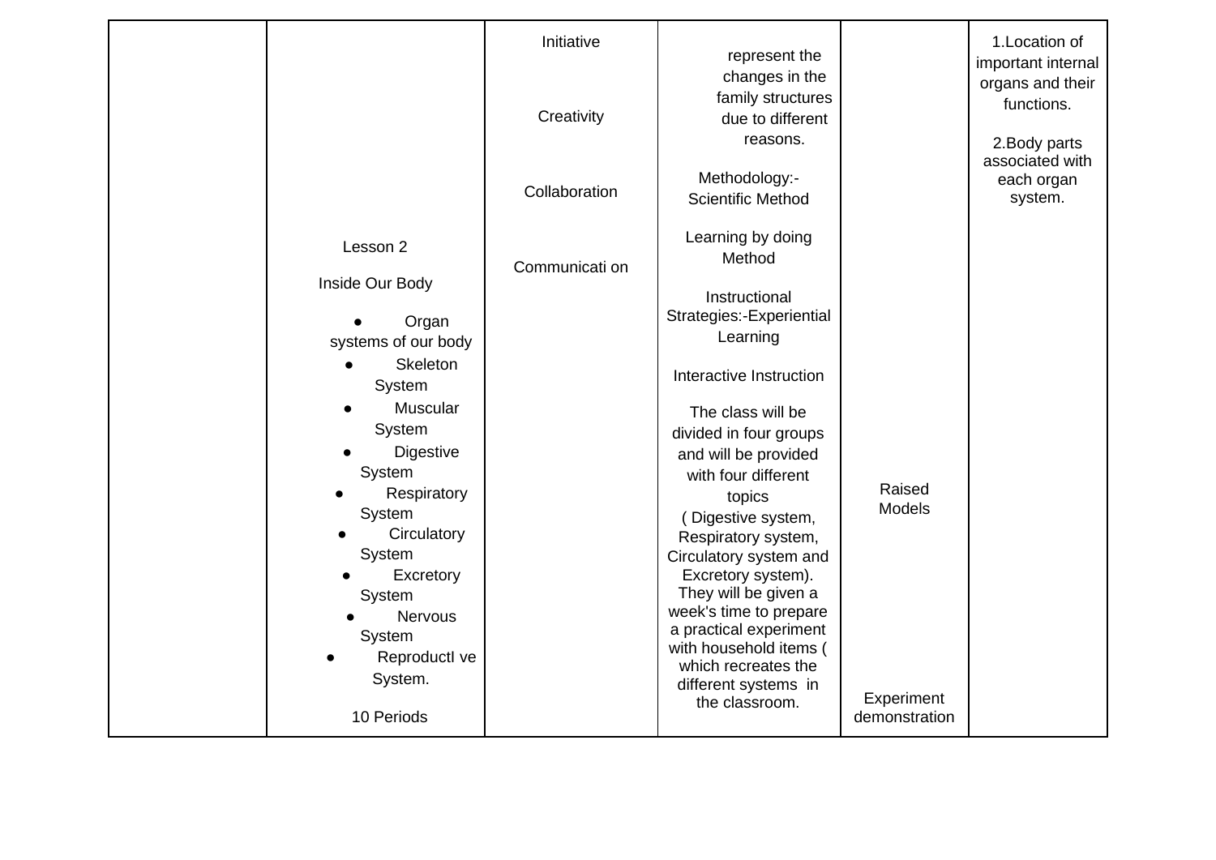| | | | | | |
|---|---|---|---|---|---|
| | Lesson 2<br><br>Inside Our Body<br><br>● Organ systems of our body<br>● Skeleton System<br>● Muscular System<br>● Digestive System<br>● Respiratory System<br>● Circulatory System<br>● Excretory System<br>● Nervous System<br>● ReproductI ve System.<br><br>10 Periods | Initiative<br><br>Creativity<br><br>Collaboration<br><br>Communicati on | represent the changes in the family structures due to different reasons.<br><br>Methodology:- Scientific Method<br><br>Learning by doing Method<br><br>Instructional Strategies:-Experiential Learning<br><br>Interactive Instruction<br><br>The class will be divided in four groups and will be provided with four different topics ( Digestive system, Respiratory system, Circulatory system and Excretory system). They will be given a week's time to prepare a practical experiment with household items ( which recreates the different systems in the classroom. | Raised Models<br><br>Experiment demonstration | 1.Location of important internal organs and their functions.<br><br>2.Body parts associated with each organ system. |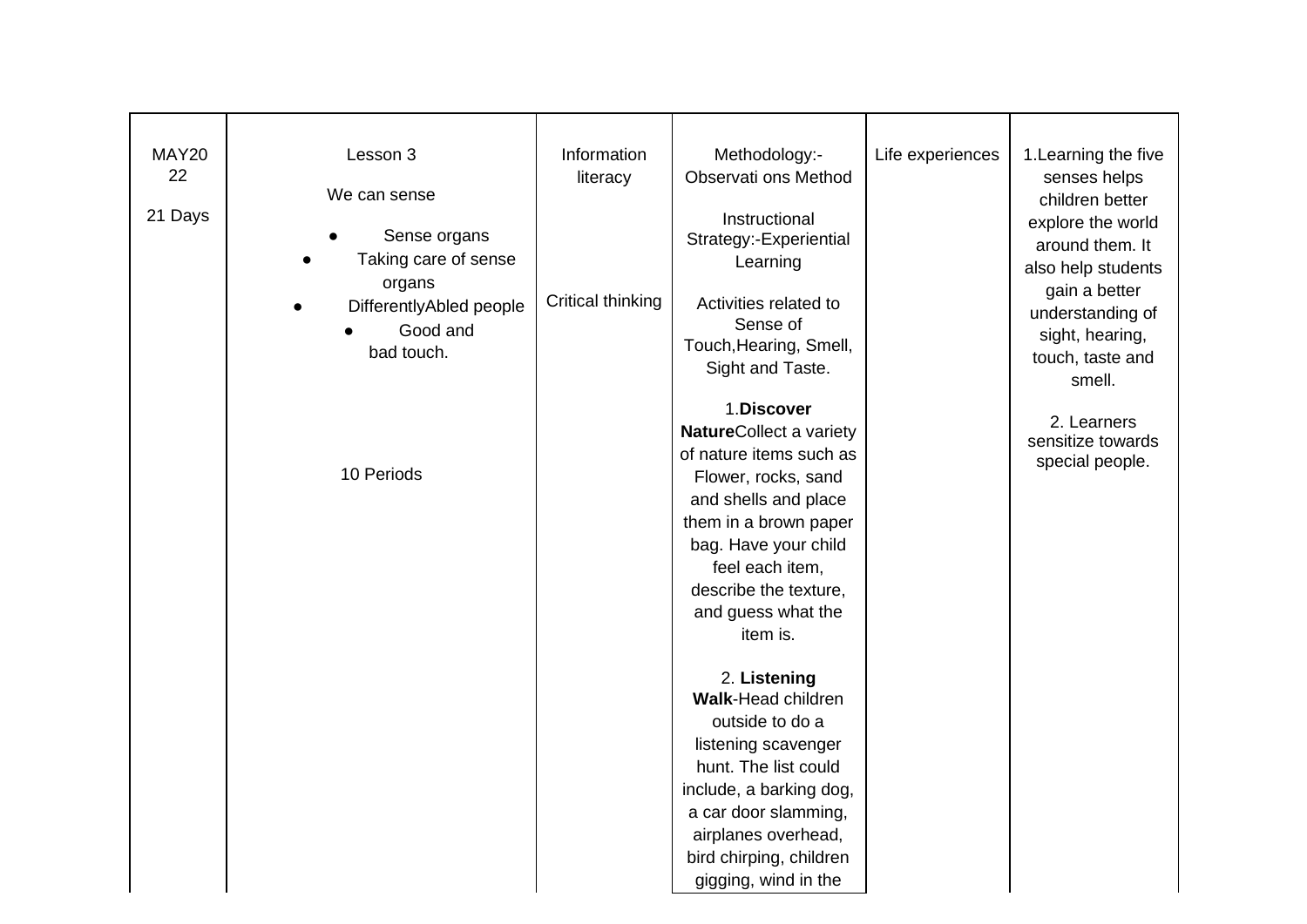| | | | | | |
|---|---|---|---|---|---|
| MAY2022<br><br>21 Days | Lesson 3<br><br>We can sense<br><br>● Sense organs<br>● Taking care of sense organs<br>● DifferentlyAbled people<br>● Good and bad touch.<br><br>10 Periods | Information literacy<br><br>Critical thinking | Methodology:-Observati ons Method<br><br>Instructional Strategy:-Experiential Learning<br><br>Activities related to Sense of Touch,Hearing, Smell, Sight and Taste.<br><br>1.**Discover Nature**Collect a variety of nature items such as Flower, rocks, sand and shells and place them in a brown paper bag. Have your child feel each item, describe the texture, and guess what the item is.<br><br>2. **Listening Walk**-Head children outside to do a listening scavenger hunt. The list could include, a barking dog, a car door slamming, airplanes overhead, bird chirping, children gigging, wind in the | Life experiences | 1.Learning the five senses helps children better explore the world around them. It also help students gain a better understanding of sight, hearing, touch, taste and smell.<br><br>2. Learners sensitize towards special people. |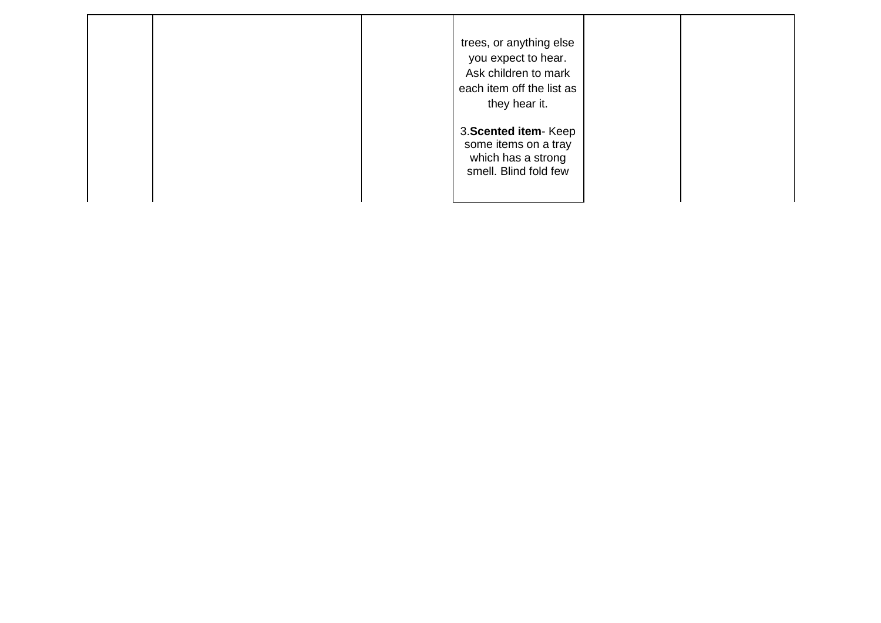|  |  |  | trees, or anything else you expect to hear. Ask children to mark each item off the list as they hear it.<br><br>3.**Scented item**- Keep some items on a tray which has a strong smell. Blind fold few |  |  |
|---|---|---|---|---|---|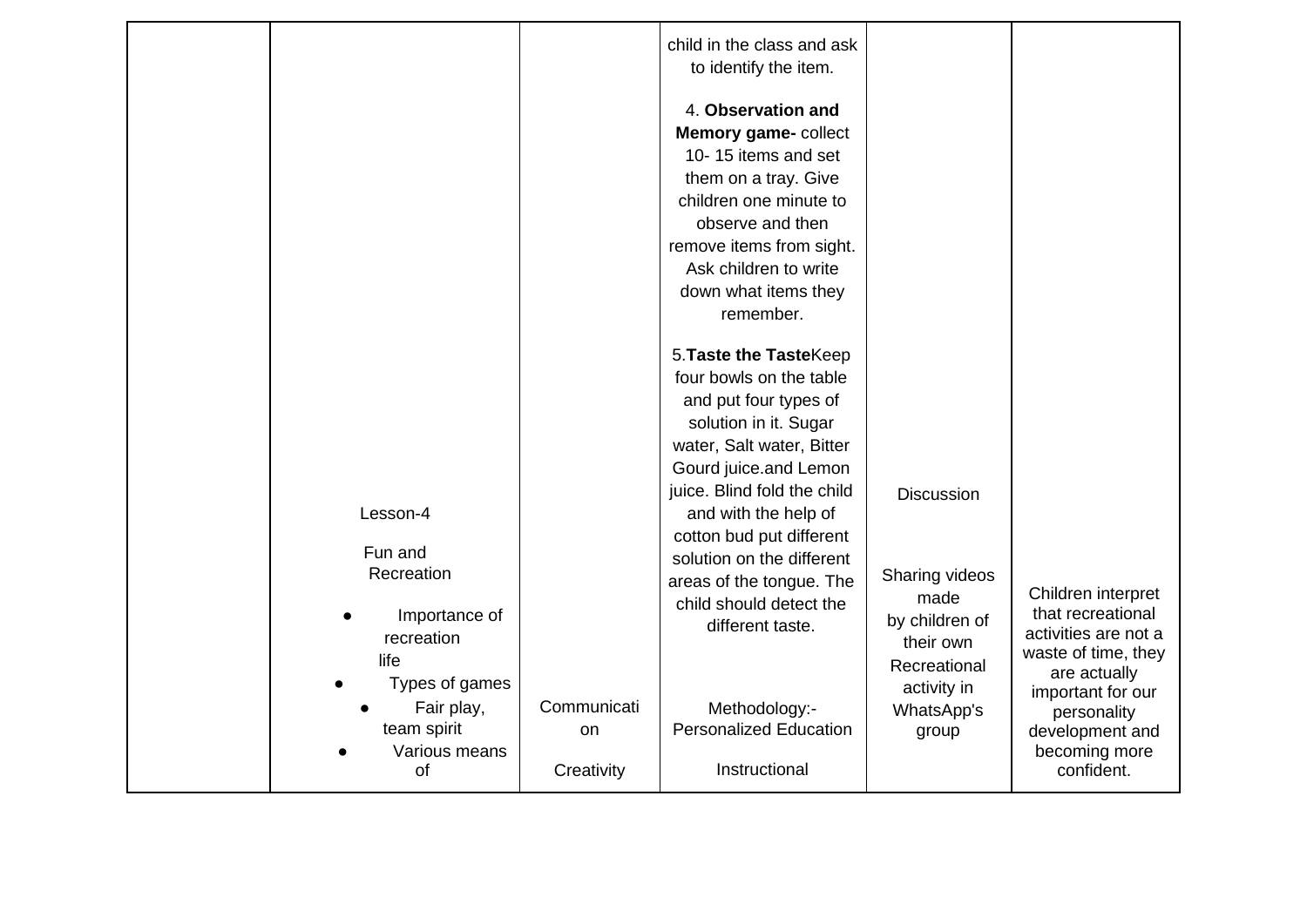| | | | | | |
|---|---|---|---|---|---|
| | Lesson-4<br><br>Fun and Recreation<br><br>● Importance of recreation life<br>● Types of games<br>● Fair play, team spirit<br>● Various means of | Communication<br><br>Creativity | child in the class and ask to identify the item.<br><br>4. **Observation and Memory game-** collect 10- 15 items and set them on a tray. Give children one minute to observe and then remove items from sight. Ask children to write down what items they remember.<br><br>5.**Taste the Taste**Keep four bowls on the table and put four types of solution in it. Sugar water, Salt water, Bitter Gourd juice.and Lemon juice. Blind fold the child and with the help of cotton bud put different solution on the different areas of the tongue. The child should detect the different taste.<br><br>Methodology:- Personalized Education<br><br>Instructional | Discussion<br><br>Sharing videos made by children of their own Recreational activity in WhatsApp's group | Children interpret that recreational activities are not a waste of time, they are actually important for our personality development and becoming more confident. |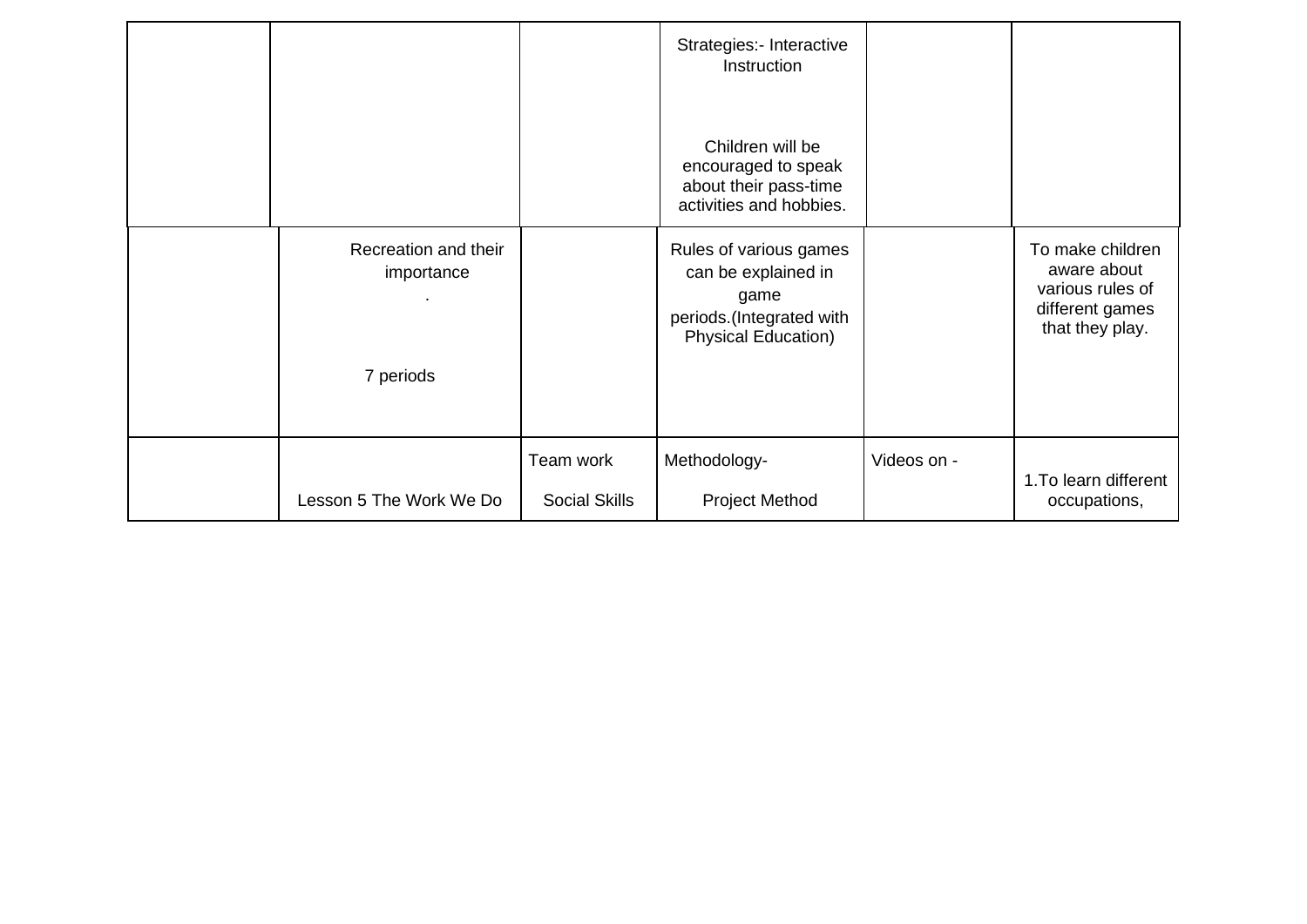| | | | | | |
|---|---|---|---|---|---|
| | | | Strategies:- Interactive Instruction<br><br>Children will be encouraged to speak about their pass-time activities and hobbies. | | |
| | Recreation and their importance<br>.<br><br>7 periods | | Rules of various games can be explained in game periods.(Integrated with Physical Education) | | To make children aware about various rules of different games that they play. |
| | Lesson 5 The Work We Do | Team work<br><br>Social Skills | Methodology-<br><br>Project Method | Videos on - | 1.To learn different occupations, |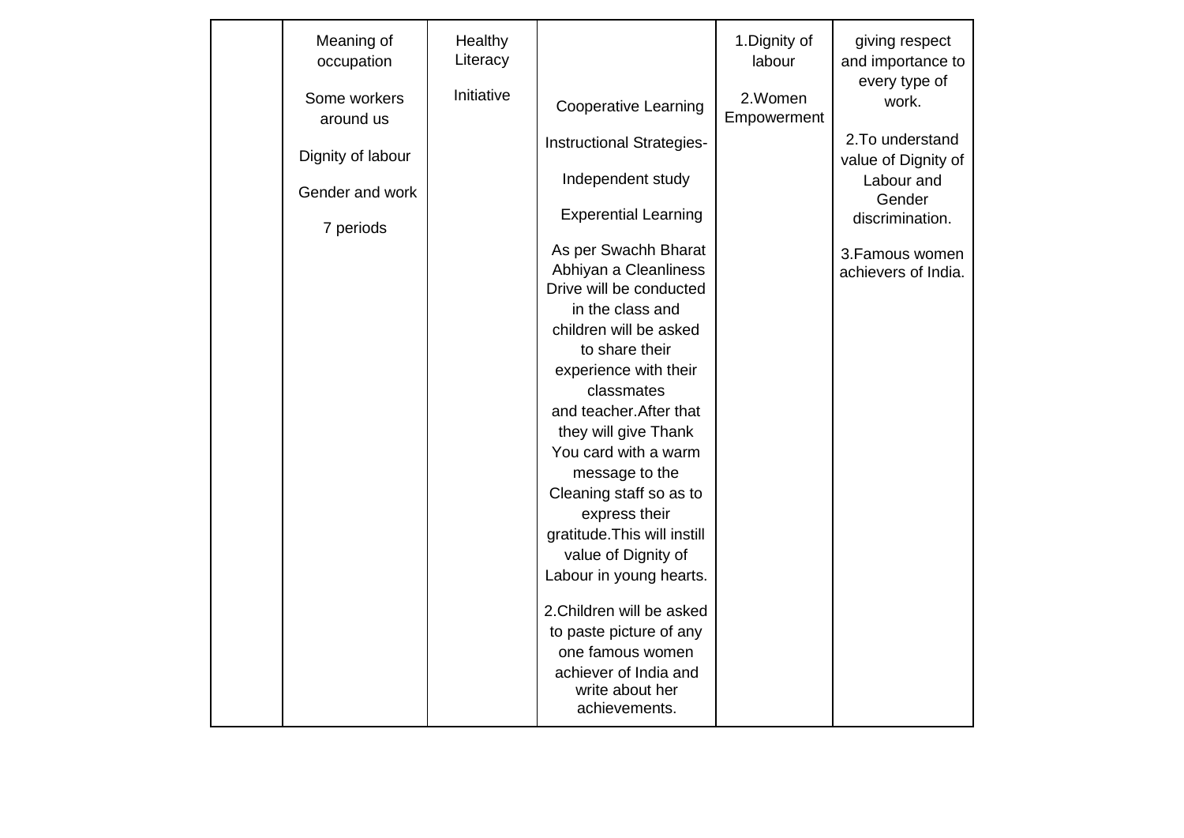| | | | | | |
|---|---|---|---|---|---|
| | Meaning of occupation<br><br>Some workers around us<br><br>Dignity of labour<br><br>Gender and work<br><br>7 periods | Healthy Literacy<br><br>Initiative | Cooperative Learning<br><br>Instructional Strategies-<br><br>Independent study<br><br>Experential Learning<br><br>As per Swachh Bharat Abhiyan a Cleanliness Drive will be conducted in the class and children will be asked to share their experience with their classmates and teacher.After that they will give Thank You card with a warm message to the Cleaning staff so as to express their gratitude.This will instill value of Dignity of Labour in young hearts.<br><br>2.Children will be asked to paste picture of any one famous women achiever of India and write about her achievements. | 1.Dignity of labour<br><br>2.Women Empowerment | giving respect and importance to every type of work.<br><br>2.To understand value of Dignity of Labour and Gender discrimination.<br><br>3.Famous women achievers of India. |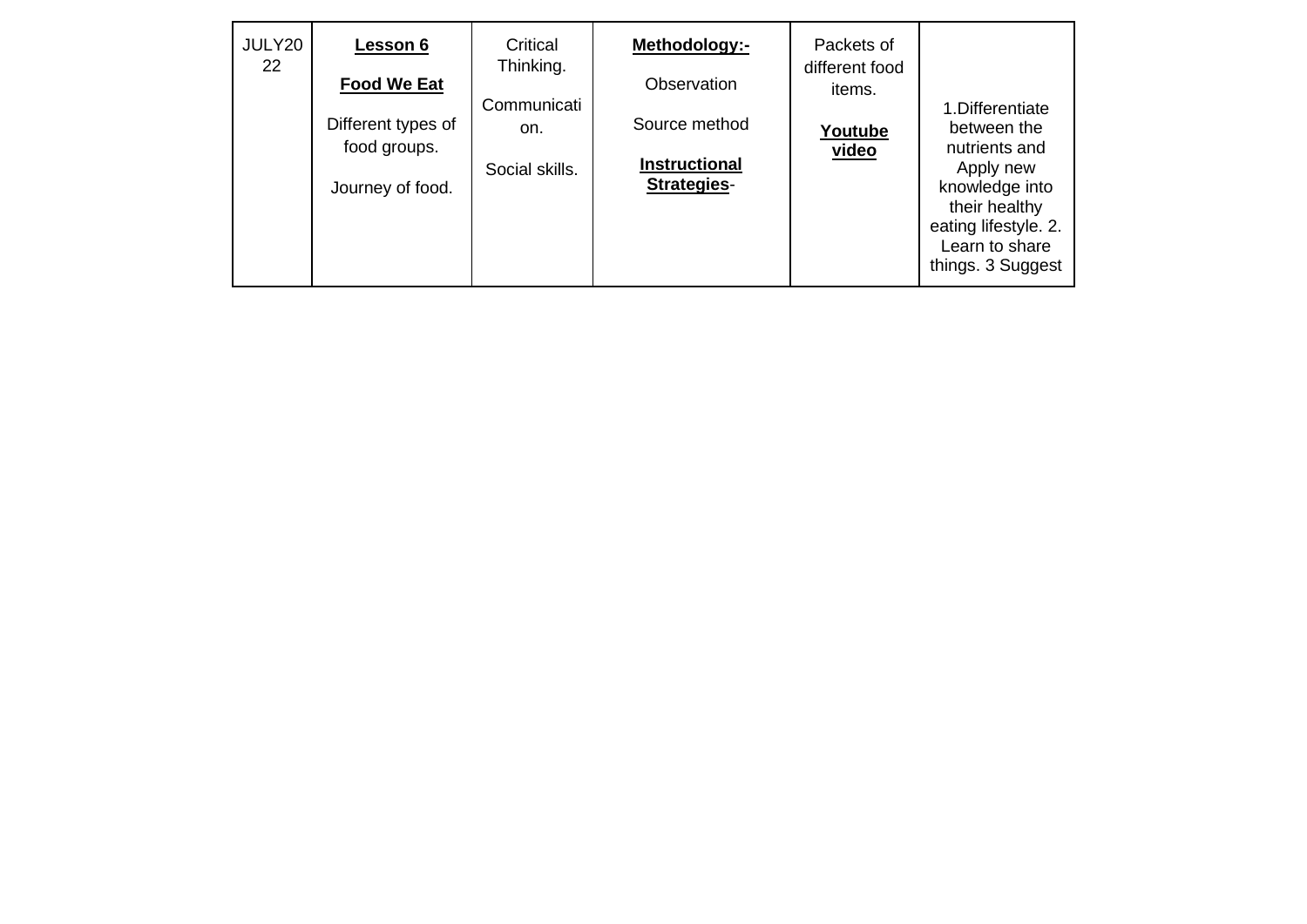| JULY2022 | **Lesson 6**<br><br>**Food We Eat**<br><br>Different types of food groups.<br><br>Journey of food. | Critical Thinking.<br><br>Communication.<br><br>Social skills. | **Methodology:-**<br><br>Observation<br><br>Source method<br><br>**Instructional Strategies**- | Packets of different food items.<br><br>**Youtube video** | 1.Differentiate between the nutrients and Apply new knowledge into their healthy eating lifestyle. 2. Learn to share things. 3 Suggest |
|---|---|---|---|---|---|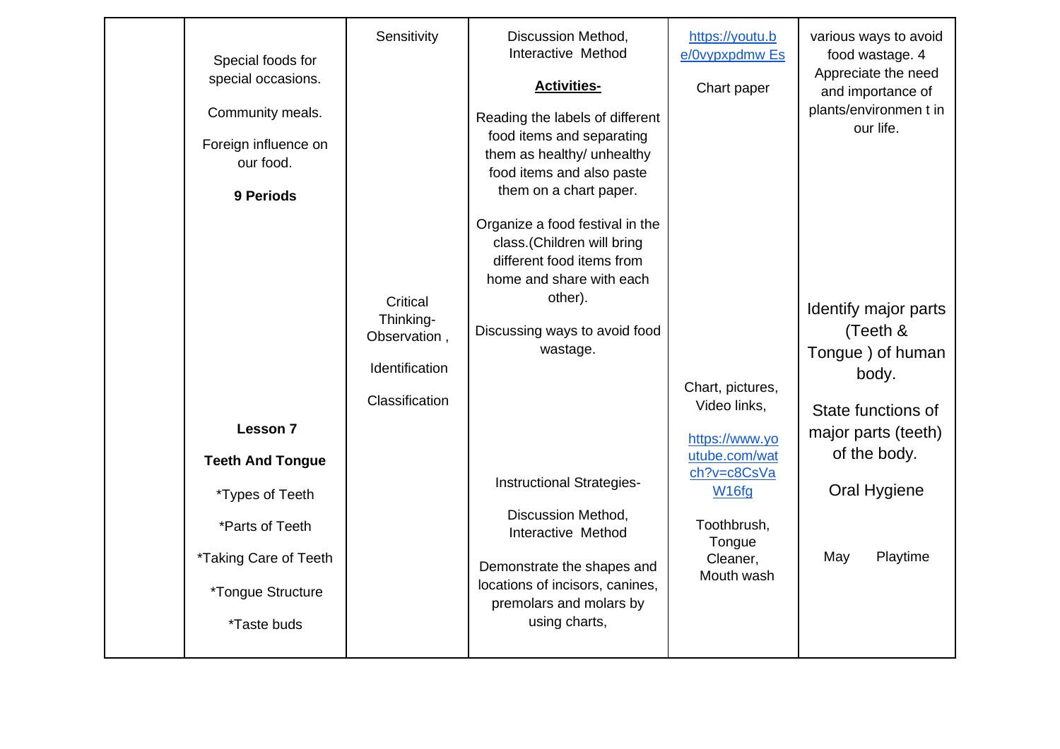| | | | | | |
|---|---|---|---|---|---|
| | Special foods for special occasions.<br><br>Community meals.<br><br>Foreign influence on our food.<br><br>**9 Periods** | Sensitivity | Discussion Method, Interactive Method<br><br>**Activities-**<br><br>Reading the labels of different food items and separating them as healthy/ unhealthy food items and also paste them on a chart paper.<br><br>Organize a food festival in the class.(Children will bring different food items from home and share with each other).<br><br>Discussing ways to avoid food wastage. | https://youtu.be/0vypxpdmw Es<br><br>Chart paper | various ways to avoid food wastage. 4 Appreciate the need and importance of plants/environmen t in our life. |
| | **Lesson 7**<br><br>**Teeth And Tongue**<br><br>*Types of Teeth<br><br>*Parts of Teeth<br><br>*Taking Care of Teeth<br><br>*Tongue Structure<br><br>*Taste buds | Critical Thinking- Observation ,<br><br>Identification<br><br>Classification | Instructional Strategies-<br><br>Discussion Method, Interactive Method<br><br>Demonstrate the shapes and locations of incisors, canines, premolars and molars by using charts, | Chart, pictures, Video links,<br><br>https://www.youtube.com/watch?v=c8CsVaW16fg<br><br>Toothbrush, Tongue Cleaner, Mouth wash | Identify major parts (Teeth & Tongue ) of human body.<br><br>State functions of major parts (teeth) of the body.<br><br>Oral Hygiene<br><br>May Playtime |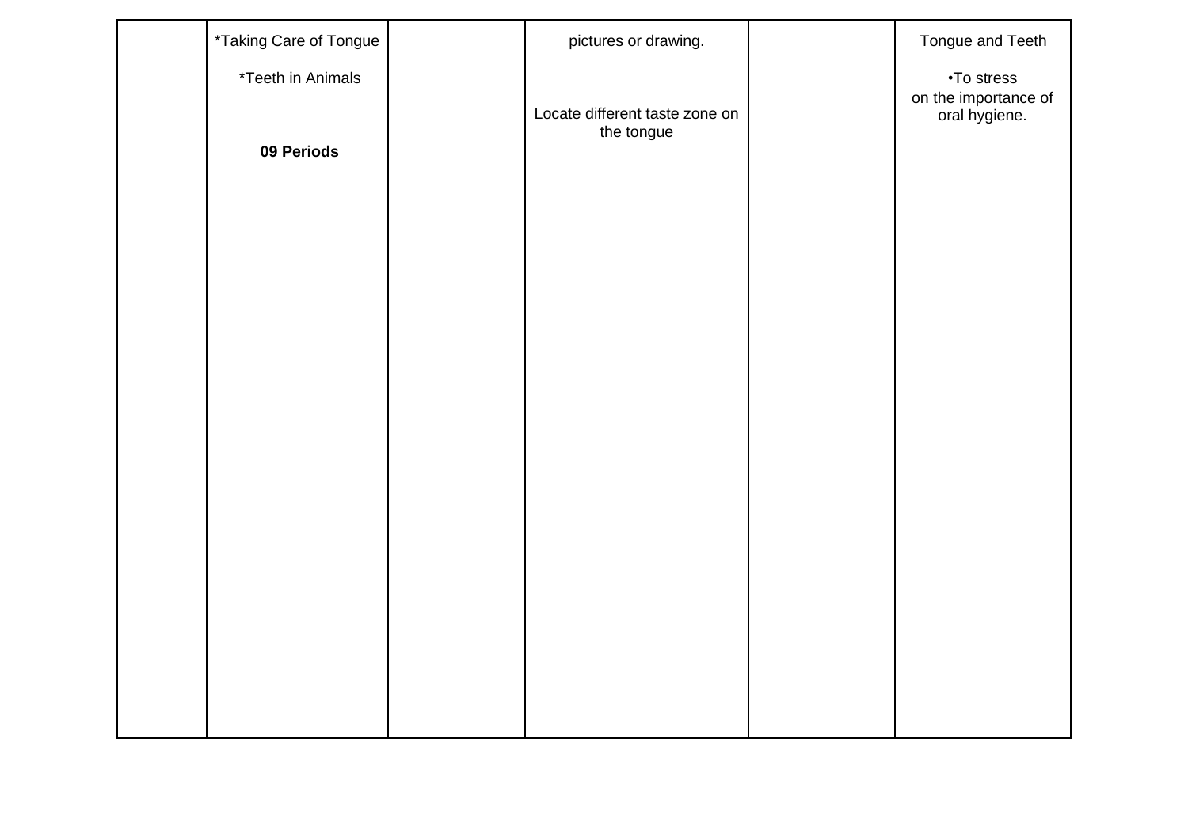| | | | | | |
|---|---|---|---|---|---|
| | *Taking Care of Tongue<br><br>*Teeth in Animals<br><br>**09 Periods** | | pictures or drawing.<br><br>Locate different taste zone on the tongue | | Tongue and Teeth<br><br>•To stress on the importance of oral hygiene. |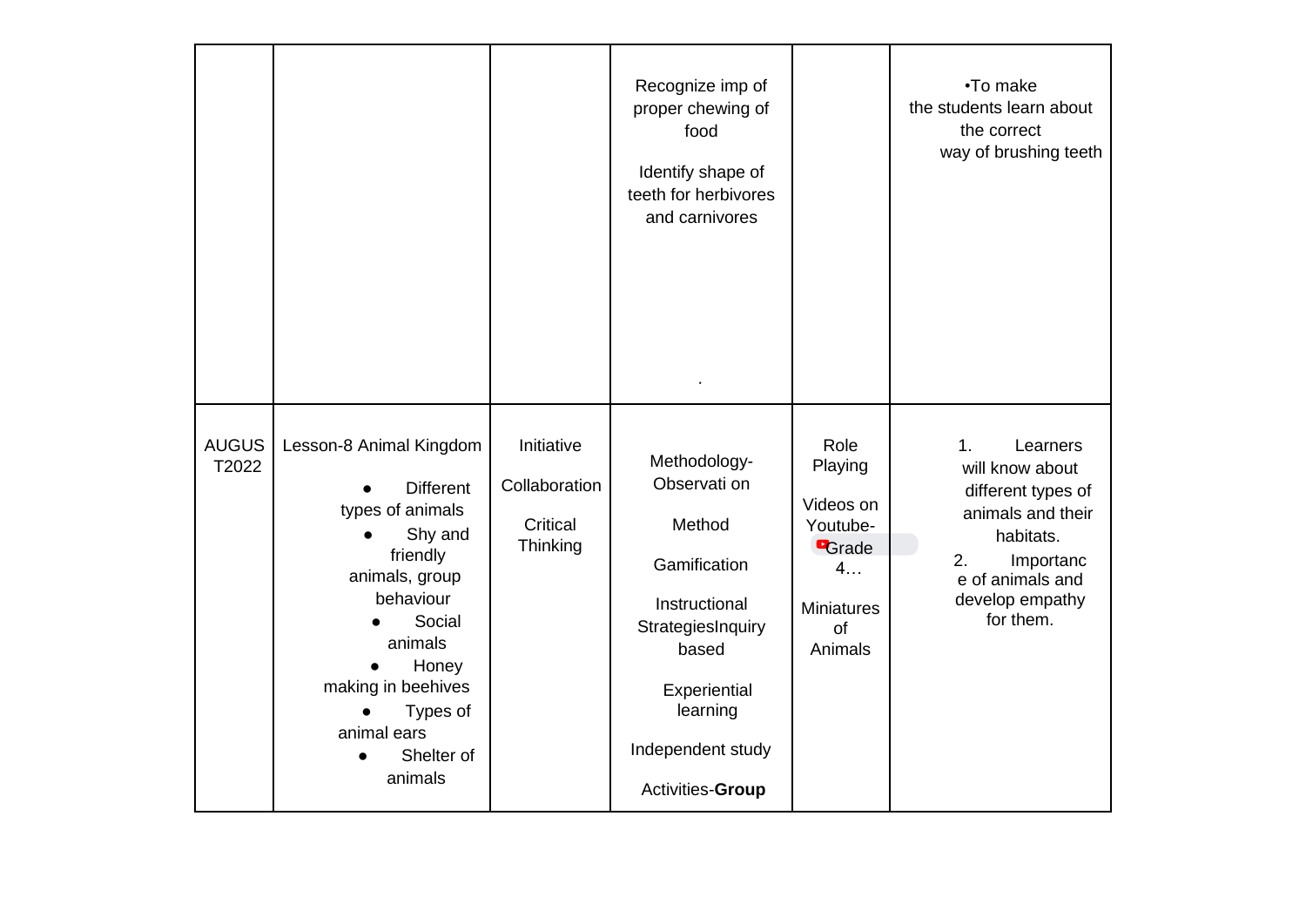|  |  |  |  |  |  |
| --- | --- | --- | --- | --- | --- |
|  |  |  | Recognize imp of proper chewing of food<br><br>Identify shape of teeth for herbivores and carnivores<br><br>. |  | •To make the students learn about the correct way of brushing teeth |
| AUGUST2022 | Lesson-8 Animal Kingdom<br>● Different types of animals<br>● Shy and friendly animals, group behaviour<br>● Social animals<br>● Honey making in beehives<br>● Types of animal ears<br>● Shelter of animals | Initiative<br><br>Collaboration<br><br>Critical Thinking | Methodology- Observati on<br><br>Method<br><br>Gamification<br><br>Instructional StrategiesInquiry based<br><br>Experiential learning<br><br>Independent study<br><br>Activities-**Group** | Role Playing<br><br>Videos on Youtube- Grade 4…<br><br>Miniatures of Animals | 1. Learners will know about different types of animals and their habitats.<br>2. Importance of animals and develop empathy for them. |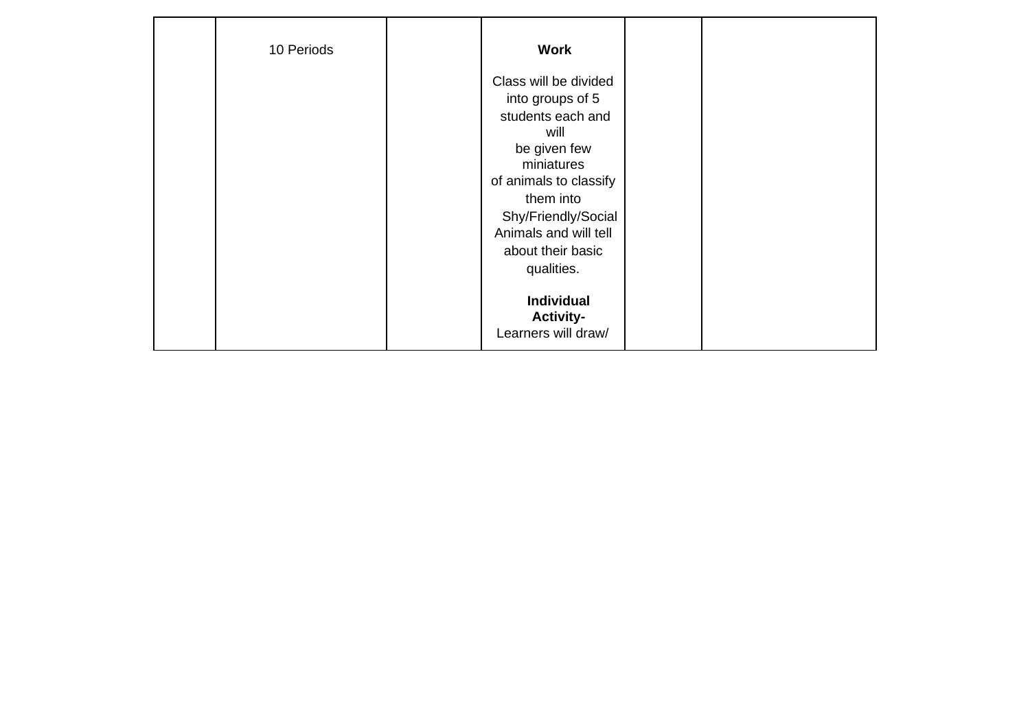|  | 10 Periods |  | **Work**<br><br>Class will be divided into groups of 5 students each and will be given few miniatures of animals to classify them into Shy/Friendly/Social Animals and will tell about their basic qualities.<br><br>**Individual Activity-**<br>Learners will draw/ |  |  |
| --- | --- | --- | --- | --- | --- |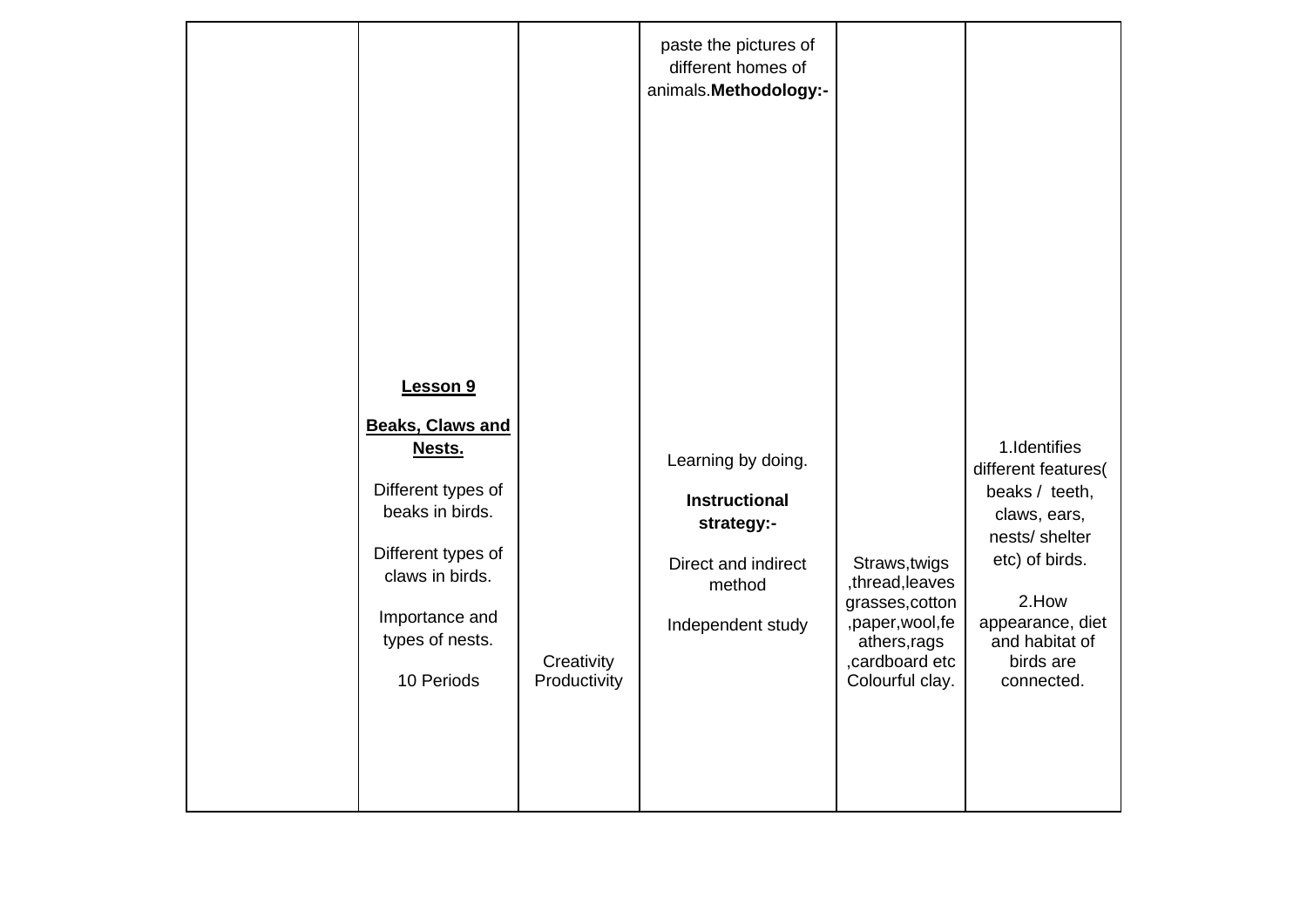| | | | | | |
|---|---|---|---|---|---|
| | **Lesson 9**<br><br>**Beaks, Claws and Nests.**<br><br>Different types of beaks in birds.<br><br>Different types of claws in birds.<br><br>Importance and types of nests.<br><br>10 Periods | Creativity Productivity | paste the pictures of different homes of animals.**Methodology:-**<br><br>Learning by doing.<br><br>**Instructional strategy:-**<br><br>Direct and indirect method<br><br>Independent study | Straws,twigs ,thread,leaves grasses,cotton ,paper,wool,fe athers,rags ,cardboard etc Colourful clay. | 1.Identifies different features( beaks / teeth, claws, ears, nests/ shelter etc) of birds.<br><br>2.How appearance, diet and habitat of birds are connected. |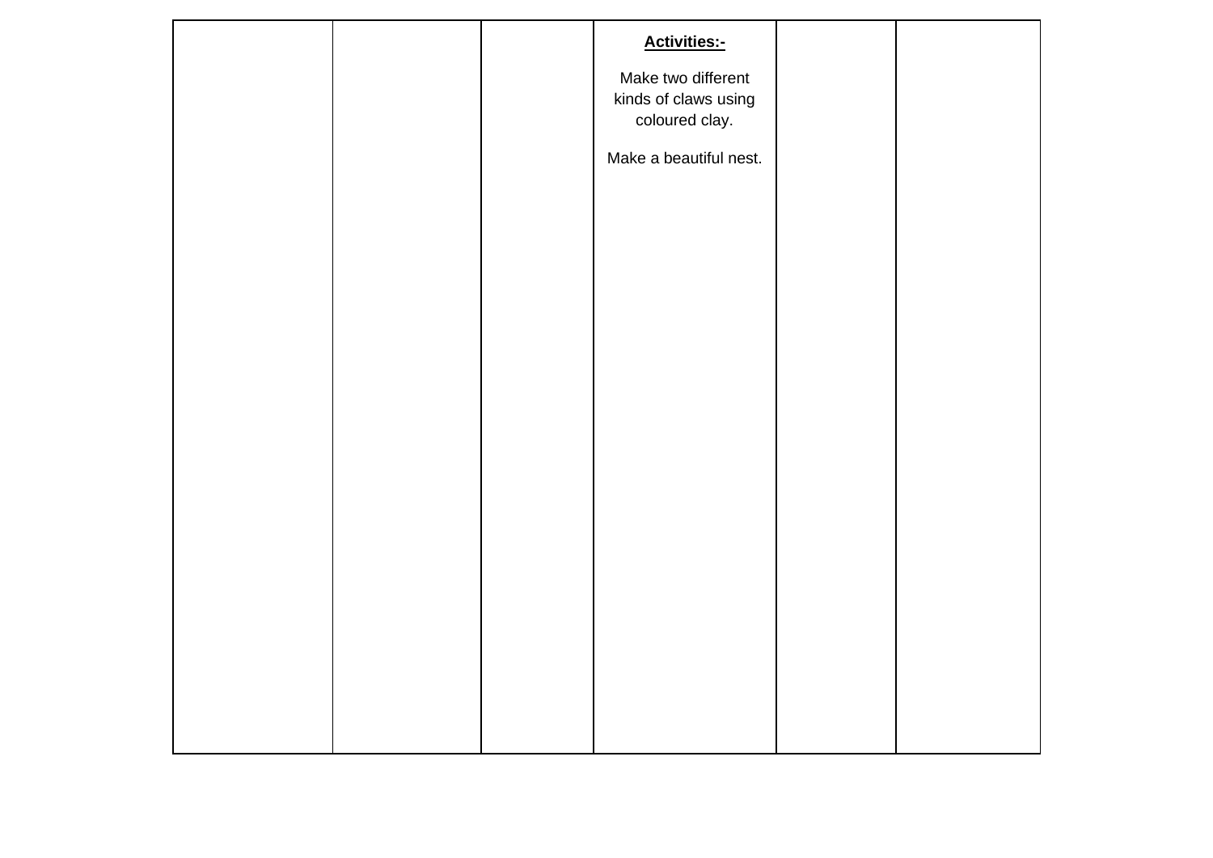|  |  |  | **Activities:-**<br><br>Make two different kinds of claws using coloured clay.<br><br>Make a beautiful nest. |  |  |
|---|---|---|---|---|---|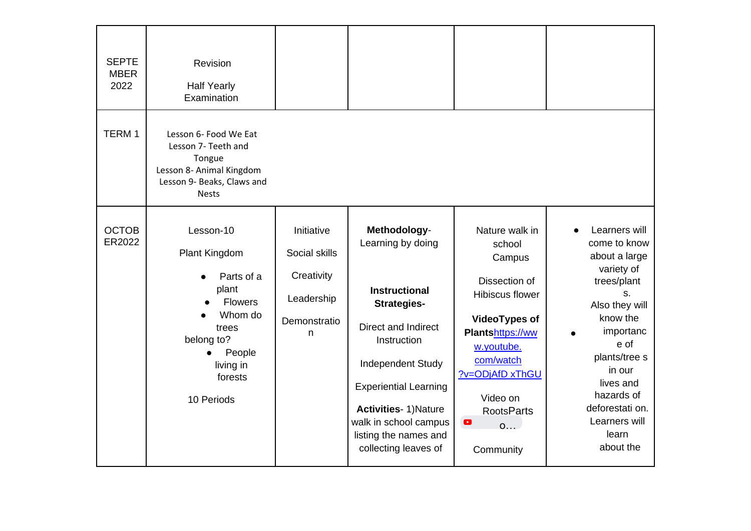| | | | | | |
|---|---|---|---|---|---|
| SEPTEMBER 2022 | Revision<br><br>Half Yearly Examination | | | | |
| TERM 1 | Lesson 6- Food We Eat<br>Lesson 7- Teeth and Tongue<br>Lesson 8- Animal Kingdom<br>Lesson 9- Beaks, Claws and Nests | | | | |
| OCTOBER2022 | Lesson-10<br><br>Plant Kingdom<br><br>• Parts of a plant<br>• Flowers<br>• Whom do trees belong to?<br>• People living in forests<br><br>10 Periods | Initiative<br><br>Social skills<br><br>Creativity<br><br>Leadership<br><br>Demonstration | **Methodology**- Learning by doing<br><br>**Instructional Strategies-**<br><br>Direct and Indirect Instruction<br><br>Independent Study<br><br>Experiential Learning<br><br>**Activities**- 1)Nature walk in school campus listing the names and collecting leaves of | Nature walk in school Campus<br><br>Dissection of Hibiscus flower<br><br>**VideoTypes of Plants**[https://www.youtube.com/watch?v=ODjAfD xThGU](https://www.youtube.com/watch?v=ODjAfDxThGU)<br><br>Video on RootsParts o…<br><br>Community | • Learners will come to know about a large variety of trees/plants.<br>Also they will know the<br>• importance of plants/trees in our lives and hazards of deforestation.<br>Learners will learn about the |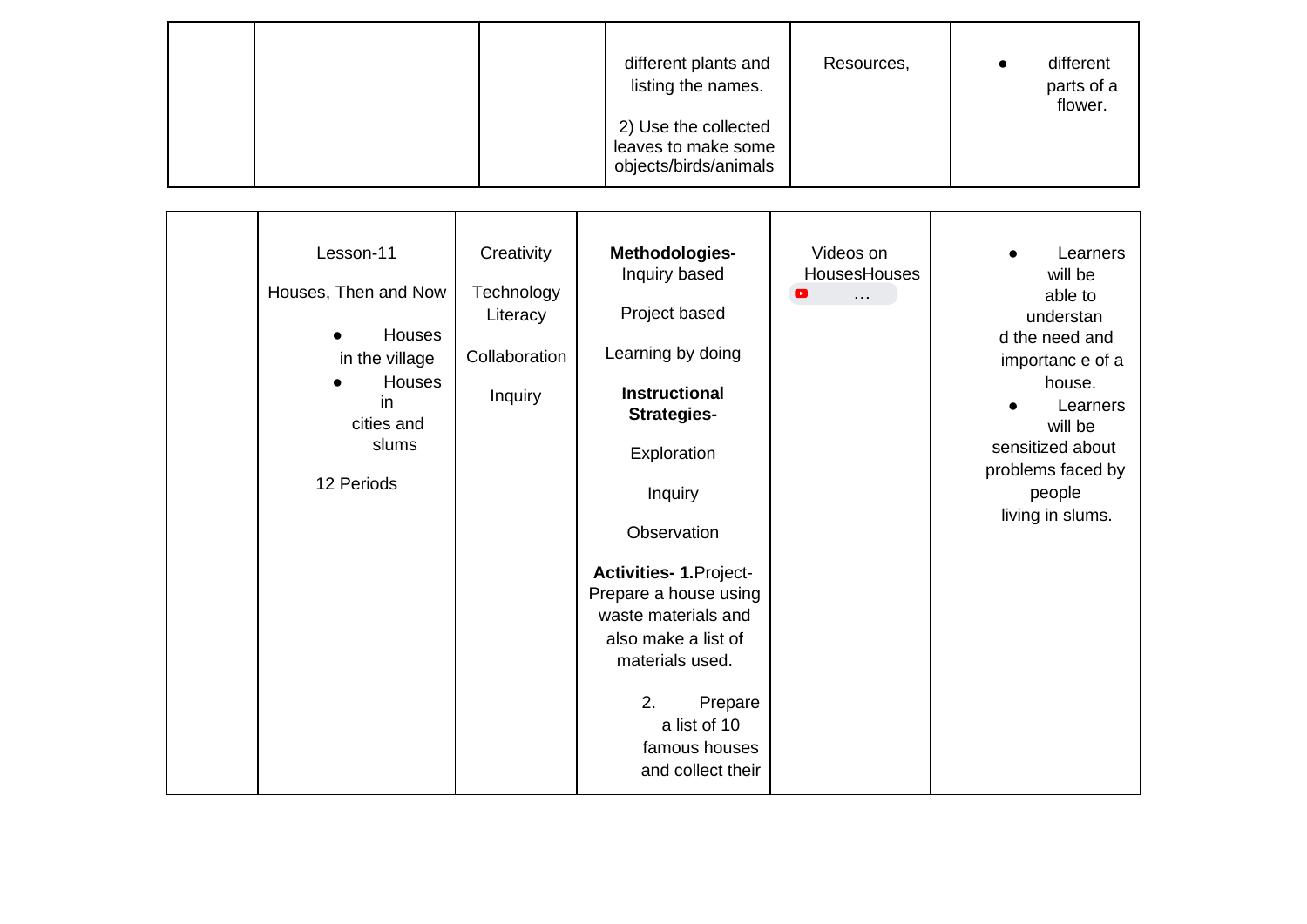| | | | | | |
|---|---|---|---|---|---|
| | | | different plants and listing the names.<br><br>2) Use the collected leaves to make some objects/birds/animals | Resources, | • different parts of a flower. |

| | | | | | |
|---|---|---|---|---|---|
| | Lesson-11<br><br>Houses, Then and Now<br><br>• Houses in the village<br>• Houses in cities and slums<br><br>12 Periods | Creativity<br><br>Technology Literacy<br><br>Collaboration<br><br>Inquiry | **Methodologies-** Inquiry based<br><br>Project based<br><br>Learning by doing<br><br>**Instructional Strategies-**<br><br>Exploration<br><br>Inquiry<br><br>Observation<br><br>**Activities- 1.**Project- Prepare a house using waste materials and also make a list of materials used.<br><br>2. Prepare a list of 10 famous houses and collect their | Videos on HousesHouses | • Learners will be able to understand the need and importanc e of a house.<br>• Learners will be sensitized about problems faced by people living in slums. |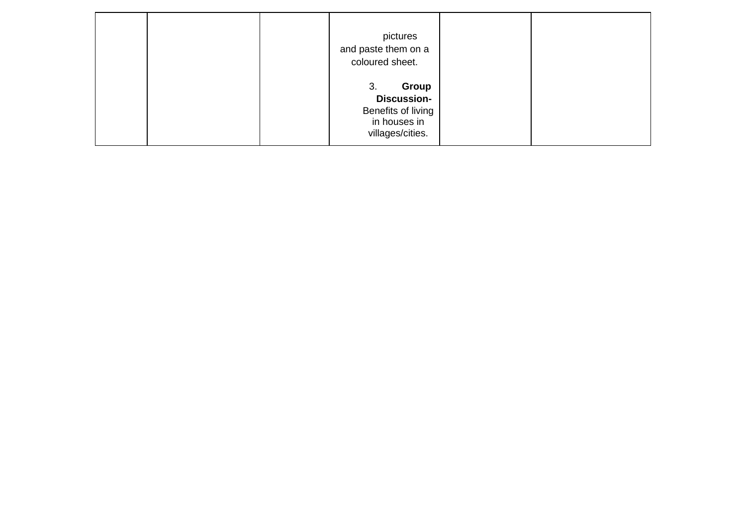|  |  |  |  |  |  |
|---|---|---|---|---|---|
|  |  |  | pictures and paste them on a coloured sheet.<br><br>3. **Group Discussion-** Benefits of living in houses in villages/cities. |  |  |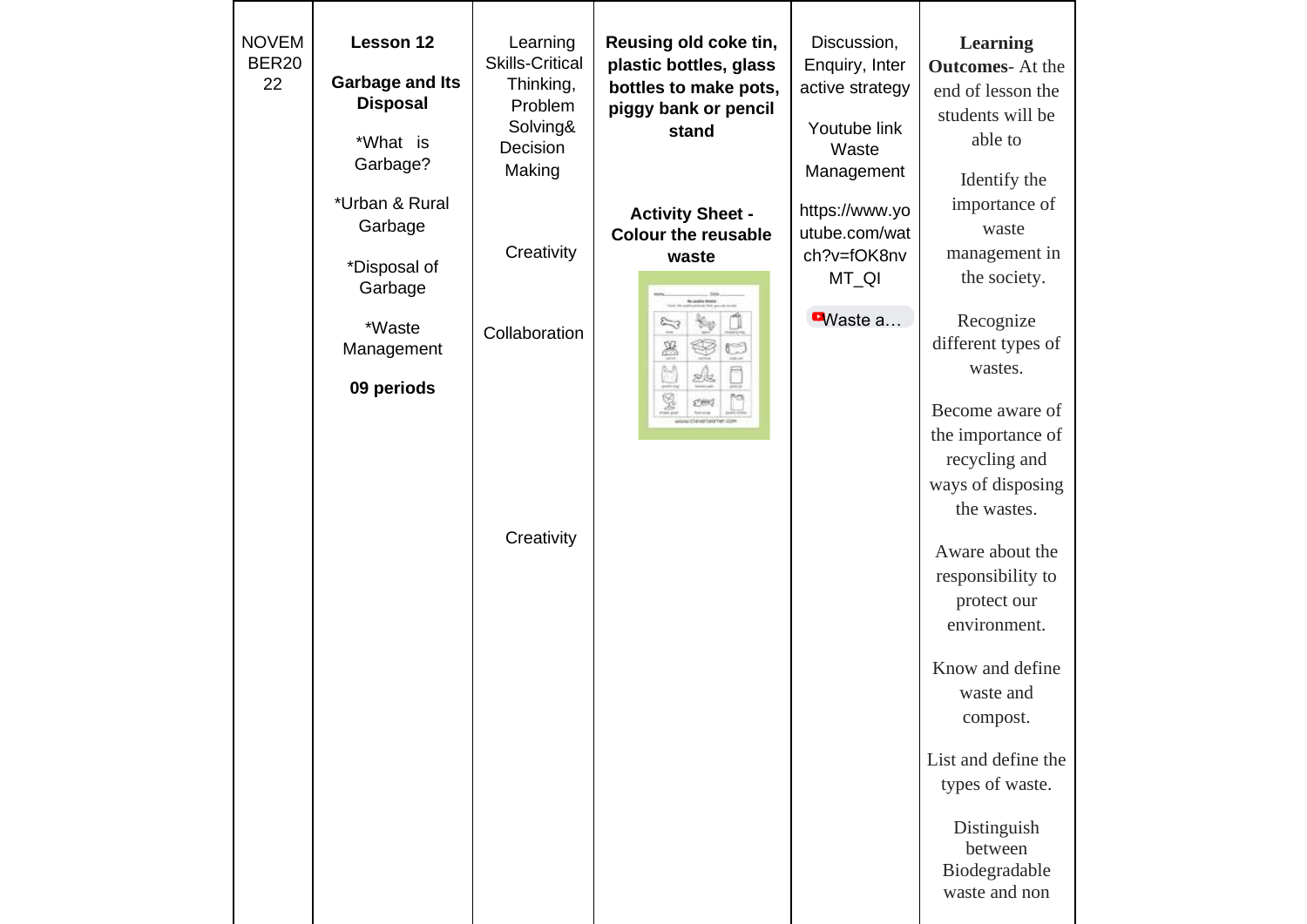| | | | | | |
|---|---|---|---|---|---|
| NOVEMBER2022 | **Lesson 12**<br><br>**Garbage and Its Disposal**<br><br>*What is Garbage?<br><br>*Urban & Rural Garbage<br><br>*Disposal of Garbage<br><br>*Waste Management<br><br>**09 periods** | Learning Skills-Critical Thinking, Problem Solving& Decision Making<br><br>Creativity<br><br>Collaboration<br><br>Creativity | **Reusing old coke tin, plastic bottles, glass bottles to make pots, piggy bank or pencil stand**<br><br>**Activity Sheet - Colour the reusable waste** | Discussion, Enquiry, Interactive strategy<br><br>Youtube link Waste Management<br><br>https://www.youtube.com/watch?v=fOK8nvMT_QI<br><br>Waste a… | **Learning Outcomes**- At the end of lesson the students will be able to<br><br>Identify the importance of waste management in the society.<br><br>Recognize different types of wastes.<br><br>Become aware of the importance of recycling and ways of disposing the wastes.<br><br>Aware about the responsibility to protect our environment.<br><br>Know and define waste and compost.<br><br>List and define the types of waste.<br><br>Distinguish between Biodegradable waste and non |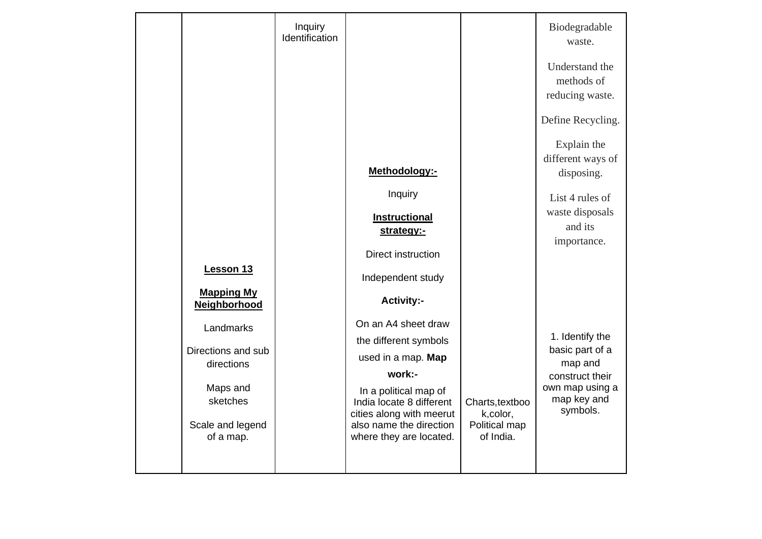|  |  |  |  |  |  |
|---|---|---|---|---|---|
|  |  | Inquiry Identification |  |  | Biodegradable waste.<br><br>Understand the methods of reducing waste.<br><br>Define Recycling.<br><br>Explain the different ways of disposing.<br><br>List 4 rules of waste disposals and its importance. |
|  | **Lesson 13**<br><br>**Mapping My Neighborhood**<br><br>Landmarks<br><br>Directions and sub directions<br><br>Maps and sketches<br><br>Scale and legend of a map. |  | **Methodology:-**<br><br>Inquiry<br><br>**Instructional strategy:-**<br><br>Direct instruction<br><br>Independent study<br><br>**Activity:-**<br><br>On an A4 sheet draw the different symbols used in a map. **Map work:-**<br><br>In a political map of India locate 8 different cities along with meerut also name the direction where they are located. | Charts,textbook,color, Political map of India. | 1. Identify the basic part of a map and construct their own map using a map key and symbols. |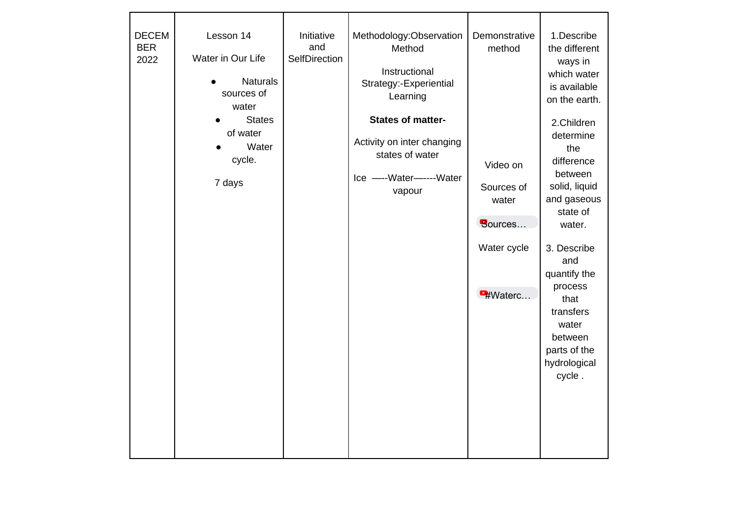| | | | | | |
|---|---|---|---|---|---|
| DECEMBER 2022 | Lesson 14<br>Water in Our Life<br>• Naturals sources of water<br>• States of water<br>• Water cycle.<br>7 days | Initiative and SelfDirection | Methodology:Observation Method<br>Instructional Strategy:-Experiential Learning<br>**States of matter-**<br>Activity on inter changing states of water<br>Ice —--Water—----Water vapour | Demonstrative method<br>Video on<br>Sources of water<br>Sources…<br>Water cycle<br>#Waterc… | 1.Describe the different ways in which water is available on the earth.<br>2.Children determine the difference between solid, liquid and gaseous state of water.<br>3. Describe and quantify the process that transfers water between parts of the hydrological cycle . |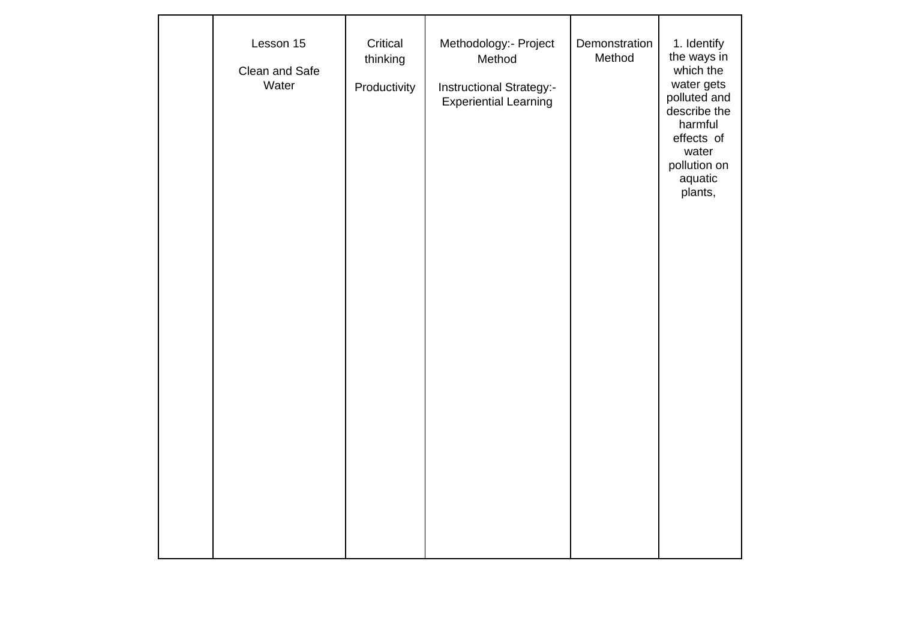|  | Lesson 15<br><br>Clean and Safe Water | Critical thinking<br><br>Productivity | Methodology:- Project Method<br><br>Instructional Strategy:- Experiential Learning | Demonstration Method | 1. Identify the ways in which the water gets polluted and describe the harmful effects of water pollution on aquatic plants, |
|---|---|---|---|---|---|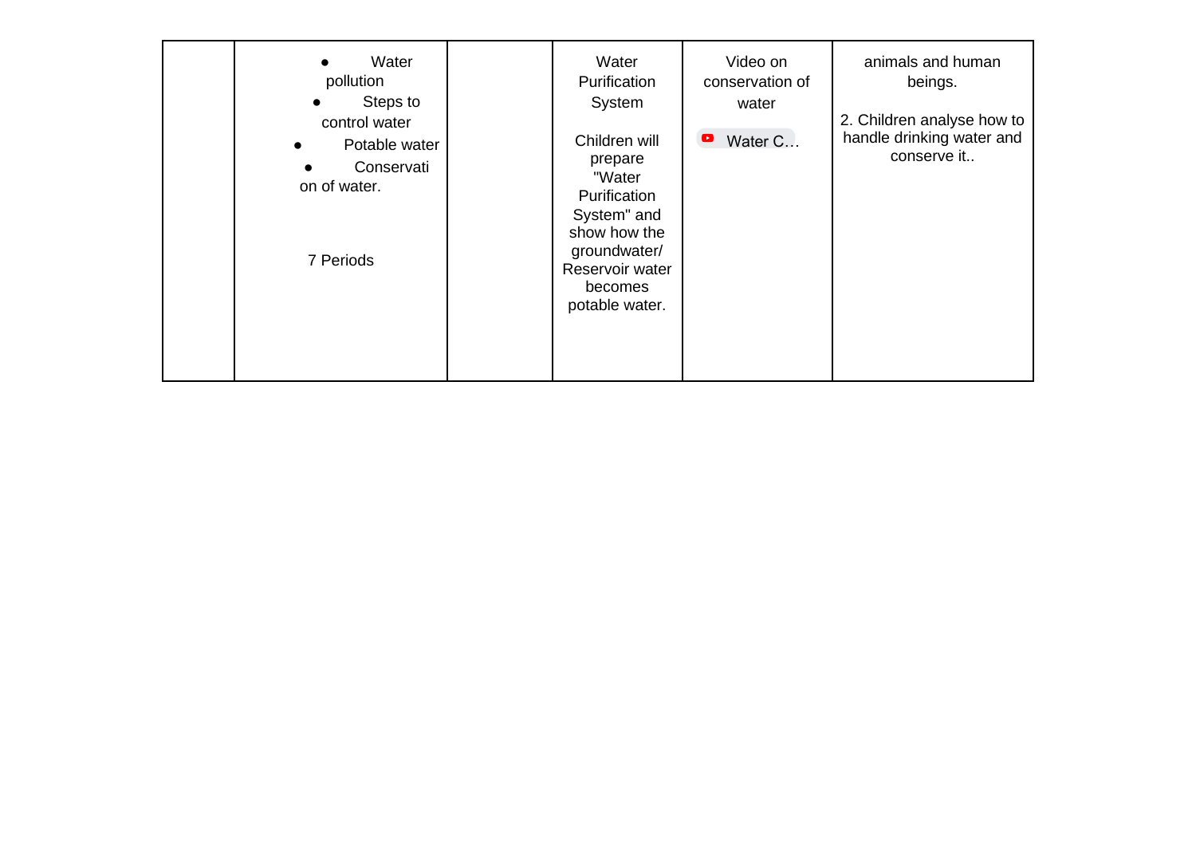|  |  |  |  |  |  |
|---|---|---|---|---|---|
|  | • Water pollution<br>• Steps to control water<br>• Potable water<br>• Conservation of water.<br><br>7 Periods |  | Water Purification System<br><br>Children will prepare "Water Purification System" and show how the groundwater/ Reservoir water becomes potable water. | Video on conservation of water<br><br>Water C… | animals and human beings.<br><br>2. Children analyse how to handle drinking water and conserve it.. |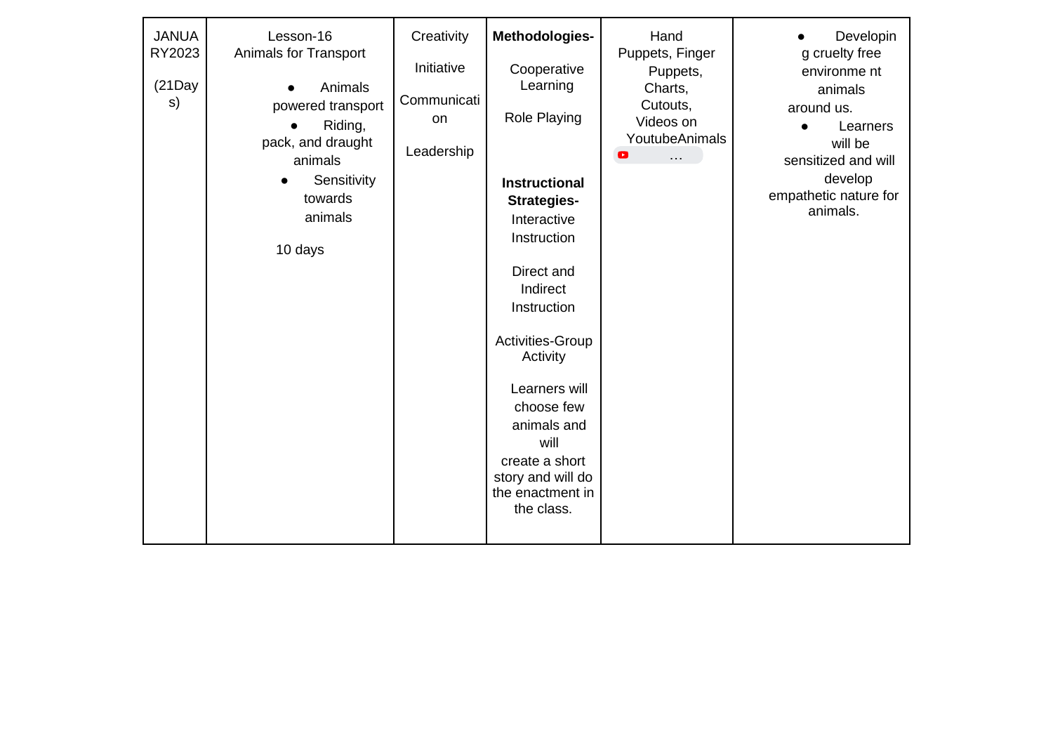| JANUARY2023 (21Days) | Lesson-16 Animals for Transport<br>• Animals powered transport<br>• Riding, pack, and draught animals<br>• Sensitivity towards animals<br><br>10 days | Creativity<br><br>Initiative<br><br>Communication<br><br>Leadership | **Methodologies-**<br><br>Cooperative Learning<br><br>Role Playing<br><br>**Instructional Strategies-** Interactive Instruction<br><br>Direct and Indirect Instruction<br><br>Activities-Group Activity<br><br>Learners will choose few animals and will create a short story and will do the enactment in the class. | Hand Puppets, Finger Puppets, Charts, Cutouts, Videos on YoutubeAnimals ... | • Developing cruelty free environment animals around us.<br>• Learners will be sensitized and will develop empathetic nature for animals. |
|---|---|---|---|---|---|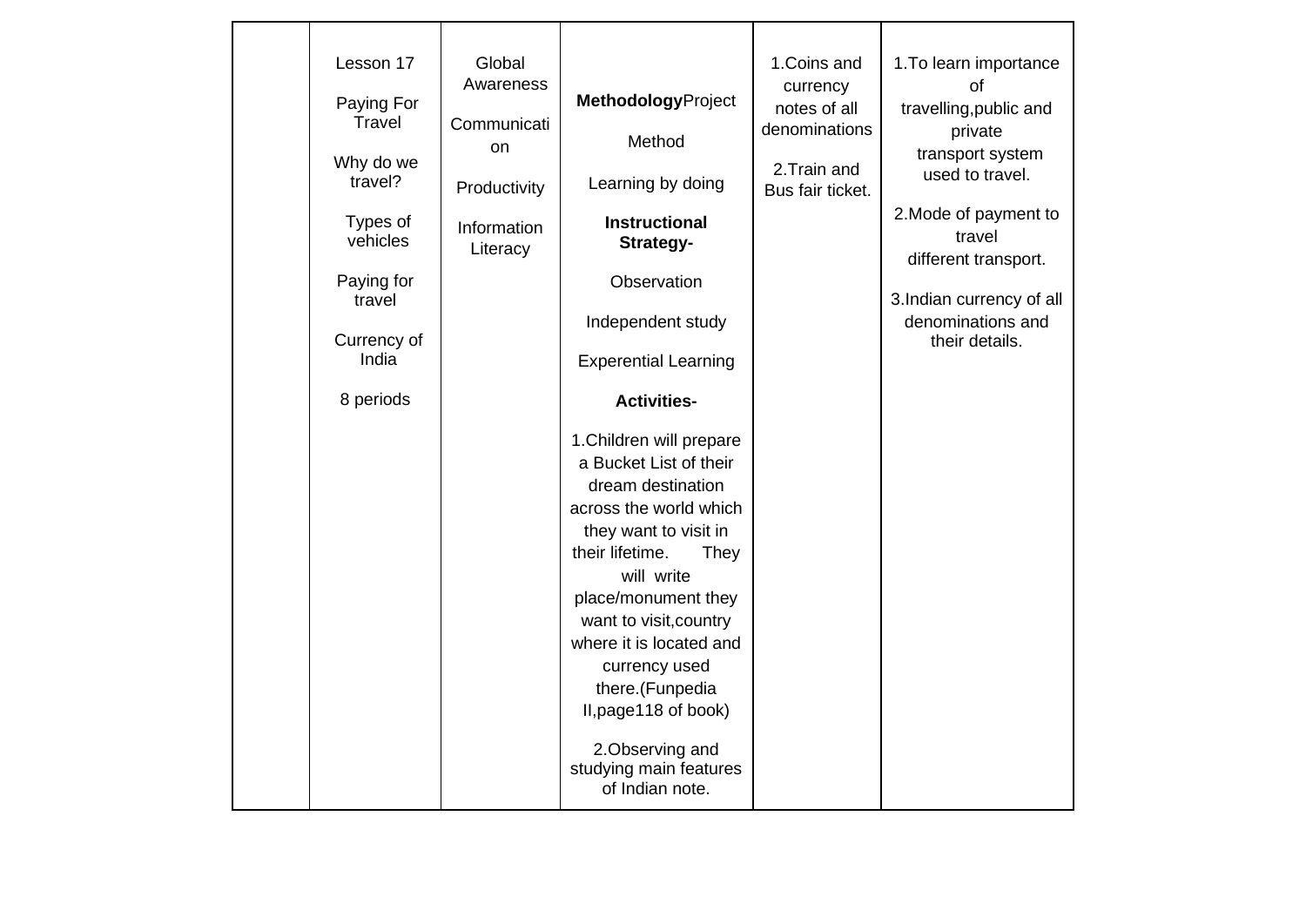| | | | | | |
|---|---|---|---|---|---|
| | Lesson 17<br><br>Paying For Travel<br><br>Why do we travel?<br><br>Types of vehicles<br><br>Paying for travel<br><br>Currency of India<br><br>8 periods | Global Awareness<br><br>Communication<br><br>Productivity<br><br>Information Literacy | **Methodology**Project Method<br><br>Learning by doing<br><br>**Instructional Strategy-**<br><br>Observation<br><br>Independent study<br><br>Experential Learning<br><br>**Activities-**<br><br>1.Children will prepare a Bucket List of their dream destination across the world which they want to visit in their lifetime. They will write place/monument they want to visit,country where it is located and currency used there.(Funpedia II,page118 of book)<br><br>2.Observing and studying main features of Indian note. | 1.Coins and currency notes of all denominations<br><br>2.Train and Bus fair ticket. | 1.To learn importance of travelling,public and private transport system used to travel.<br><br>2.Mode of payment to travel different transport.<br><br>3.Indian currency of all denominations and their details. |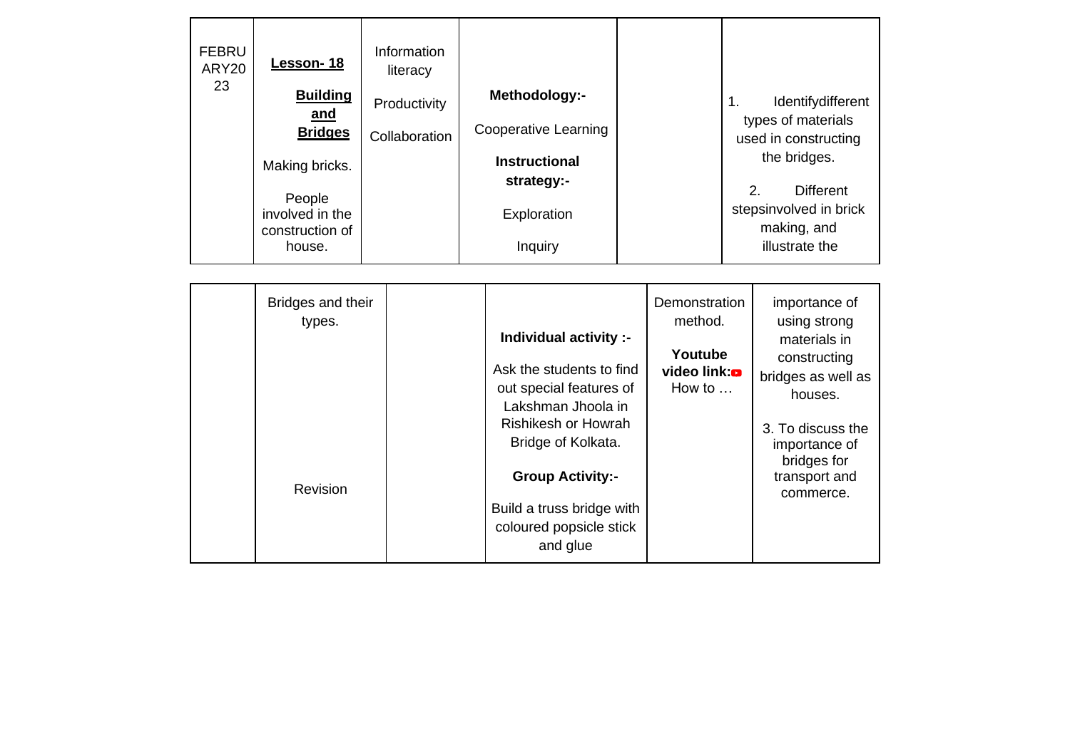| | | | | | |
|---|---|---|---|---|---|
| FEBRUARY2023 | **Lesson- 18**<br><br>**Building and Bridges**<br><br>Making bricks.<br><br>People involved in the construction of house. | Information literacy<br><br>Productivity<br><br>Collaboration | **Methodology:-**<br><br>Cooperative Learning<br><br>**Instructional strategy:-**<br><br>Exploration<br><br>Inquiry | | 1. Identifydifferent types of materials used in constructing the bridges.<br><br>2. Different stepsinvolved in brick making, and illustrate the |
| | Bridges and their types.<br><br>Revision | | **Individual activity :-**<br><br>Ask the students to find out special features of Lakshman Jhoola in Rishikesh or Howrah Bridge of Kolkata.<br><br>**Group Activity:-**<br><br>Build a truss bridge with coloured popsicle stick and glue | Demonstration method.<br><br>**Youtube video link:** How to … | importance of using strong materials in constructing bridges as well as houses.<br><br>3. To discuss the importance of bridges for transport and commerce. |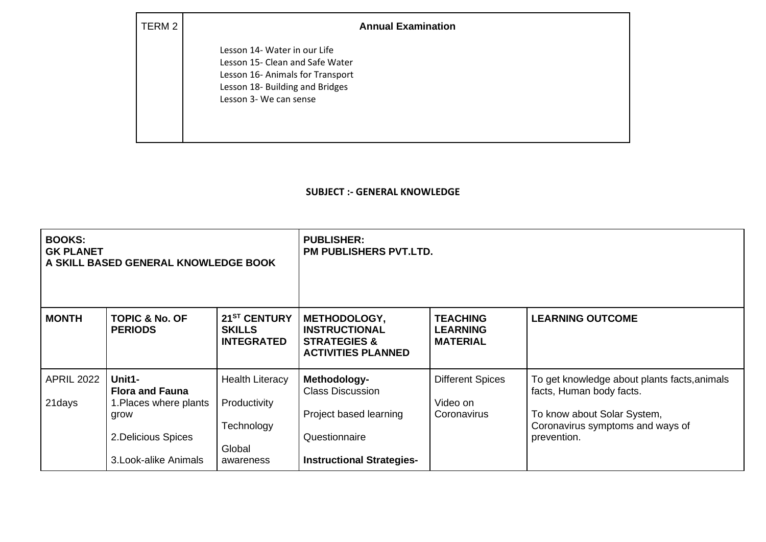| TERM 2 | **Annual Examination**<br><br>Lesson 14- Water in our Life<br>Lesson 15- Clean and Safe Water<br>Lesson 16- Animals for Transport<br>Lesson 18- Building and Bridges<br>Lesson 3- We can sense |
|---|---|

**SUBJECT :- GENERAL KNOWLEDGE**

| **BOOKS:**<br>**GK PLANET**<br>**A SKILL BASED GENERAL KNOWLEDGE BOOK** | | | **PUBLISHER:**<br>**PM PUBLISHERS PVT.LTD.** | | |
|---|---|---|---|---|---|
| **MONTH** | **TOPIC & No. OF PERIODS** | **21ST CENTURY SKILLS INTEGRATED** | **METHODOLOGY, INSTRUCTIONAL STRATEGIES & ACTIVITIES PLANNED** | **TEACHING LEARNING MATERIAL** | **LEARNING OUTCOME** |
| APRIL 2022<br><br>21days | **Unit1-**<br>**Flora and Fauna**<br>1.Places where plants grow<br><br>2.Delicious Spices<br><br>3.Look-alike Animals | Health Literacy<br><br>Productivity<br><br>Technology<br><br>Global awareness | **Methodology-**<br>Class Discussion<br><br>Project based learning<br><br>Questionnaire<br><br>**Instructional Strategies-** | Different Spices<br><br>Video on Coronavirus | To get knowledge about plants facts,animals facts, Human body facts.<br><br>To know about Solar System, Coronavirus symptoms and ways of prevention. |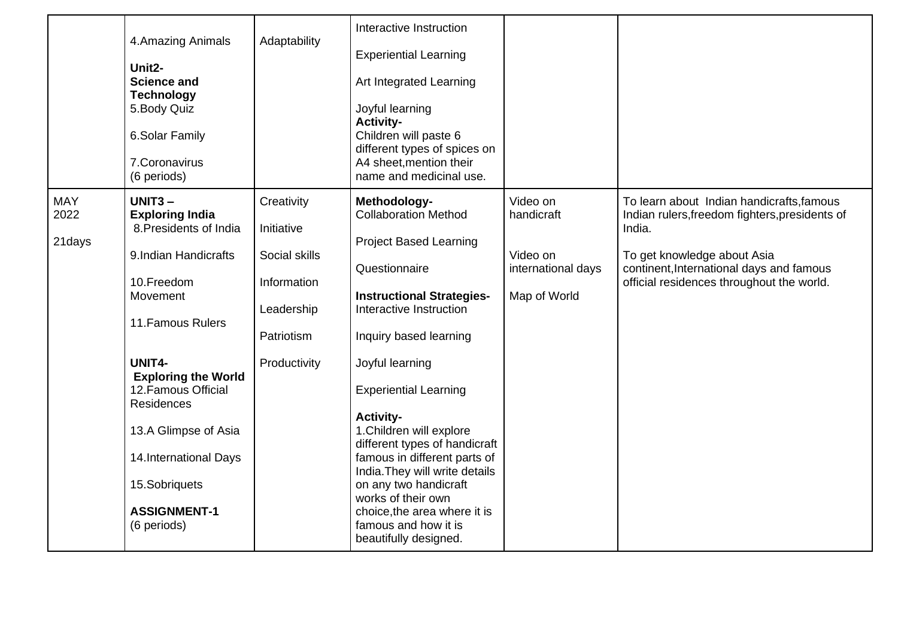| | | | | | |
|---|---|---|---|---|---|
| | 4.Amazing Animals<br><br>**Unit2-**<br>**Science and Technology**<br>5.Body Quiz<br><br>6.Solar Family<br><br>7.Coronavirus<br>(6 periods) | Adaptability | Interactive Instruction<br><br>Experiential Learning<br><br>Art Integrated Learning<br><br>Joyful learning<br>**Activity-**<br>Children will paste 6 different types of spices on A4 sheet,mention their name and medicinal use. | | |
| MAY 2022<br><br>21days | **UNIT3 –**<br>**Exploring India**<br>8.Presidents of India<br><br>9.Indian Handicrafts<br><br>10.Freedom Movement<br><br>11.Famous Rulers<br><br>**UNIT4-**<br>**Exploring the World**<br>12.Famous Official Residences<br><br>13.A Glimpse of Asia<br><br>14.International Days<br><br>15.Sobriquets<br><br>**ASSIGNMENT-1**<br>(6 periods) | Creativity<br><br>Initiative<br><br>Social skills<br><br>Information<br><br>Leadership<br><br>Patriotism<br><br>Productivity | **Methodology-**<br>Collaboration Method<br><br>Project Based Learning<br><br>Questionnaire<br><br>**Instructional Strategies-**<br>Interactive Instruction<br><br>Inquiry based learning<br><br>Joyful learning<br><br>Experiential Learning<br><br>**Activity-**<br>1.Children will explore different types of handicraft famous in different parts of India.They will write details on any two handicraft works of their own choice,the area where it is famous and how it is beautifully designed. | Video on handicraft<br><br>Video on international days<br><br>Map of World | To learn about Indian handicrafts,famous Indian rulers,freedom fighters,presidents of India.<br><br>To get knowledge about Asia continent,International days and famous official residences throughout the world. |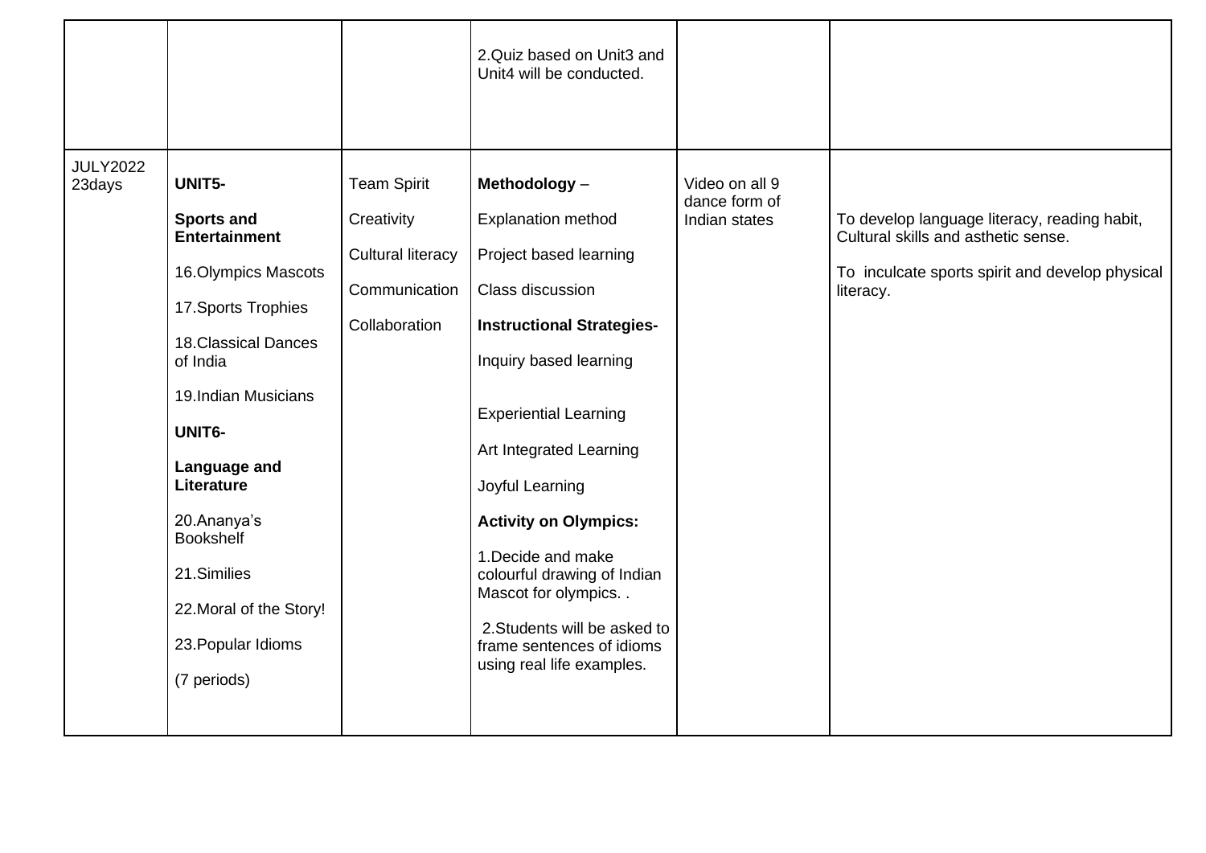| | | | | | |
|---|---|---|---|---|---|
| | | | 2.Quiz based on Unit3 and Unit4 will be conducted. | | |
| JULY2022 23days | **UNIT5-**<br><br>**Sports and Entertainment**<br><br>16.Olympics Mascots<br><br>17.Sports Trophies<br><br>18.Classical Dances of India<br><br>19.Indian Musicians<br><br>**UNIT6-**<br><br>**Language and Literature**<br><br>20.Ananya's Bookshelf<br><br>21.Similies<br><br>22.Moral of the Story!<br><br>23.Popular Idioms<br><br>(7 periods) | Team Spirit<br><br>Creativity<br><br>Cultural literacy<br><br>Communication<br><br>Collaboration | **Methodology** –<br><br>Explanation method<br><br>Project based learning<br><br>Class discussion<br><br>**Instructional Strategies-**<br><br>Inquiry based learning<br><br>Experiential Learning<br><br>Art Integrated Learning<br><br>Joyful Learning<br><br>**Activity on Olympics:**<br><br>1.Decide and make colourful drawing of Indian Mascot for olympics. .<br><br>2.Students will be asked to frame sentences of idioms using real life examples. | Video on all 9 dance form of Indian states | To develop language literacy, reading habit, Cultural skills and asthetic sense.<br><br>To inculcate sports spirit and develop physical literacy. |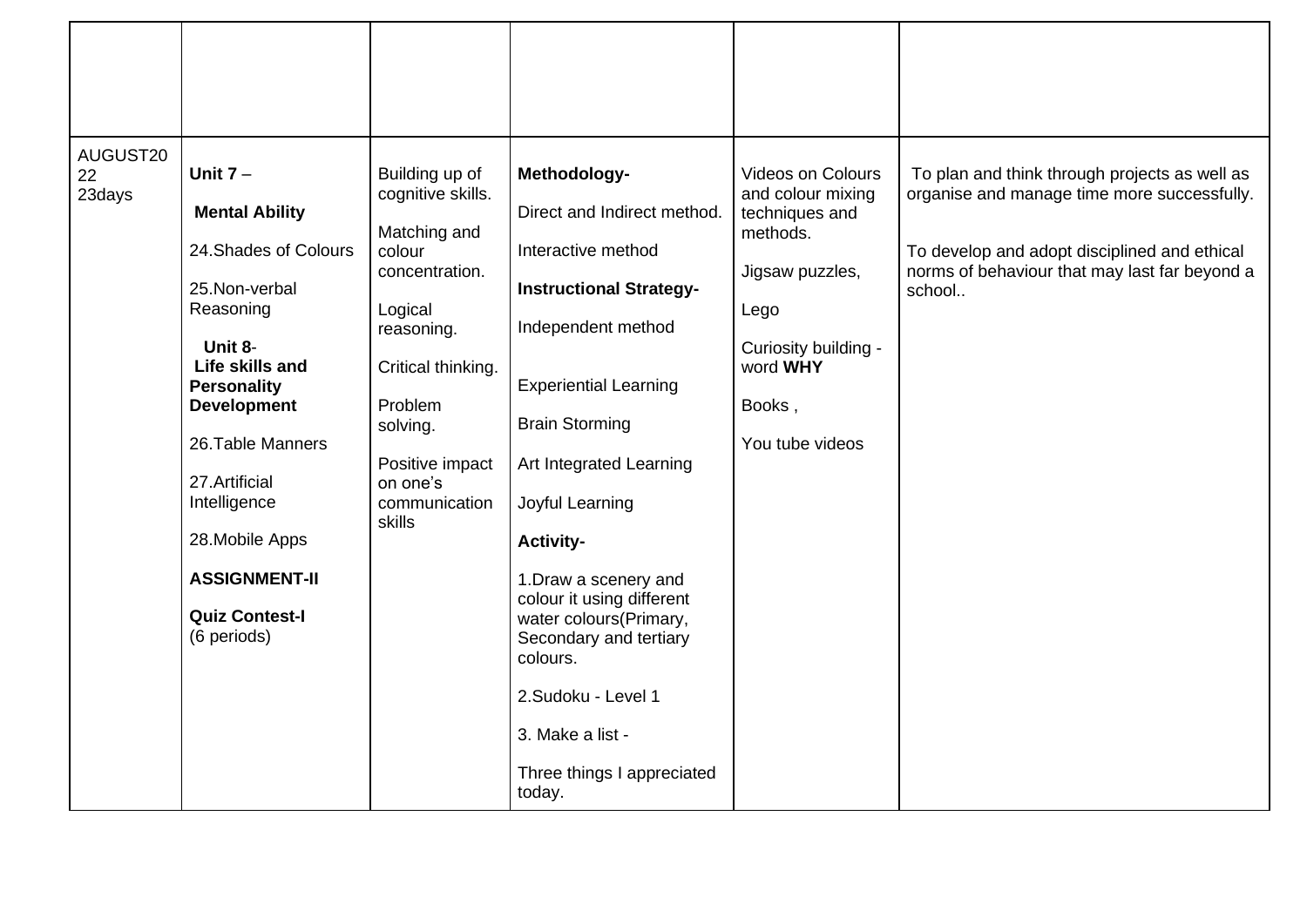| | | | | | |
|---|---|---|---|---|---|
| | | | | | |
| AUGUST2022 23days | **Unit 7** – **Mental Ability** 24.Shades of Colours 25.Non-verbal Reasoning **Unit 8**- **Life skills and Personality Development** 26.Table Manners 27.Artificial Intelligence 28.Mobile Apps **ASSIGNMENT-II** **Quiz Contest-I** (6 periods) | Building up of cognitive skills. Matching and colour concentration. Logical reasoning. Critical thinking. Problem solving. Positive impact on one's communication skills | **Methodology-** Direct and Indirect method. Interactive method **Instructional Strategy-** Independent method Experiential Learning Brain Storming Art Integrated Learning Joyful Learning **Activity-** 1.Draw a scenery and colour it using different water colours(Primary, Secondary and tertiary colours. 2.Sudoku - Level 1 3. Make a list - Three things I appreciated today. | Videos on Colours and colour mixing techniques and methods. Jigsaw puzzles, Lego Curiosity building - word **WHY** Books , You tube videos | To plan and think through projects as well as organise and manage time more successfully. To develop and adopt disciplined and ethical norms of behaviour that may last far beyond a school.. |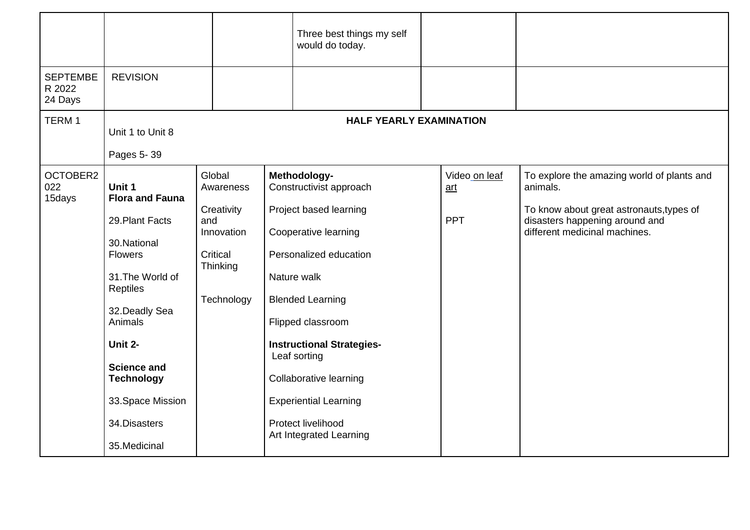|  |  |  |  |  |  |
|---|---|---|---|---|---|
|  |  |  | Three best things my self would do today. |  |  |
| SEPTEMBER 2022 24 Days | REVISION |  |  |  |  |
| TERM 1 | Unit 1 to Unit 8<br><br>Pages 5- 39 | **HALF YEARLY EXAMINATION** |  |  |  |
| OCTOBER2022 15days | **Unit 1**<br>**Flora and Fauna**<br><br>29.Plant Facts<br><br>30.National Flowers<br><br>31.The World of Reptiles<br><br>32.Deadly Sea Animals<br><br>**Unit 2-**<br><br>**Science and Technology**<br><br>33.Space Mission<br><br>34.Disasters<br><br>35.Medicinal | Global Awareness<br><br>Creativity and Innovation<br><br>Critical Thinking<br><br>Technology | **Methodology-**<br>Constructivist approach<br><br>Project based learning<br><br>Cooperative learning<br><br>Personalized education<br><br>Nature walk<br><br>Blended Learning<br><br>Flipped classroom<br><br>**Instructional Strategies-**<br>Leaf sorting<br><br>Collaborative learning<br><br>Experiential Learning<br><br>Protect livelihood<br>Art Integrated Learning | Video on leaf art<br><br>PPT | To explore the amazing world of plants and animals.<br><br>To know about great astronauts,types of disasters happening around and different medicinal machines. |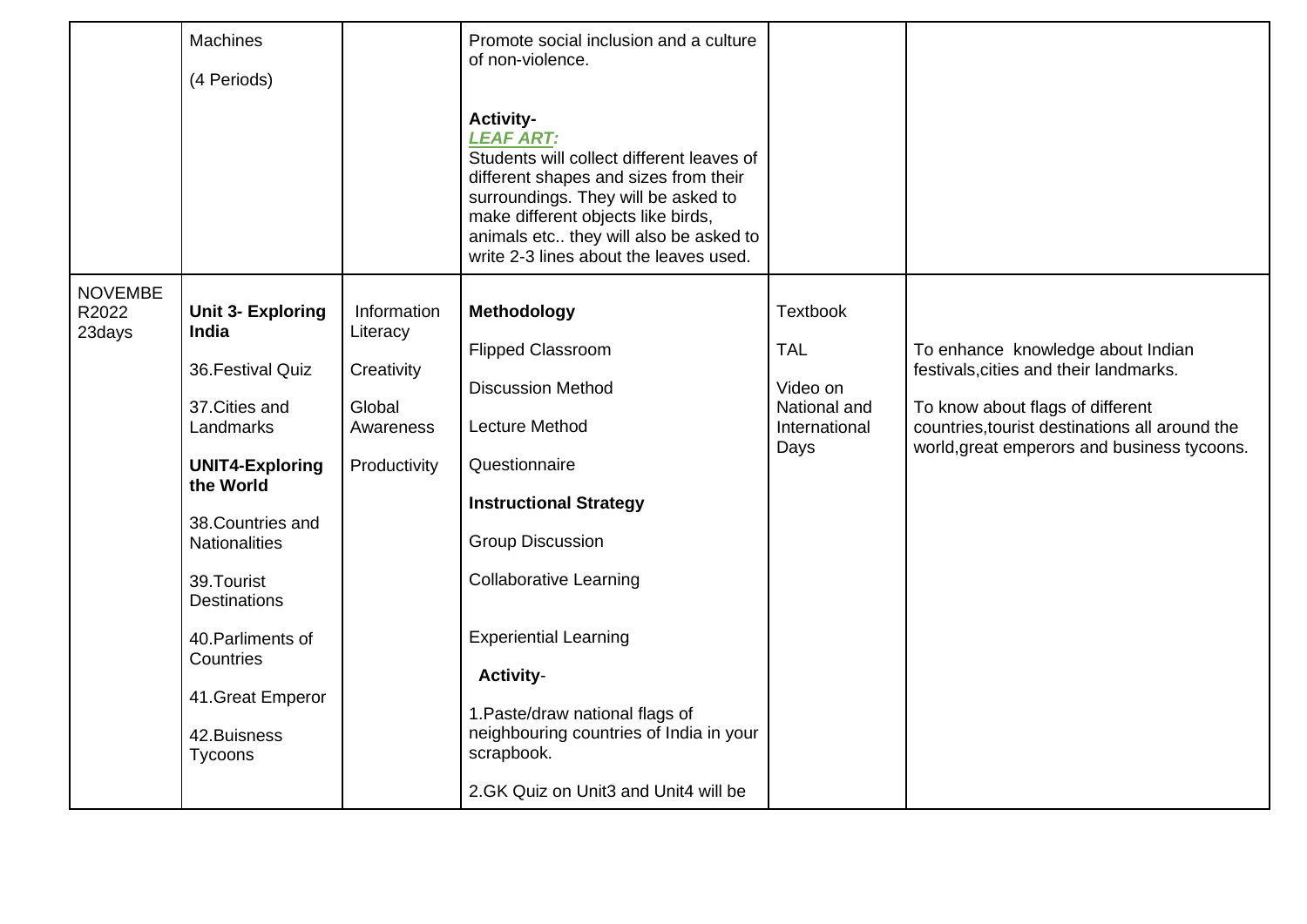| | | | | | |
|---|---|---|---|---|---|
| | Machines<br><br>(4 Periods) | | Promote social inclusion and a culture of non-violence.<br><br>**Activity-**<br>***LEAF ART:***<br>Students will collect different leaves of different shapes and sizes from their surroundings. They will be asked to make different objects like birds, animals etc.. they will also be asked to write 2-3 lines about the leaves used. | | |
| NOVEMBER2022<br>23days | **Unit 3- Exploring India**<br><br>36.Festival Quiz<br><br>37.Cities and Landmarks<br><br>**UNIT4-Exploring the World**<br><br>38.Countries and Nationalities<br><br>39.Tourist Destinations<br><br>40.Parliments of Countries<br><br>41.Great Emperor<br><br>42.Buisness Tycoons | Information Literacy<br><br>Creativity<br><br>Global Awareness<br><br>Productivity | **Methodology**<br><br>Flipped Classroom<br><br>Discussion Method<br><br>Lecture Method<br><br>Questionnaire<br><br>**Instructional Strategy**<br><br>Group Discussion<br><br>Collaborative Learning<br><br>Experiential Learning<br><br>**Activity**-<br><br>1.Paste/draw national flags of neighbouring countries of India in your scrapbook.<br><br>2.GK Quiz on Unit3 and Unit4 will be | Textbook<br><br>TAL<br><br>Video on National and International Days | To enhance knowledge about Indian festivals,cities and their landmarks.<br><br>To know about flags of different countries,tourist destinations all around the world,great emperors and business tycoons. |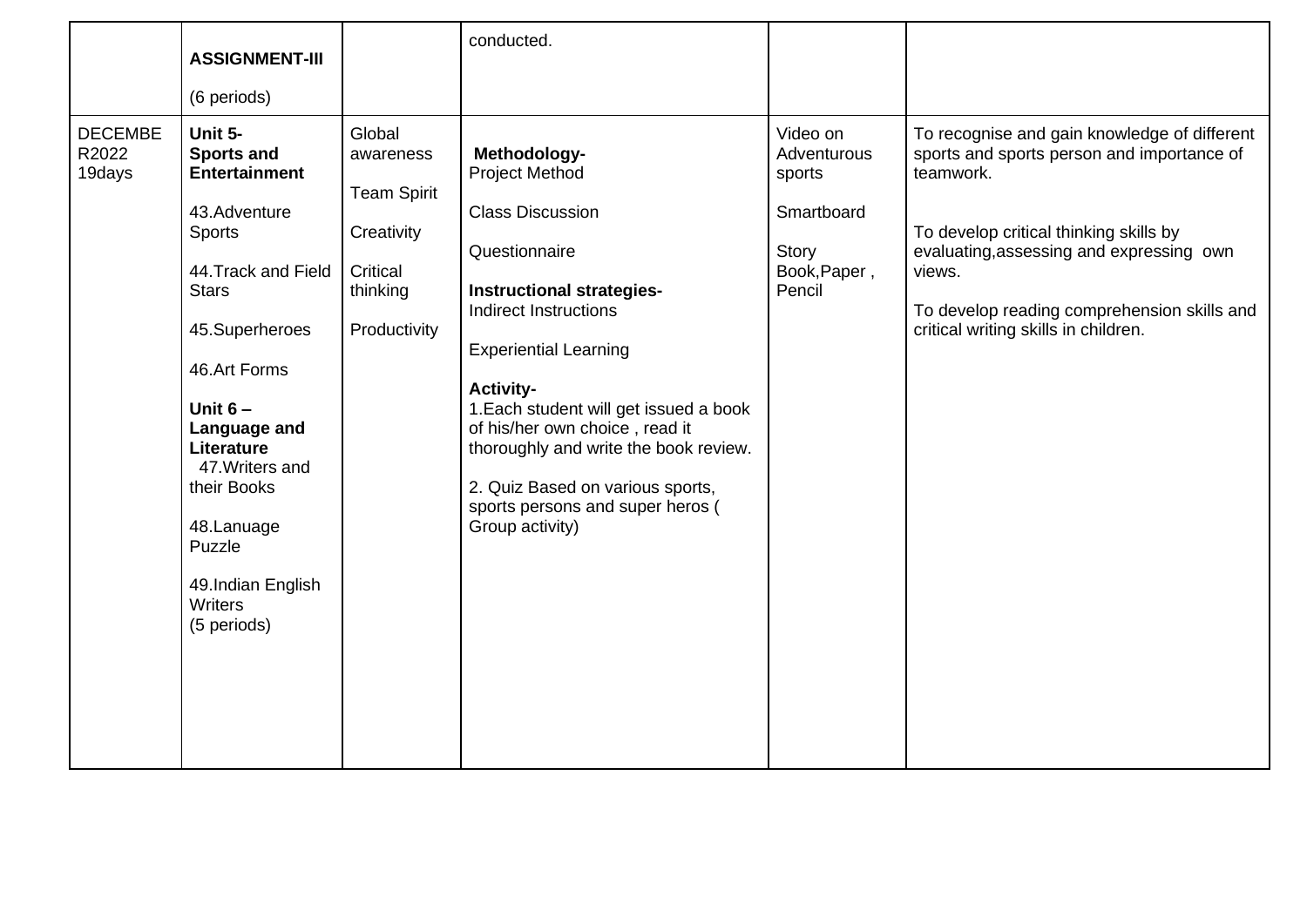| | | | | | |
|---|---|---|---|---|---|
| | **ASSIGNMENT-III**<br><br>(6 periods) | | conducted. | | |
| DECEMBE R2022 19days | **Unit 5- Sports and Entertainment**<br><br>43.Adventure Sports<br><br>44.Track and Field Stars<br><br>45.Superheroes<br><br>46.Art Forms<br><br>**Unit 6 – Language and Literature**<br>47.Writers and their Books<br><br>48.Lanuage Puzzle<br><br>49.Indian English Writers<br>(5 periods) | Global awareness<br><br>Team Spirit<br><br>Creativity<br><br>Critical thinking<br><br>Productivity | **Methodology-**<br>Project Method<br><br>Class Discussion<br><br>Questionnaire<br><br>**Instructional strategies-**<br>Indirect Instructions<br><br>Experiential Learning<br><br>**Activity-**<br>1.Each student will get issued a book of his/her own choice , read it thoroughly and write the book review.<br><br>2. Quiz Based on various sports, sports persons and super heros ( Group activity) | Video on Adventurous sports<br><br>Smartboard<br><br>Story Book,Paper , Pencil | To recognise and gain knowledge of different sports and sports person and importance of teamwork.<br><br>To develop critical thinking skills by evaluating,assessing and expressing own views.<br><br>To develop reading comprehension skills and critical writing skills in children. |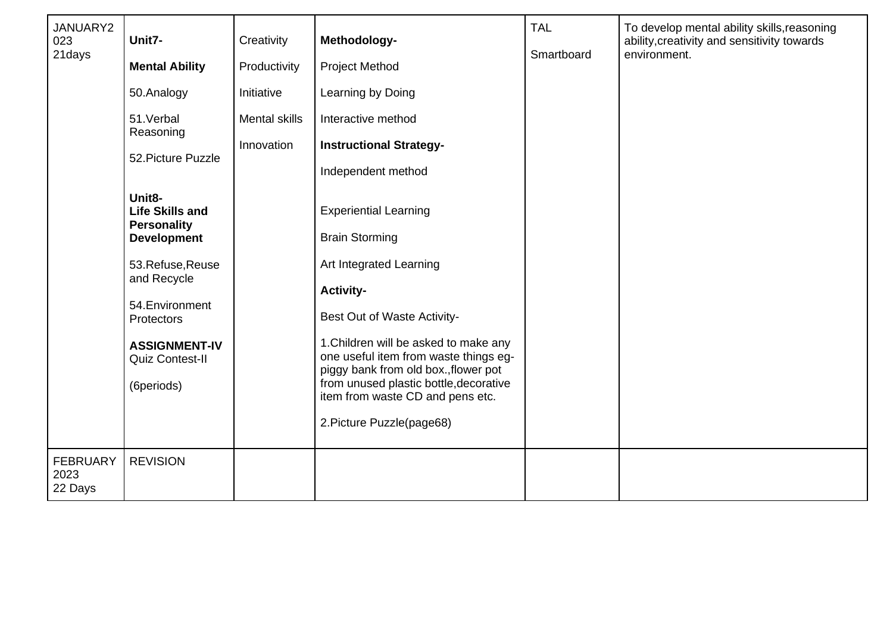| JANUARY2023 21days | **Unit7-** **Mental Ability** 50.Analogy 51.Verbal Reasoning 52.Picture Puzzle **Unit8- Life Skills and Personality Development** 53.Refuse,Reuse and Recycle 54.Environment Protectors **ASSIGNMENT-IV** Quiz Contest-II (6periods) | Creativity Productivity Initiative Mental skills Innovation | **Methodology-** Project Method Learning by Doing Interactive method **Instructional Strategy-** Independent method Experiential Learning Brain Storming Art Integrated Learning **Activity-** Best Out of Waste Activity- 1.Children will be asked to make any one useful item from waste things eg- piggy bank from old box.,flower pot from unused plastic bottle,decorative item from waste CD and pens etc. 2.Picture Puzzle(page68) | TAL Smartboard | To develop mental ability skills,reasoning ability,creativity and sensitivity towards environment. |
|---|---|---|---|---|---|
| FEBRUARY 2023 22 Days | REVISION | | | | |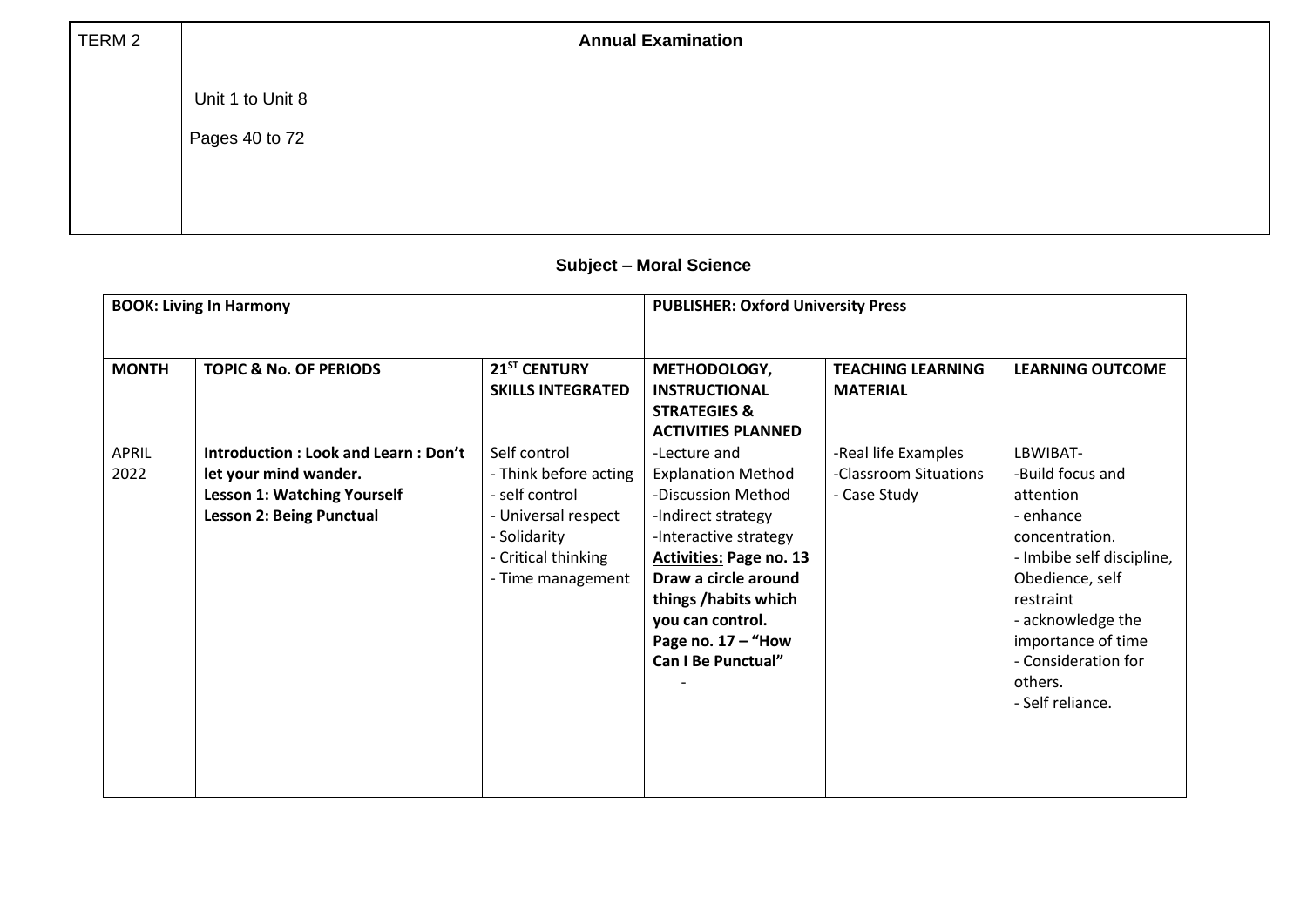| TERM 2 | **Annual Examination**<br><br>Unit 1 to Unit 8<br><br>Pages 40 to 72 |
|---|---|

## Subject – Moral Science

| **BOOK: Living In Harmony** | | | **PUBLISHER: Oxford University Press** | | |
|---|---|---|---|---|---|
| **MONTH** | **TOPIC & No. OF PERIODS** | **21ST CENTURY SKILLS INTEGRATED** | **METHODOLOGY, INSTRUCTIONAL STRATEGIES & ACTIVITIES PLANNED** | **TEACHING LEARNING MATERIAL** | **LEARNING OUTCOME** |
| APRIL 2022 | **Introduction : Look and Learn : Don't let your mind wander.**<br>**Lesson 1: Watching Yourself**<br>**Lesson 2: Being Punctual** | Self control<br>- Think before acting<br>- self control<br>- Universal respect<br>- Solidarity<br>- Critical thinking<br>- Time management | -Lecture and Explanation Method<br>-Discussion Method<br>-Indirect strategy<br>-Interactive strategy<br>**Activities: Page no. 13 Draw a circle around things /habits which you can control.**<br>**Page no. 17 – "How Can I Be Punctual"**<br>- | -Real life Examples<br>-Classroom Situations<br>- Case Study | LBWIBAT-<br>-Build focus and attention<br>- enhance concentration.<br>- Imbibe self discipline, Obedience, self restraint<br>- acknowledge the importance of time<br>- Consideration for others.<br>- Self reliance. |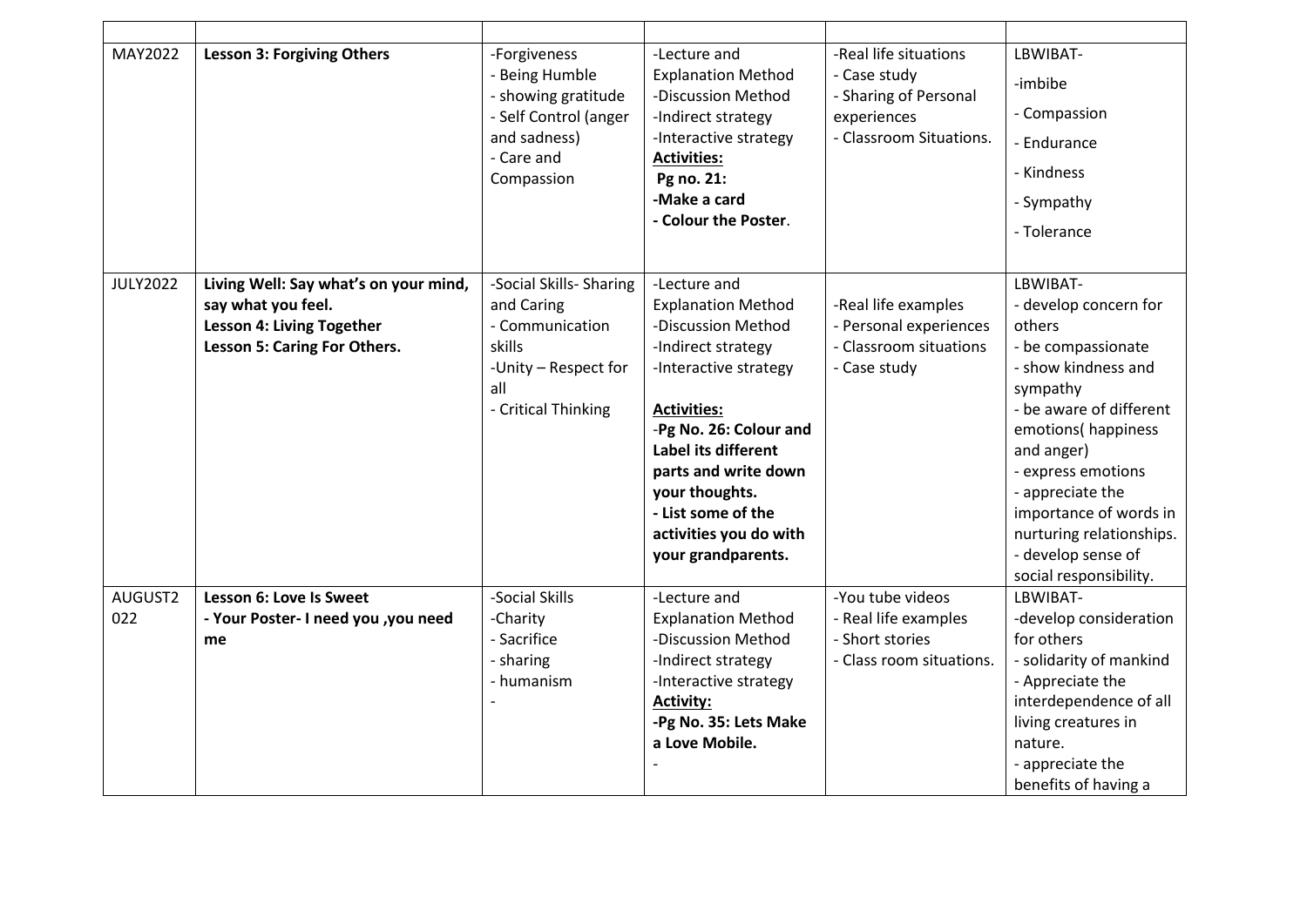| | | | | | |
|---|---|---|---|---|---|
| MAY2022 | **Lesson 3: Forgiving Others** | -Forgiveness<br>- Being Humble<br>- showing gratitude<br>- Self Control (anger and sadness)<br>- Care and Compassion | -Lecture and Explanation Method<br>-Discussion Method<br>-Indirect strategy<br>-Interactive strategy<br>**<u>Activities:</u>**<br>**Pg no. 21:**<br>**-Make a card**<br>**- Colour the Poster**. | -Real life situations<br>- Case study<br>- Sharing of Personal experiences<br>- Classroom Situations. | LBWIBAT-<br>-imbibe<br>- Compassion<br>- Endurance<br>- Kindness<br>- Sympathy<br>- Tolerance |
| JULY2022 | **Living Well: Say what's on your mind, say what you feel.**<br>**Lesson 4: Living Together**<br>**Lesson 5: Caring For Others.** | -Social Skills- Sharing and Caring<br>- Communication skills<br>-Unity – Respect for all<br>- Critical Thinking | -Lecture and Explanation Method<br>-Discussion Method<br>-Indirect strategy<br>-Interactive strategy<br><br>**<u>Activities:</u>**<br>-**Pg No. 26: Colour and Label its different parts and write down your thoughts.**<br>**- List some of the activities you do with your grandparents.** | -Real life examples<br>- Personal experiences<br>- Classroom situations<br>- Case study | LBWIBAT-<br>- develop concern for others<br>- be compassionate<br>- show kindness and sympathy<br>- be aware of different emotions( happiness and anger)<br>- express emotions<br>- appreciate the importance of words in nurturing relationships.<br>- develop sense of social responsibility. |
| AUGUST2022 | **Lesson 6: Love Is Sweet**<br>**- Your Poster- I need you ,you need me** | -Social Skills<br>-Charity<br>- Sacrifice<br>- sharing<br>- humanism<br>- | -Lecture and Explanation Method<br>-Discussion Method<br>-Indirect strategy<br>-Interactive strategy<br>**<u>Activity:</u>**<br>**-Pg No. 35: Lets Make a Love Mobile.**<br>- | -You tube videos<br>- Real life examples<br>- Short stories<br>- Class room situations. | LBWIBAT-<br>-develop consideration for others<br>- solidarity of mankind<br>- Appreciate the interdependence of all living creatures in nature.<br>- appreciate the benefits of having a |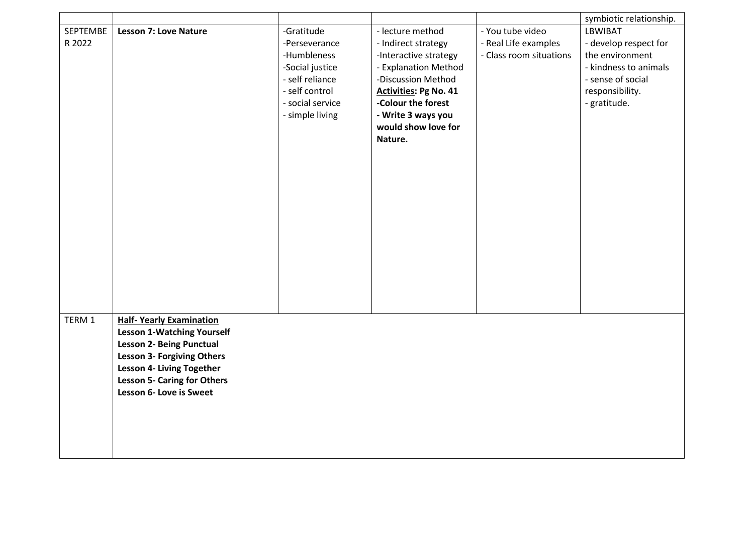| | | | | | |
|---|---|---|---|---|---|
| | | | | | symbiotic relationship. |
| SEPTEMBE R 2022 | **Lesson 7: Love Nature** | -Gratitude<br>-Perseverance<br>-Humbleness<br>-Social justice<br>- self reliance<br>- self control<br>- social service<br>- simple living | - lecture method<br>- Indirect strategy<br>-Interactive strategy<br>- Explanation Method<br>-Discussion Method<br>**Activities: Pg No. 41**<br>**-Colour the forest**<br>**- Write 3 ways you would show love for Nature.** | - You tube video<br>- Real Life examples<br>- Class room situations | LBWIBAT<br>- develop respect for the environment<br>- kindness to animals<br>- sense of social responsibility.<br>- gratitude. |
| TERM 1 | **Half- Yearly Examination**<br>**Lesson 1-Watching Yourself**<br>**Lesson 2- Being Punctual**<br>**Lesson 3- Forgiving Others**<br>**Lesson 4- Living Together**<br>**Lesson 5- Caring for Others**<br>**Lesson 6- Love is Sweet** | | | | |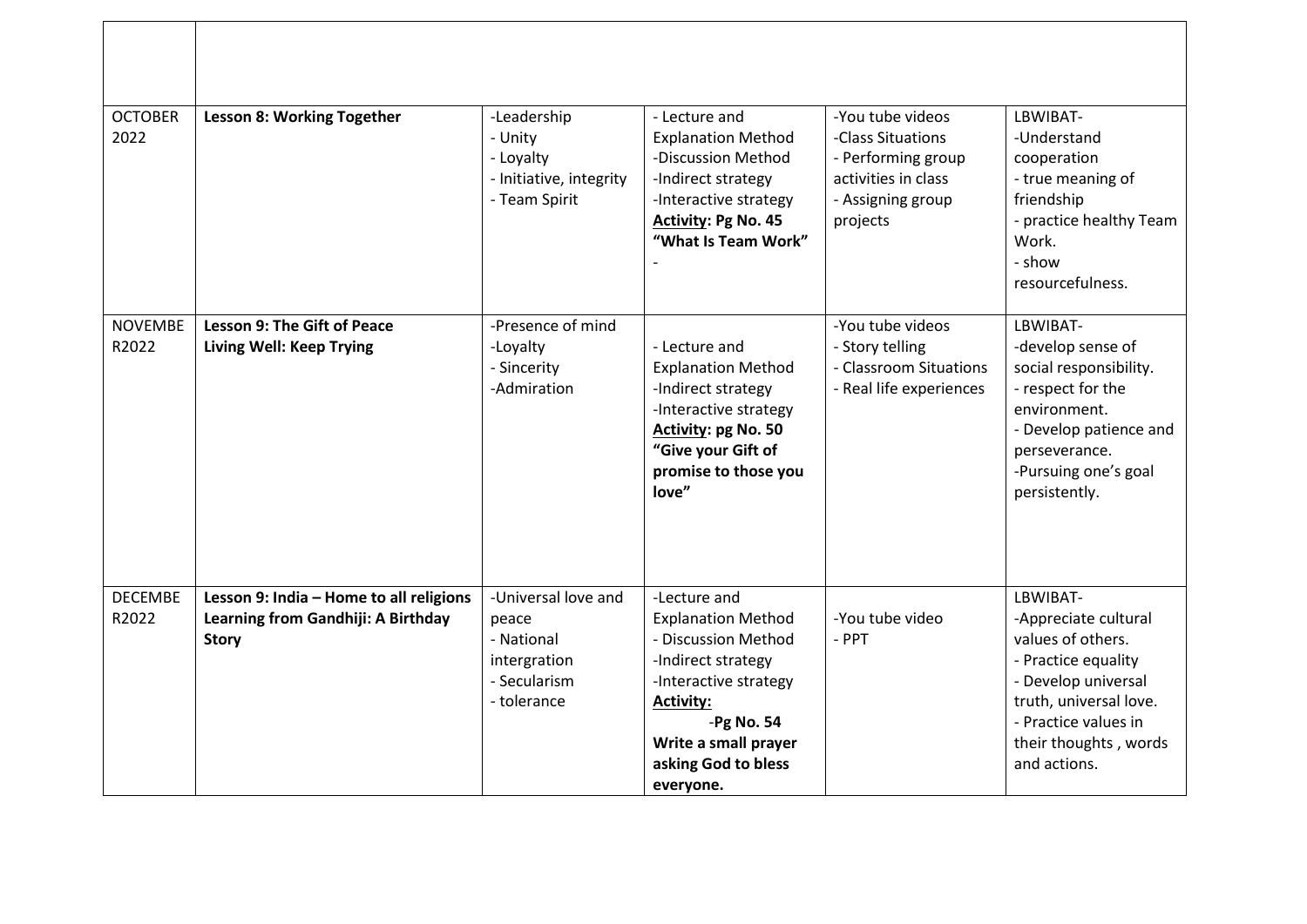| | | | | | |
|---|---|---|---|---|---|
| OCTOBER 2022 | **Lesson 8: Working Together** | -Leadership<br>- Unity<br>- Loyalty<br>- Initiative, integrity<br>- Team Spirit | - Lecture and Explanation Method<br>-Discussion Method<br>-Indirect strategy<br>-Interactive strategy<br>**Activity: Pg No. 45 "What Is Team Work"**<br>- | -You tube videos<br>-Class Situations<br>- Performing group activities in class<br>- Assigning group projects | LBWIBAT-<br>-Understand cooperation<br>- true meaning of friendship<br>- practice healthy Team Work.<br>- show resourcefulness. |
| NOVEMBE R2022 | **Lesson 9: The Gift of Peace**<br>**Living Well: Keep Trying** | -Presence of mind<br>-Loyalty<br>- Sincerity<br>-Admiration | - Lecture and Explanation Method<br>-Indirect strategy<br>-Interactive strategy<br>**Activity: pg No. 50 "Give your Gift of promise to those you love"** | -You tube videos<br>- Story telling<br>- Classroom Situations<br>- Real life experiences | LBWIBAT-<br>-develop sense of social responsibility.<br>- respect for the environment.<br>- Develop patience and perseverance.<br>-Pursuing one's goal persistently. |
| DECEMBE R2022 | **Lesson 9: India – Home to all religions**<br>**Learning from Gandhiji: A Birthday Story** | -Universal love and peace<br>- National intergration<br>- Secularism<br>- tolerance | -Lecture and Explanation Method<br>- Discussion Method<br>-Indirect strategy<br>-Interactive strategy<br>**Activity:**<br>**-Pg No. 54 Write a small prayer asking God to bless everyone.** | -You tube video<br>- PPT | LBWIBAT-<br>-Appreciate cultural values of others.<br>- Practice equality<br>- Develop universal truth, universal love.<br>- Practice values in their thoughts , words and actions. |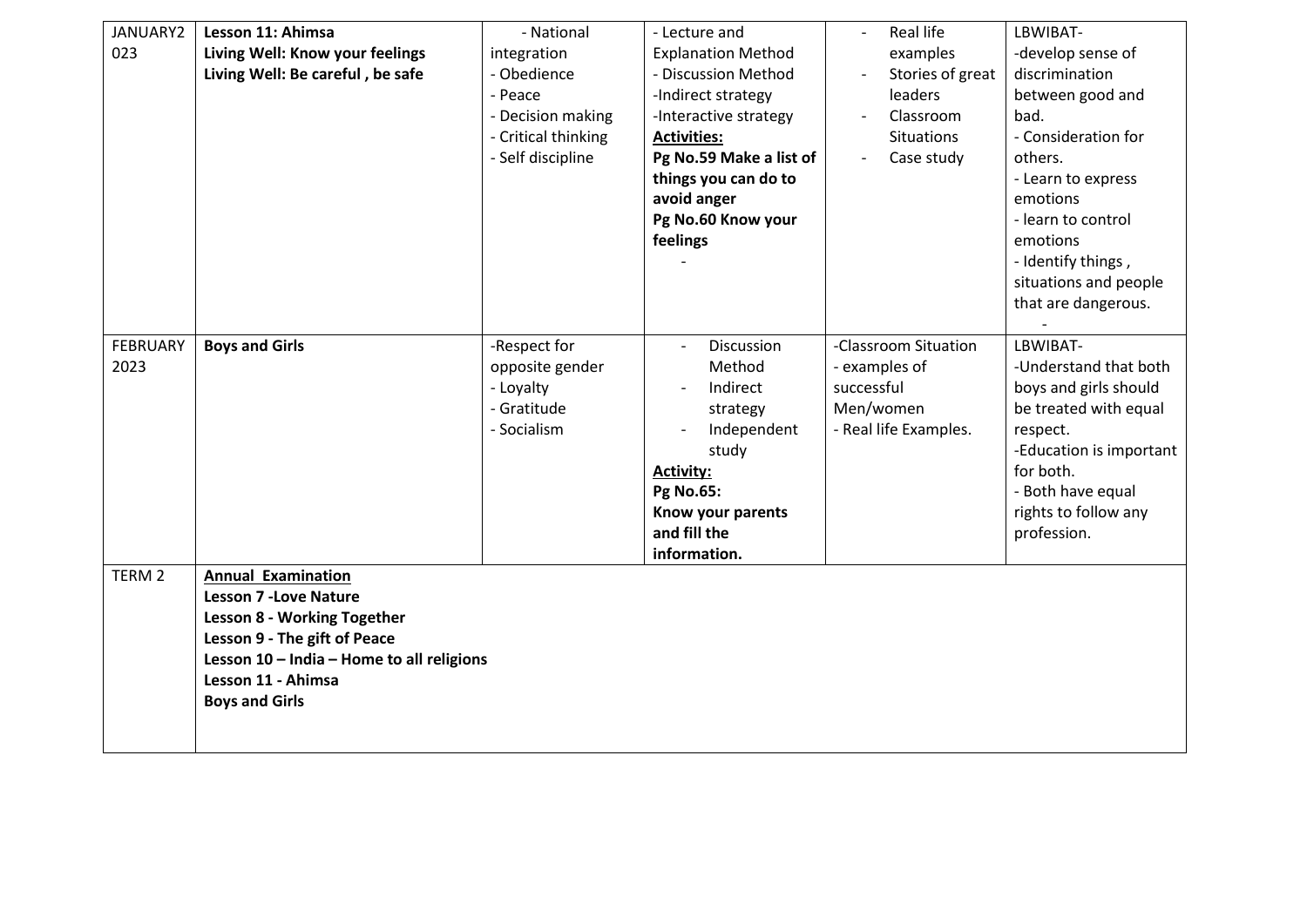| JANUARY2023 | **Lesson 11: Ahimsa**<br>**Living Well: Know your feelings**<br>**Living Well: Be careful , be safe** | - National integration<br>- Obedience<br>- Peace<br>- Decision making<br>- Critical thinking<br>- Self discipline | - Lecture and Explanation Method<br>- Discussion Method<br>-Indirect strategy<br>-Interactive strategy<br>**Activities:**<br>**Pg No.59 Make a list of things you can do to avoid anger**<br>**Pg No.60 Know your feelings**<br>- | - Real life examples<br>- Stories of great leaders<br>- Classroom Situations<br>- Case study | LBWIBAT-<br>-develop sense of discrimination between good and bad.<br>- Consideration for others.<br>- Learn to express emotions<br>- learn to control emotions<br>- Identify things , situations and people that are dangerous.<br>- |
|---|---|---|---|---|---|
| FEBRUARY 2023 | **Boys and Girls** | -Respect for opposite gender<br>- Loyalty<br>- Gratitude<br>- Socialism | - Discussion Method<br>- Indirect strategy<br>- Independent study<br>**Activity:**<br>**Pg No.65:**<br>**Know your parents and fill the information.** | -Classroom Situation<br>- examples of successful Men/women<br>- Real life Examples. | LBWIBAT-<br>-Understand that both boys and girls should be treated with equal respect.<br>-Education is important for both.<br>- Both have equal rights to follow any profession. |
| TERM 2 | **Annual Examination**<br>**Lesson 7 -Love Nature**<br>**Lesson 8 - Working Together**<br>**Lesson 9 - The gift of Peace**<br>**Lesson 10 – India – Home to all religions**<br>**Lesson 11 - Ahimsa**<br>**Boys and Girls** | | | | |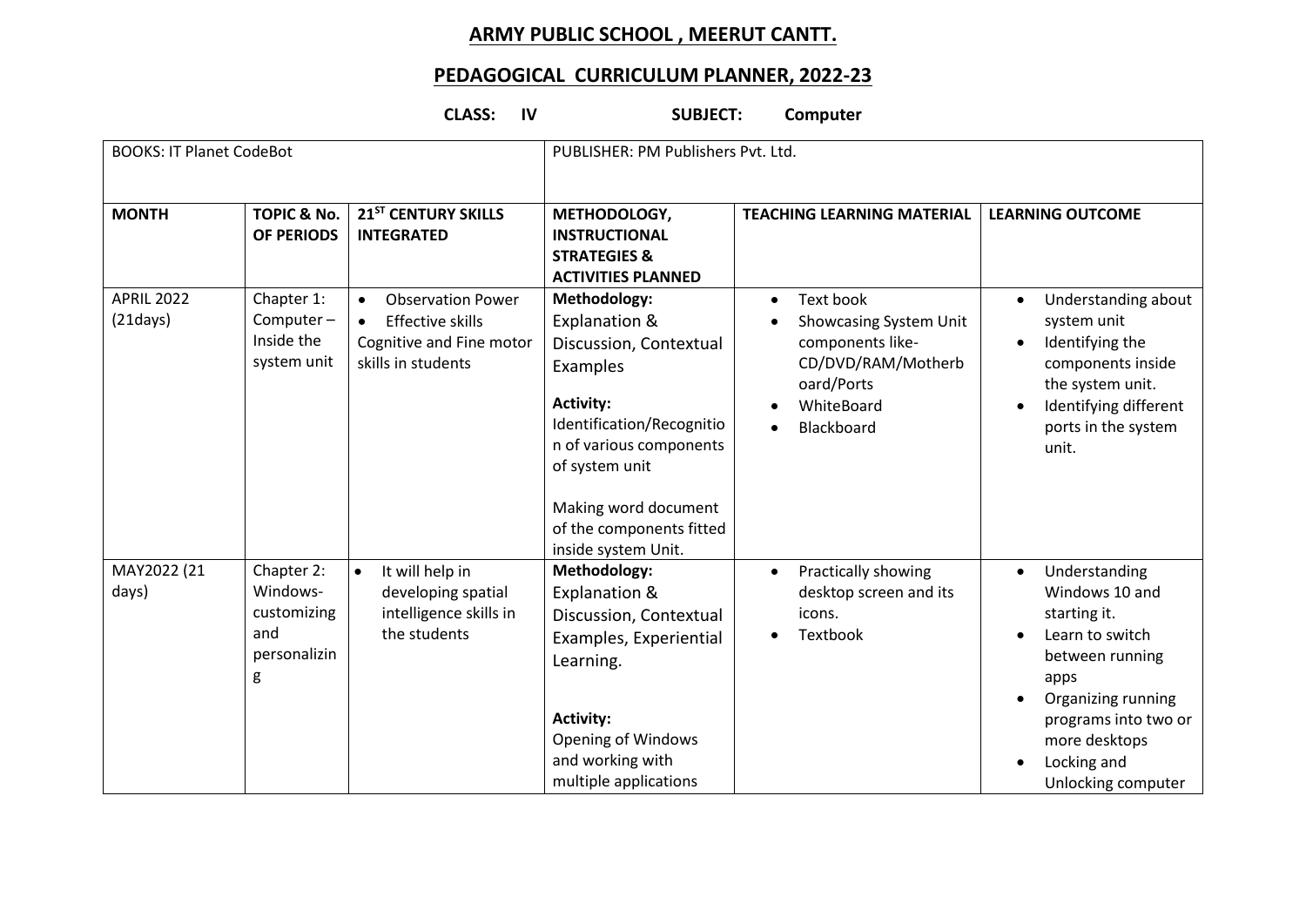# ARMY PUBLIC SCHOOL , MEERUT CANTT.

## PEDAGOGICAL CURRICULUM PLANNER, 2022-23

**CLASS: IV SUBJECT: Computer**

| BOOKS: IT Planet CodeBot | | | PUBLISHER: PM Publishers Pvt. Ltd. | | |
|---|---|---|---|---|---|
| **MONTH** | **TOPIC & No. OF PERIODS** | **21ST CENTURY SKILLS INTEGRATED** | **METHODOLOGY, INSTRUCTIONAL STRATEGIES & ACTIVITIES PLANNED** | **TEACHING LEARNING MATERIAL** | **LEARNING OUTCOME** |
| APRIL 2022 (21days) | Chapter 1: Computer – Inside the system unit | • Observation Power<br>• Effective skills<br>Cognitive and Fine motor skills in students | **Methodology:**<br>Explanation & Discussion, Contextual Examples<br>**Activity:**<br>Identification/Recognition of various components of system unit<br><br>Making word document of the components fitted inside system Unit. | • Text book<br>• Showcasing System Unit components like- CD/DVD/RAM/Motherboard/Ports<br>• WhiteBoard<br>• Blackboard | • Understanding about system unit<br>• Identifying the components inside the system unit.<br>• Identifying different ports in the system unit. |
| MAY2022 (21 days) | Chapter 2: Windows-customizing and personalizing | • It will help in developing spatial intelligence skills in the students | **Methodology:**<br>Explanation & Discussion, Contextual Examples, Experiential Learning.<br><br>**Activity:**<br>Opening of Windows and working with multiple applications | • Practically showing desktop screen and its icons.<br>• Textbook | • Understanding Windows 10 and starting it.<br>• Learn to switch between running apps<br>• Organizing running programs into two or more desktops<br>• Locking and Unlocking computer |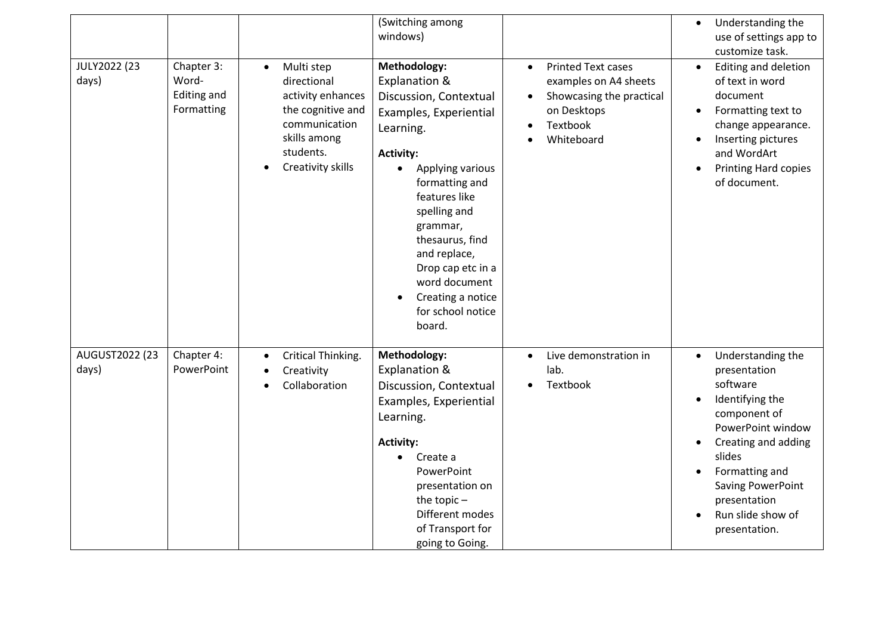| | | | (Switching among windows) | | • Understanding the use of settings app to customize task. |
|---|---|---|---|---|---|
| JULY2022 (23 days) | Chapter 3: Word- Editing and Formatting | • Multi step directional activity enhances the cognitive and communication skills among students.<br>• Creativity skills | **Methodology:**<br>Explanation & Discussion, Contextual Examples, Experiential Learning.<br>**Activity:**<br>• Applying various formatting and features like spelling and grammar, thesaurus, find and replace, Drop cap etc in a word document<br>• Creating a notice for school notice board. | • Printed Text cases examples on A4 sheets<br>• Showcasing the practical on Desktops<br>• Textbook<br>• Whiteboard | • Editing and deletion of text in word document<br>• Formatting text to change appearance.<br>• Inserting pictures and WordArt<br>• Printing Hard copies of document. |
| AUGUST2022 (23 days) | Chapter 4: PowerPoint | • Critical Thinking.<br>• Creativity<br>• Collaboration | **Methodology:**<br>Explanation & Discussion, Contextual Examples, Experiential Learning.<br>**Activity:**<br>• Create a PowerPoint presentation on the topic – Different modes of Transport for going to Going. | • Live demonstration in lab.<br>• Textbook | • Understanding the presentation software<br>• Identifying the component of PowerPoint window<br>• Creating and adding slides<br>• Formatting and Saving PowerPoint presentation<br>• Run slide show of presentation. |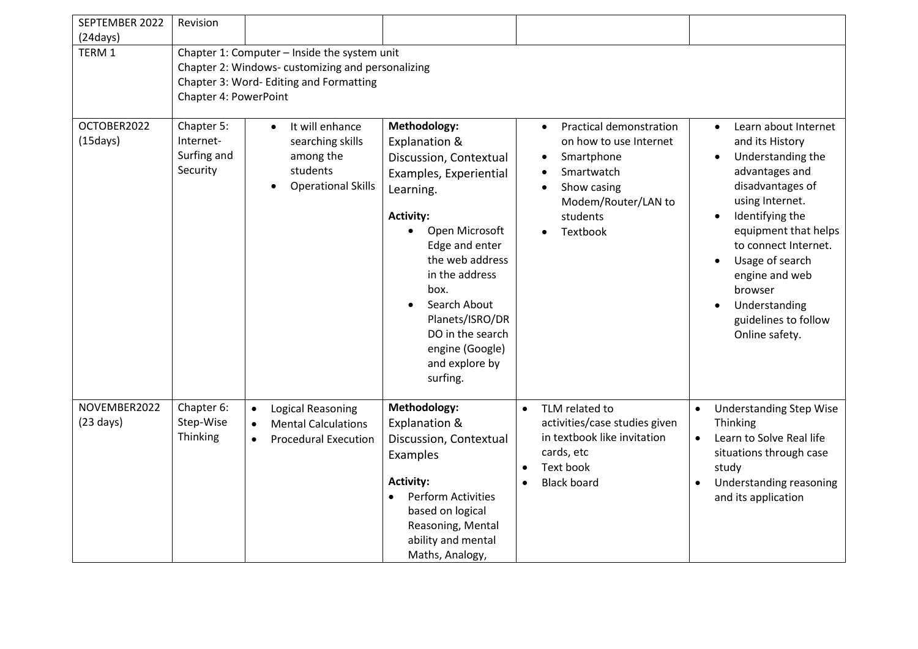| SEPTEMBER 2022 (24days) | Revision | | | | |
|---|---|---|---|---|---|
| TERM 1 | Chapter 1: Computer – Inside the system unit<br>Chapter 2: Windows- customizing and personalizing<br>Chapter 3: Word- Editing and Formatting<br>Chapter 4: PowerPoint | | | | |
| OCTOBER2022 (15days) | Chapter 5: Internet- Surfing and Security | • It will enhance searching skills among the students<br>• Operational Skills | **Methodology:**<br>Explanation & Discussion, Contextual Examples, Experiential Learning.<br>**Activity:**<br>• Open Microsoft Edge and enter the web address in the address box.<br>• Search About Planets/ISRO/DRDO in the search engine (Google) and explore by surfing. | • Practical demonstration on how to use Internet<br>• Smartphone<br>• Smartwatch<br>• Show casing Modem/Router/LAN to students<br>• Textbook | • Learn about Internet and its History<br>• Understanding the advantages and disadvantages of using Internet.<br>• Identifying the equipment that helps to connect Internet.<br>• Usage of search engine and web browser<br>• Understanding guidelines to follow Online safety. |
| NOVEMBER2022 (23 days) | Chapter 6: Step-Wise Thinking | • Logical Reasoning<br>• Mental Calculations<br>• Procedural Execution | **Methodology:**<br>Explanation & Discussion, Contextual Examples<br>**Activity:**<br>• Perform Activities based on logical Reasoning, Mental ability and mental Maths, Analogy, | • TLM related to activities/case studies given in textbook like invitation cards, etc<br>• Text book<br>• Black board | • Understanding Step Wise Thinking<br>• Learn to Solve Real life situations through case study<br>• Understanding reasoning and its application |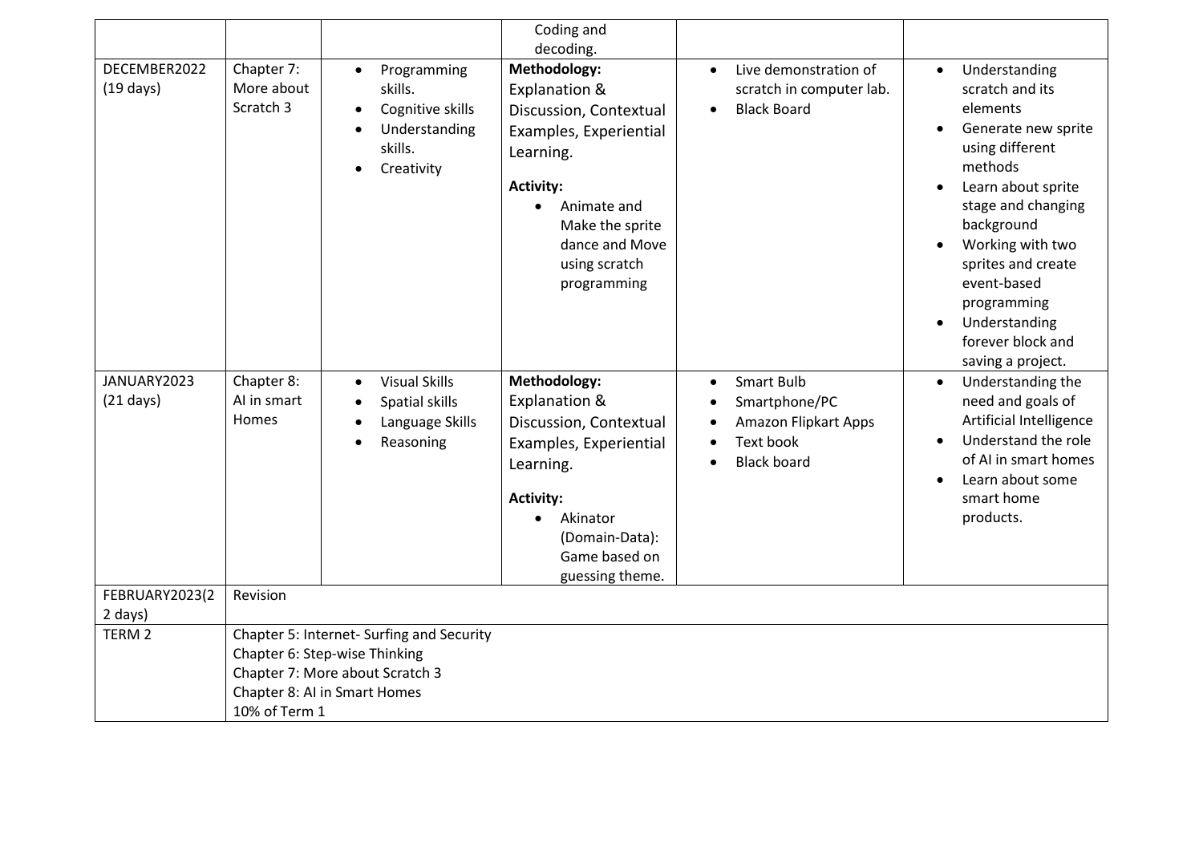| | | | | | |
|---|---|---|---|---|---|
| | | | Coding and decoding. | | |
| DECEMBER2022 (19 days) | Chapter 7: More about Scratch 3 | • Programming skills.<br>• Cognitive skills<br>• Understanding skills.<br>• Creativity | **Methodology:**<br>Explanation & Discussion, Contextual Examples, Experiential Learning.<br>**Activity:**<br>• Animate and Make the sprite dance and Move using scratch programming | • Live demonstration of scratch in computer lab.<br>• Black Board | • Understanding scratch and its elements<br>• Generate new sprite using different methods<br>• Learn about sprite stage and changing background<br>• Working with two sprites and create event-based programming<br>• Understanding forever block and saving a project. |
| JANUARY2023 (21 days) | Chapter 8: AI in smart Homes | • Visual Skills<br>• Spatial skills<br>• Language Skills<br>• Reasoning | **Methodology:**<br>Explanation & Discussion, Contextual Examples, Experiential Learning.<br>**Activity:**<br>• Akinator (Domain-Data): Game based on guessing theme. | • Smart Bulb<br>• Smartphone/PC<br>• Amazon Flipkart Apps<br>• Text book<br>• Black board | • Understanding the need and goals of Artificial Intelligence<br>• Understand the role of AI in smart homes<br>• Learn about some smart home products. |
| FEBRUARY2023(22 days) | Revision | | | | |
| TERM 2 | Chapter 5: Internet- Surfing and Security<br>Chapter 6: Step-wise Thinking<br>Chapter 7: More about Scratch 3<br>Chapter 8: AI in Smart Homes<br>10% of Term 1 | | | | |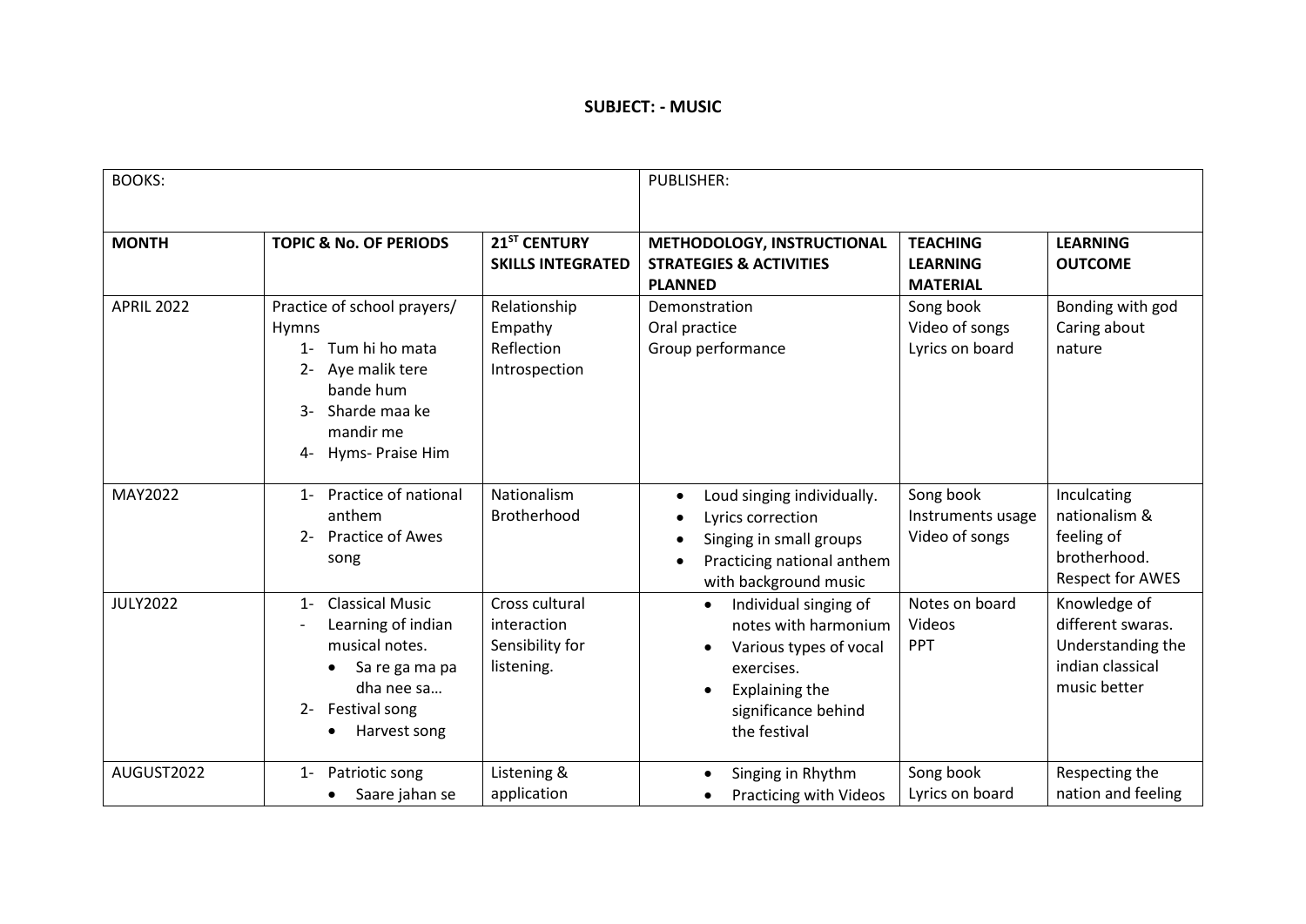**SUBJECT: - MUSIC**

| BOOKS: | | | PUBLISHER: | | |
|---|---|---|---|---|---|
| **MONTH** | **TOPIC & No. OF PERIODS** | **21ST CENTURY SKILLS INTEGRATED** | **METHODOLOGY, INSTRUCTIONAL STRATEGIES & ACTIVITIES PLANNED** | **TEACHING LEARNING MATERIAL** | **LEARNING OUTCOME** |
| APRIL 2022 | Practice of school prayers/ Hymns<br>1- Tum hi ho mata<br>2- Aye malik tere bande hum<br>3- Sharde maa ke mandir me<br>4- Hyms- Praise Him | Relationship<br>Empathy<br>Reflection<br>Introspection | Demonstration<br>Oral practice<br>Group performance | Song book<br>Video of songs<br>Lyrics on board | Bonding with god<br>Caring about nature |
| MAY2022 | 1- Practice of national anthem<br>2- Practice of Awes song | Nationalism<br>Brotherhood | • Loud singing individually.<br>• Lyrics correction<br>• Singing in small groups<br>• Practicing national anthem with background music | Song book<br>Instruments usage<br>Video of songs | Inculcating nationalism & feeling of brotherhood.<br>Respect for AWES |
| JULY2022 | 1- Classical Music<br>- Learning of indian musical notes.<br>• Sa re ga ma pa dha nee sa…<br>2- Festival song<br>• Harvest song | Cross cultural interaction<br>Sensibility for listening. | • Individual singing of notes with harmonium<br>• Various types of vocal exercises.<br>• Explaining the significance behind the festival | Notes on board<br>Videos<br>PPT | Knowledge of different swaras.<br>Understanding the indian classical music better |
| AUGUST2022 | 1- Patriotic song<br>• Saare jahan se | Listening & application | • Singing in Rhythm<br>• Practicing with Videos | Song book<br>Lyrics on board | Respecting the nation and feeling |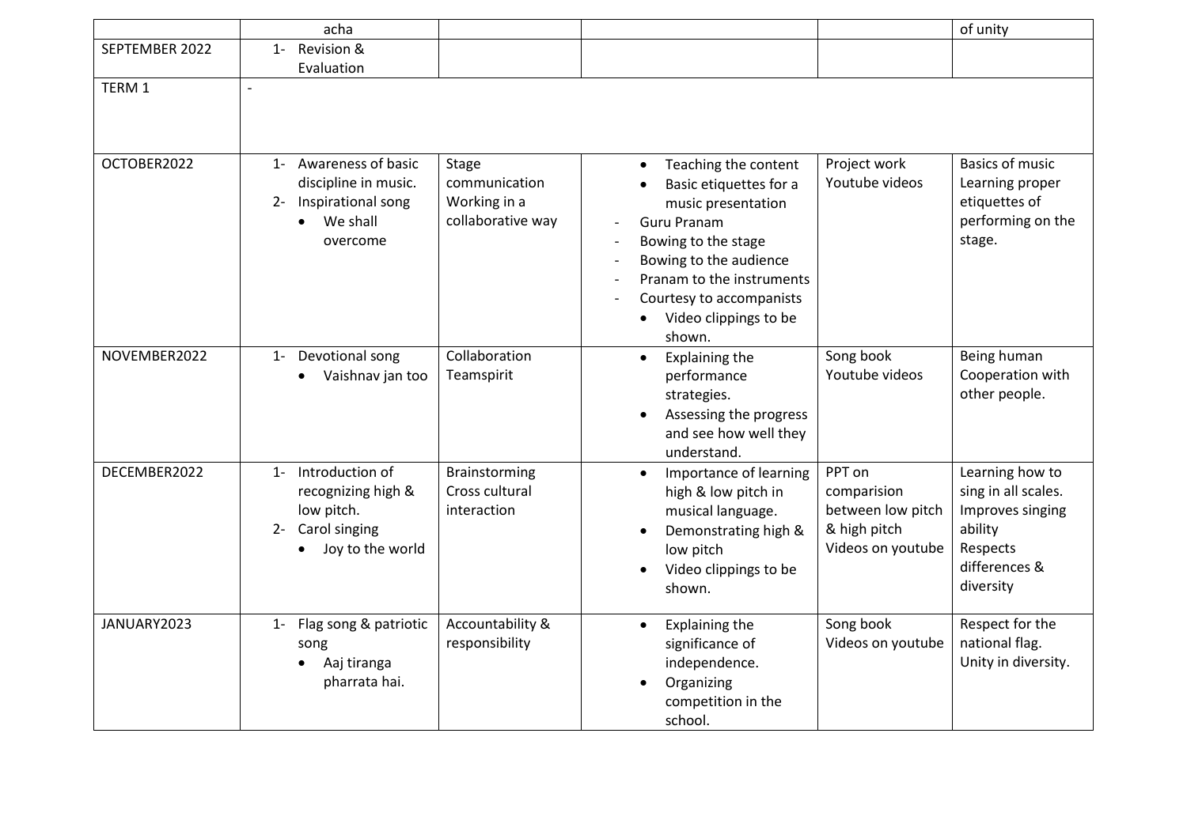| | | | | | |
|---|---|---|---|---|---|
| | acha | | | | of unity |
| SEPTEMBER 2022 | 1- Revision & Evaluation | | | | |
| TERM 1 | - | | | | |
| OCTOBER2022 | 1- Awareness of basic discipline in music.<br>2- Inspirational song<br>• We shall overcome | Stage communication<br>Working in a collaborative way | • Teaching the content<br>• Basic etiquettes for a music presentation<br>- Guru Pranam<br>- Bowing to the stage<br>- Bowing to the audience<br>- Pranam to the instruments<br>- Courtesy to accompanists<br>• Video clippings to be shown. | Project work<br>Youtube videos | Basics of music<br>Learning proper etiquettes of performing on the stage. |
| NOVEMBER2022 | 1- Devotional song<br>• Vaishnav jan too | Collaboration<br>Teamspirit | • Explaining the performance strategies.<br>• Assessing the progress and see how well they understand. | Song book<br>Youtube videos | Being human<br>Cooperation with other people. |
| DECEMBER2022 | 1- Introduction of recognizing high & low pitch.<br>2- Carol singing<br>• Joy to the world | Brainstorming<br>Cross cultural interaction | • Importance of learning high & low pitch in musical language.<br>• Demonstrating high & low pitch<br>• Video clippings to be shown. | PPT on comparision between low pitch & high pitch<br>Videos on youtube | Learning how to sing in all scales.<br>Improves singing ability<br>Respects differences & diversity |
| JANUARY2023 | 1- Flag song & patriotic song<br>• Aaj tiranga pharrata hai. | Accountability & responsibility | • Explaining the significance of independence.<br>• Organizing competition in the school. | Song book<br>Videos on youtube | Respect for the national flag.<br>Unity in diversity. |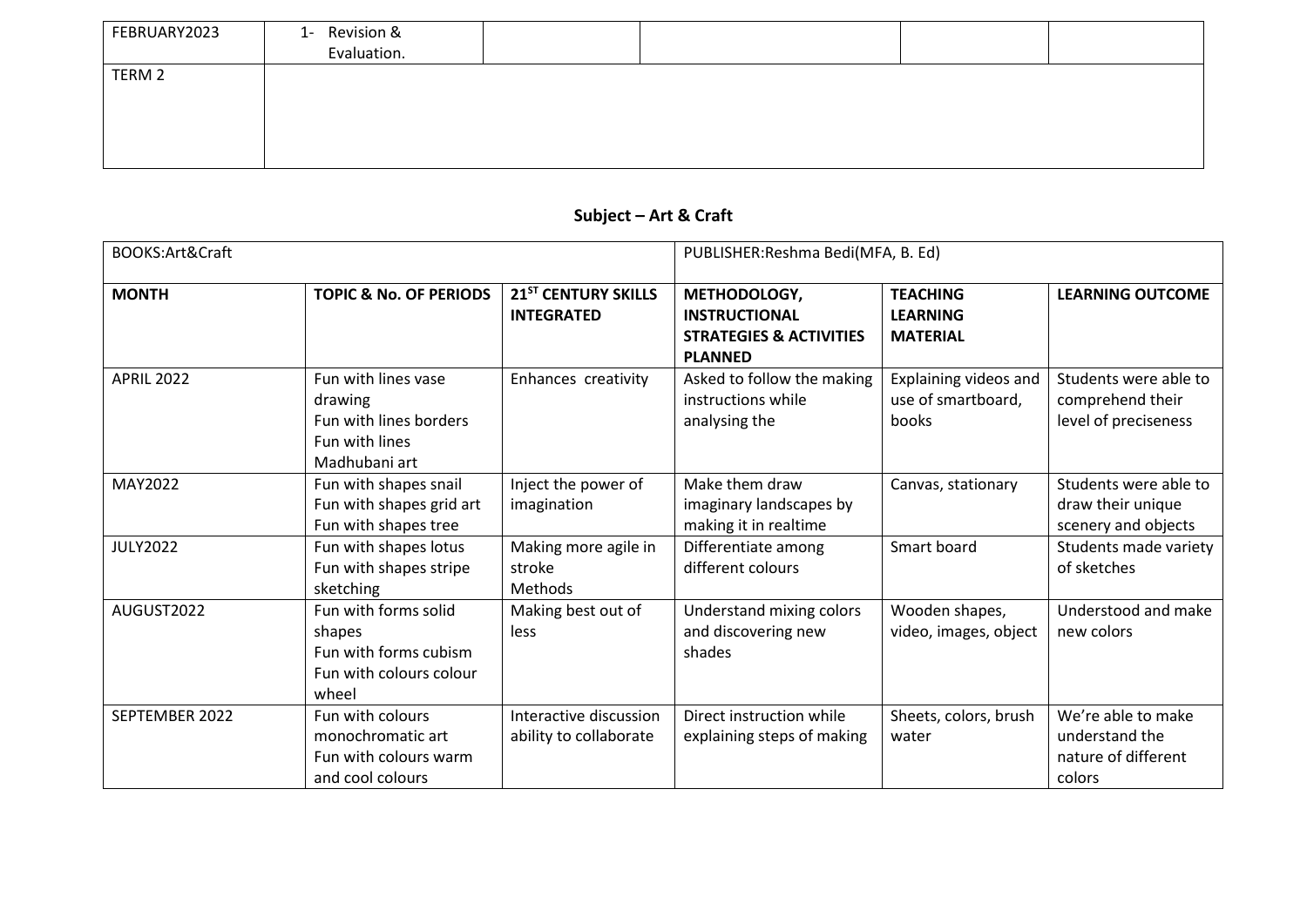| FEBRUARY2023 | 1- Revision & Evaluation. | | | | |
|---|---|---|---|---|---|
| TERM 2 | | | | | |

## Subject – Art & Craft

| BOOKS:Art&Craft | | | PUBLISHER:Reshma Bedi(MFA, B. Ed) | | |
|---|---|---|---|---|---|
| **MONTH** | **TOPIC & No. OF PERIODS** | **21ST CENTURY SKILLS INTEGRATED** | **METHODOLOGY, INSTRUCTIONAL STRATEGIES & ACTIVITIES PLANNED** | **TEACHING LEARNING MATERIAL** | **LEARNING OUTCOME** |
| APRIL 2022 | Fun with lines vase drawing<br>Fun with lines borders<br>Fun with lines Madhubani art | Enhances creativity | Asked to follow the making instructions while analysing the | Explaining videos and use of smartboard, books | Students were able to comprehend their level of preciseness |
| MAY2022 | Fun with shapes snail<br>Fun with shapes grid art<br>Fun with shapes tree | Inject the power of imagination | Make them draw imaginary landscapes by making it in realtime | Canvas, stationary | Students were able to draw their unique scenery and objects |
| JULY2022 | Fun with shapes lotus<br>Fun with shapes stripe sketching | Making more agile in stroke Methods | Differentiate among different colours | Smart board | Students made variety of sketches |
| AUGUST2022 | Fun with forms solid shapes<br>Fun with forms cubism<br>Fun with colours colour wheel | Making best out of less | Understand mixing colors and discovering new shades | Wooden shapes, video, images, object | Understood and make new colors |
| SEPTEMBER 2022 | Fun with colours monochromatic art<br>Fun with colours warm and cool colours | Interactive discussion ability to collaborate | Direct instruction while explaining steps of making | Sheets, colors, brush water | We're able to make understand the nature of different colors |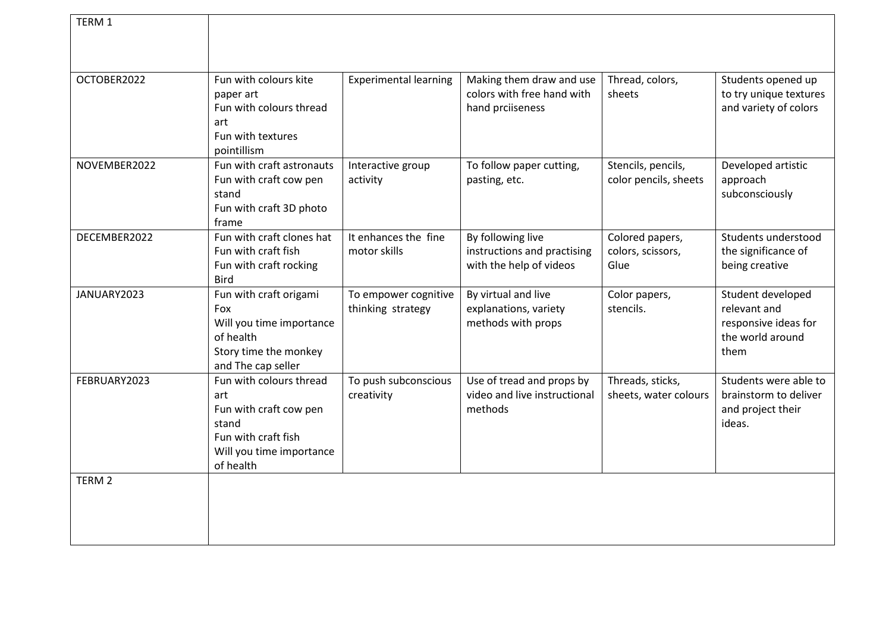| TERM 1 | | | | | |
|---|---|---|---|---|---|
| OCTOBER2022 | Fun with colours kite paper art<br>Fun with colours thread art<br>Fun with textures pointillism | Experimental learning | Making them draw and use colors with free hand with hand prciiseness | Thread, colors, sheets | Students opened up to try unique textures and variety of colors |
| NOVEMBER2022 | Fun with craft astronauts<br>Fun with craft cow pen stand<br>Fun with craft 3D photo frame | Interactive group activity | To follow paper cutting, pasting, etc. | Stencils, pencils, color pencils, sheets | Developed artistic approach subconsciously |
| DECEMBER2022 | Fun with craft clones hat<br>Fun with craft fish<br>Fun with craft rocking Bird | It enhances the fine motor skills | By following live instructions and practising with the help of videos | Colored papers, colors, scissors, Glue | Students understood the significance of being creative |
| JANUARY2023 | Fun with craft origami Fox<br>Will you time importance of health<br>Story time the monkey and The cap seller | To empower cognitive thinking strategy | By virtual and live explanations, variety methods with props | Color papers, stencils. | Student developed relevant and responsive ideas for the world around them |
| FEBRUARY2023 | Fun with colours thread art<br>Fun with craft cow pen stand<br>Fun with craft fish<br>Will you time importance of health | To push subconscious creativity | Use of tread and props by video and live instructional methods | Threads, sticks, sheets, water colours | Students were able to brainstorm to deliver and project their ideas. |
| TERM 2 | | | | | |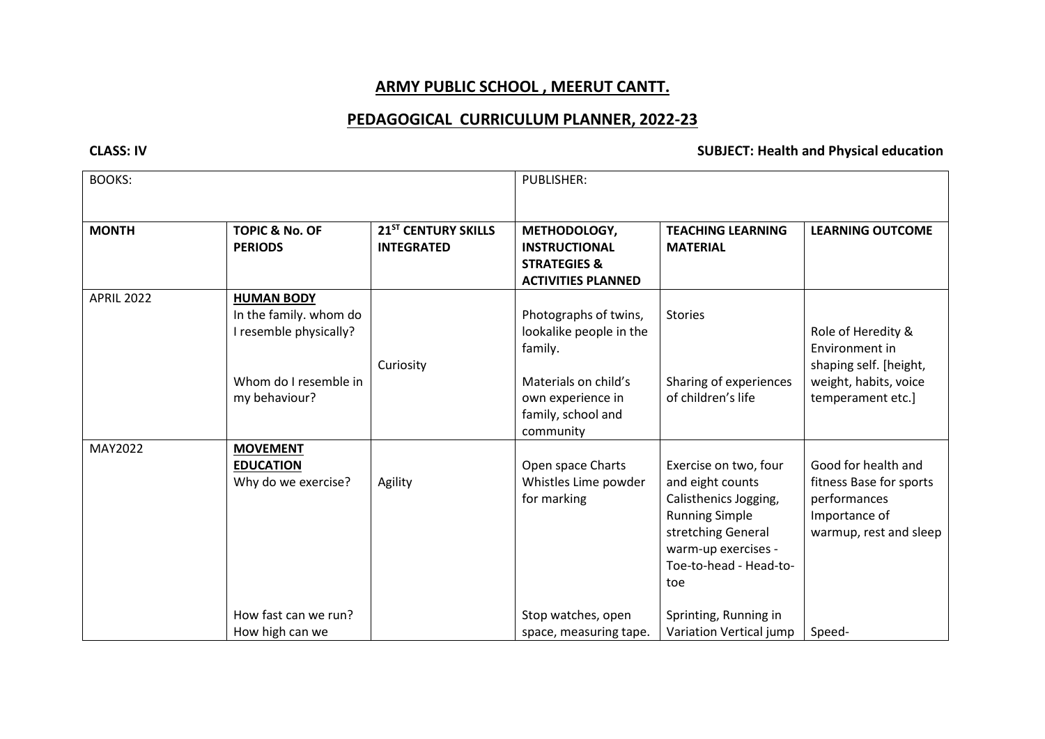# ARMY PUBLIC SCHOOL , MEERUT CANTT.

## PEDAGOGICAL CURRICULUM PLANNER, 2022-23

**CLASS: IV** **SUBJECT: Health and Physical education**

| BOOKS: | | | PUBLISHER: | | |
|---|---|---|---|---|---|
| **MONTH** | **TOPIC & No. OF PERIODS** | **21ST CENTURY SKILLS INTEGRATED** | **METHODOLOGY, INSTRUCTIONAL STRATEGIES & ACTIVITIES PLANNED** | **TEACHING LEARNING MATERIAL** | **LEARNING OUTCOME** |
| APRIL 2022 | **HUMAN BODY**<br>In the family. whom do I resemble physically?<br><br>Whom do I resemble in my behaviour? | Curiosity | Photographs of twins, lookalike people in the family.<br><br>Materials on child's own experience in family, school and community | Stories<br><br>Sharing of experiences of children's life | Role of Heredity & Environment in shaping self. [height, weight, habits, voice temperament etc.] |
| MAY2022 | **MOVEMENT EDUCATION**<br>Why do we exercise?<br><br>How fast can we run? How high can we | Agility | Open space Charts Whistles Lime powder for marking<br><br>Stop watches, open space, measuring tape. | Exercise on two, four and eight counts Calisthenics Jogging, Running Simple stretching General warm-up exercises - Toe-to-head - Head-to-toe<br><br>Sprinting, Running in Variation Vertical jump | Good for health and fitness Base for sports performances Importance of warmup, rest and sleep<br><br>Speed- |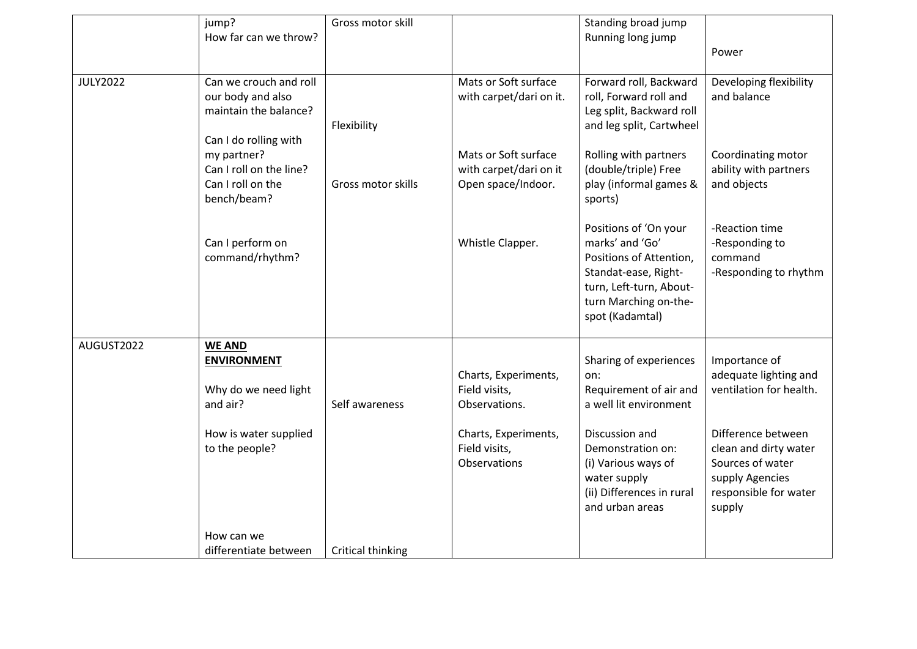| | | | | | |
|---|---|---|---|---|---|
| | jump?<br>How far can we throw? | Gross motor skill | | Standing broad jump<br>Running long jump | Power |
| JULY2022 | Can we crouch and roll our body and also maintain the balance? | Flexibility | Mats or Soft surface with carpet/dari on it. | Forward roll, Backward roll, Forward roll and Leg split, Backward roll and leg split, Cartwheel | Developing flexibility and balance |
| | Can I do rolling with my partner?<br>Can I roll on the line?<br>Can I roll on the bench/beam? | Gross motor skills | Mats or Soft surface with carpet/dari on it<br>Open space/Indoor. | Rolling with partners (double/triple) Free play (informal games & sports) | Coordinating motor ability with partners and objects |
| | Can I perform on command/rhythm? | | Whistle Clapper. | Positions of 'On your marks' and 'Go' Positions of Attention, Standat-ease, Right-turn, Left-turn, About-turn Marching on-the-spot (Kadamtal) | -Reaction time<br>-Responding to command<br>-Responding to rhythm |
| AUGUST2022 | **<u>WE AND ENVIRONMENT</u>**<br><br>Why do we need light and air? | Self awareness | Charts, Experiments, Field visits, Observations. | Sharing of experiences on:<br>Requirement of air and a well lit environment | Importance of adequate lighting and ventilation for health. |
| | How is water supplied to the people? | | Charts, Experiments, Field visits, Observations | Discussion and Demonstration on:<br>(i) Various ways of water supply<br>(ii) Differences in rural and urban areas | Difference between clean and dirty water Sources of water supply Agencies responsible for water supply |
| | How can we differentiate between | Critical thinking | | | |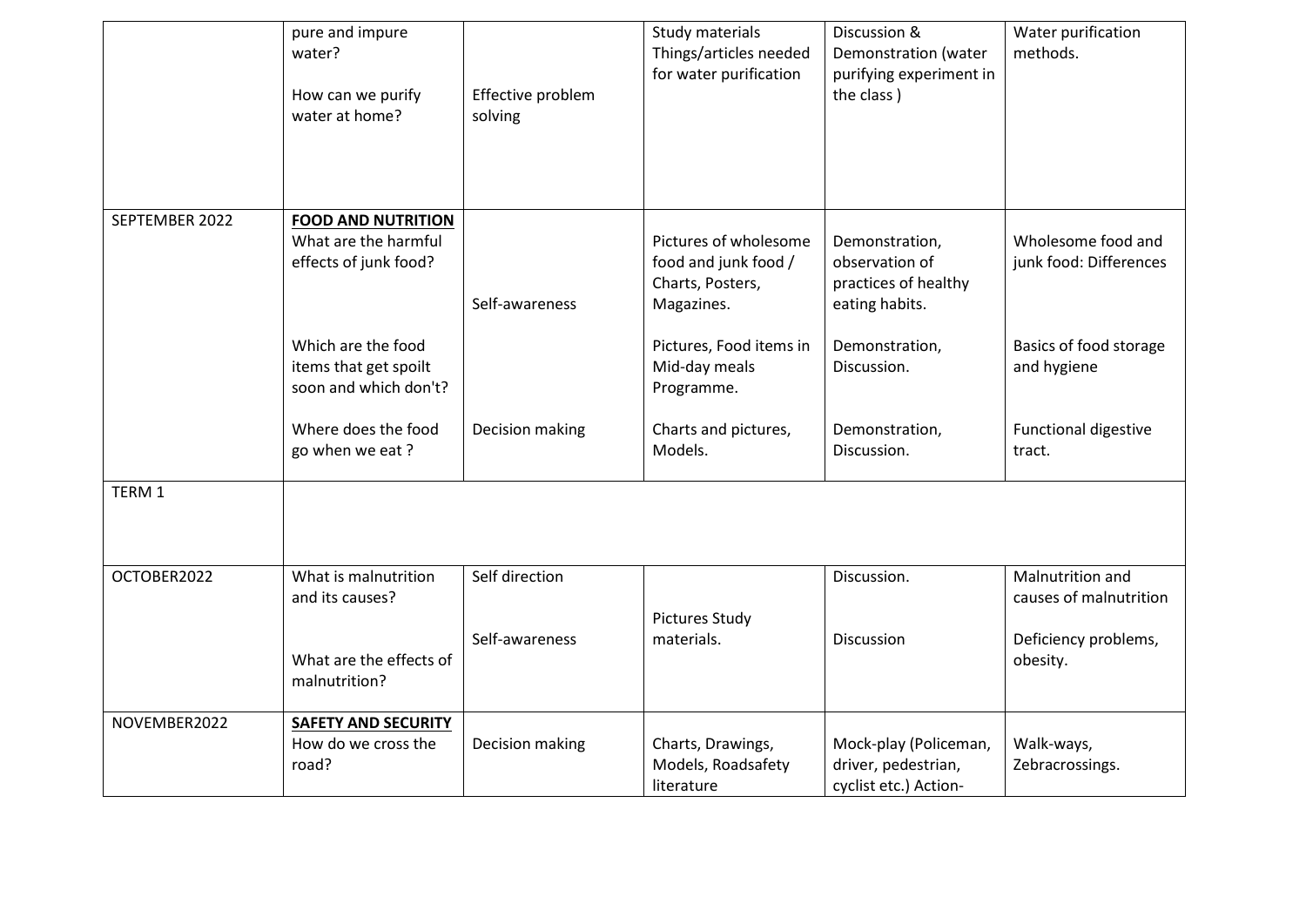| | | | | | |
|---|---|---|---|---|---|
| | pure and impure water?<br><br>How can we purify water at home? | Effective problem solving | Study materials Things/articles needed for water purification | Discussion & Demonstration (water purifying experiment in the class ) | Water purification methods. |
| SEPTEMBER 2022 | **FOOD AND NUTRITION**<br>What are the harmful effects of junk food? | Self-awareness | Pictures of wholesome food and junk food / Charts, Posters, Magazines. | Demonstration, observation of practices of healthy eating habits. | Wholesome food and junk food: Differences |
| | Which are the food items that get spoilt soon and which don't? | | Pictures, Food items in Mid-day meals Programme. | Demonstration, Discussion. | Basics of food storage and hygiene |
| | Where does the food go when we eat ? | Decision making | Charts and pictures, Models. | Demonstration, Discussion. | Functional digestive tract. |
| TERM 1 | | | | | |
| OCTOBER2022 | What is malnutrition and its causes? | Self direction | Pictures Study materials. | Discussion. | Malnutrition and causes of malnutrition |
| | What are the effects of malnutrition? | Self-awareness | | Discussion | Deficiency problems, obesity. |
| NOVEMBER2022 | **SAFETY AND SECURITY**<br>How do we cross the road? | Decision making | Charts, Drawings, Models, Roadsafety literature | Mock-play (Policeman, driver, pedestrian, cyclist etc.) Action- | Walk-ways, Zebracrossings. |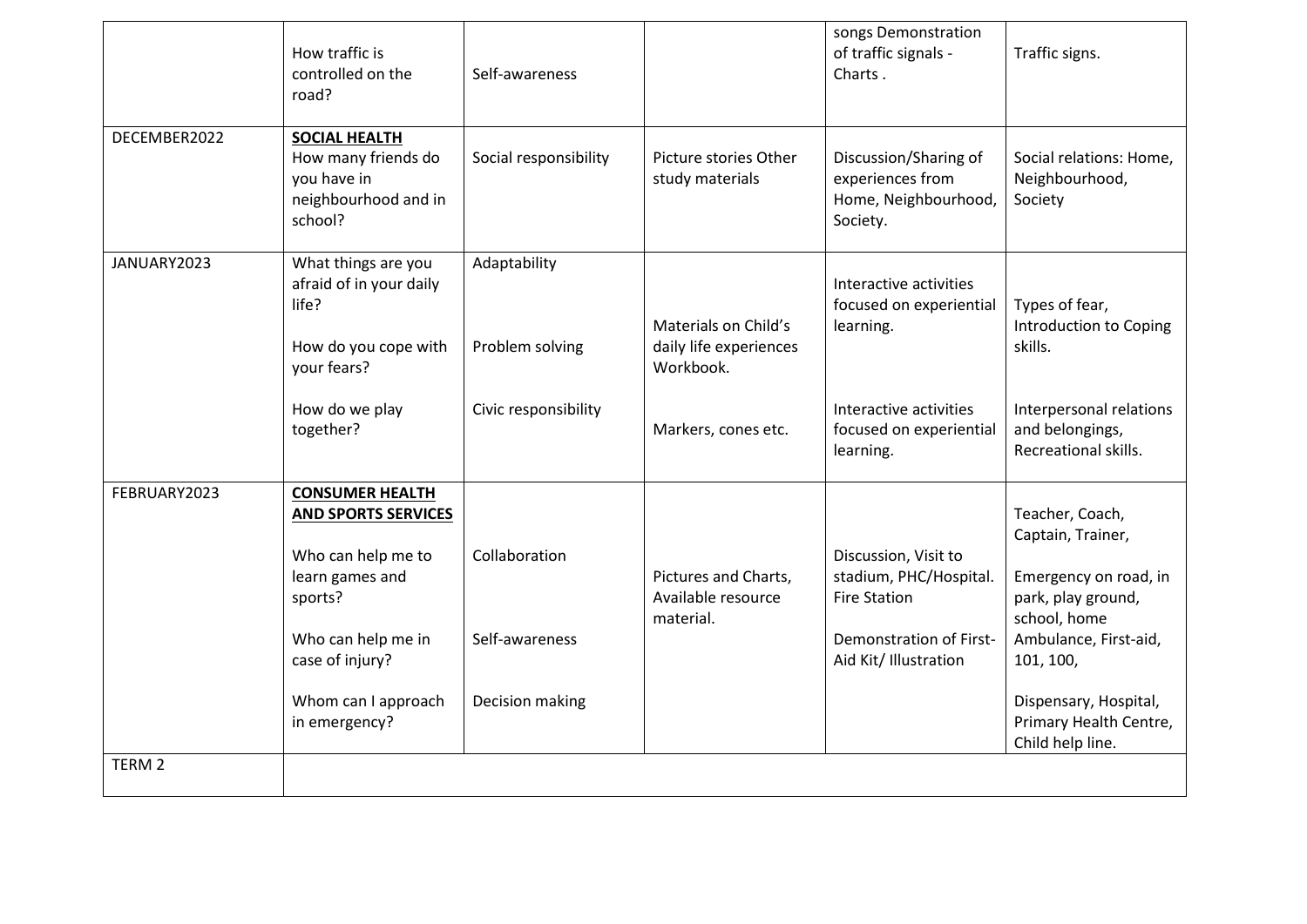| | | | | | |
|---|---|---|---|---|---|
| | How traffic is controlled on the road? | Self-awareness | | songs Demonstration of traffic signals - Charts . | Traffic signs. |
| DECEMBER2022 | **SOCIAL HEALTH**<br>How many friends do you have in neighbourhood and in school? | Social responsibility | Picture stories Other study materials | Discussion/Sharing of experiences from Home, Neighbourhood, Society. | Social relations: Home, Neighbourhood, Society |
| JANUARY2023 | What things are you afraid of in your daily life?<br><br>How do you cope with your fears?<br><br>How do we play together? | Adaptability<br><br>Problem solving<br><br>Civic responsibility | Materials on Child's daily life experiences Workbook.<br><br>Markers, cones etc. | Interactive activities focused on experiential learning.<br><br>Interactive activities focused on experiential learning. | Types of fear, Introduction to Coping skills.<br><br>Interpersonal relations and belongings, Recreational skills. |
| FEBRUARY2023 | **CONSUMER HEALTH AND SPORTS SERVICES**<br><br>Who can help me to learn games and sports?<br><br>Who can help me in case of injury?<br><br>Whom can I approach in emergency? | Collaboration<br><br>Self-awareness<br><br>Decision making | Pictures and Charts, Available resource material. | Discussion, Visit to stadium, PHC/Hospital. Fire Station<br><br>Demonstration of First-Aid Kit/ Illustration | Teacher, Coach, Captain, Trainer,<br><br>Emergency on road, in park, play ground, school, home Ambulance, First-aid, 101, 100,<br><br>Dispensary, Hospital, Primary Health Centre, Child help line. |
| TERM 2 | | | | | |